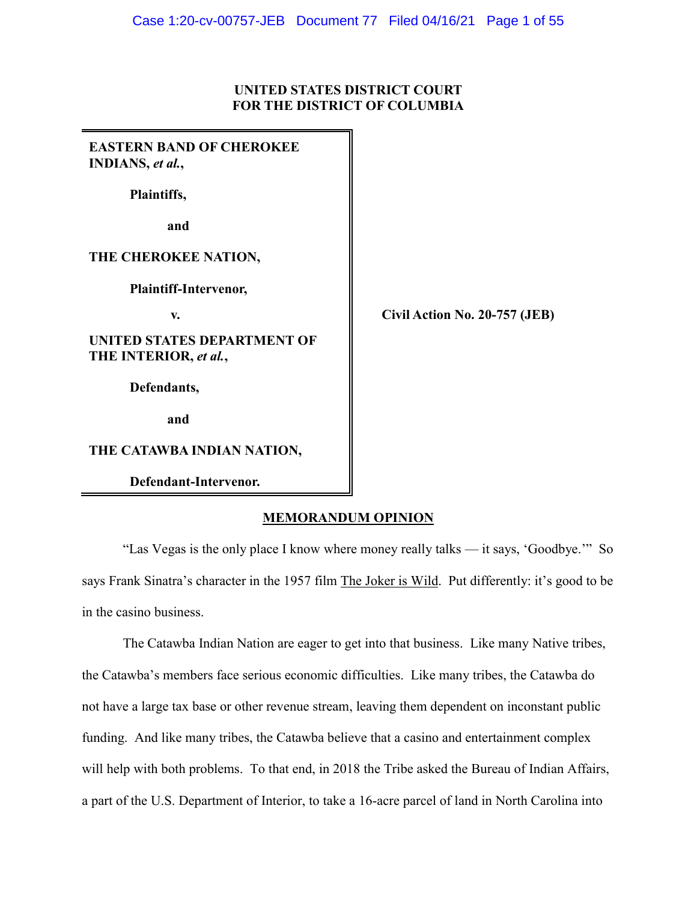**UNITED STATES DISTRICT COURT**
**FOR THE DISTRICT OF COLUMBIA**

| | |
|---|---|
| **EASTERN BAND OF CHEROKEE INDIANS, *et al.*,**<br><br>**Plaintiffs,**<br><br>**and**<br><br>**THE CHEROKEE NATION,**<br><br>**Plaintiff-Intervenor,**<br><br>**v.**<br><br>**UNITED STATES DEPARTMENT OF THE INTERIOR, *et al.*,**<br><br>**Defendants,**<br><br>**and**<br><br>**THE CATAWBA INDIAN NATION,**<br><br>**Defendant-Intervenor.** | **Civil Action No. 20-757 (JEB)** |

## MEMORANDUM OPINION

"Las Vegas is the only place I know where money really talks — it says, 'Goodbye.'" So says Frank Sinatra's character in the 1957 film The Joker is Wild. Put differently: it's good to be in the casino business.

The Catawba Indian Nation are eager to get into that business. Like many Native tribes, the Catawba's members face serious economic difficulties. Like many tribes, the Catawba do not have a large tax base or other revenue stream, leaving them dependent on inconstant public funding. And like many tribes, the Catawba believe that a casino and entertainment complex will help with both problems. To that end, in 2018 the Tribe asked the Bureau of Indian Affairs, a part of the U.S. Department of Interior, to take a 16-acre parcel of land in North Carolina into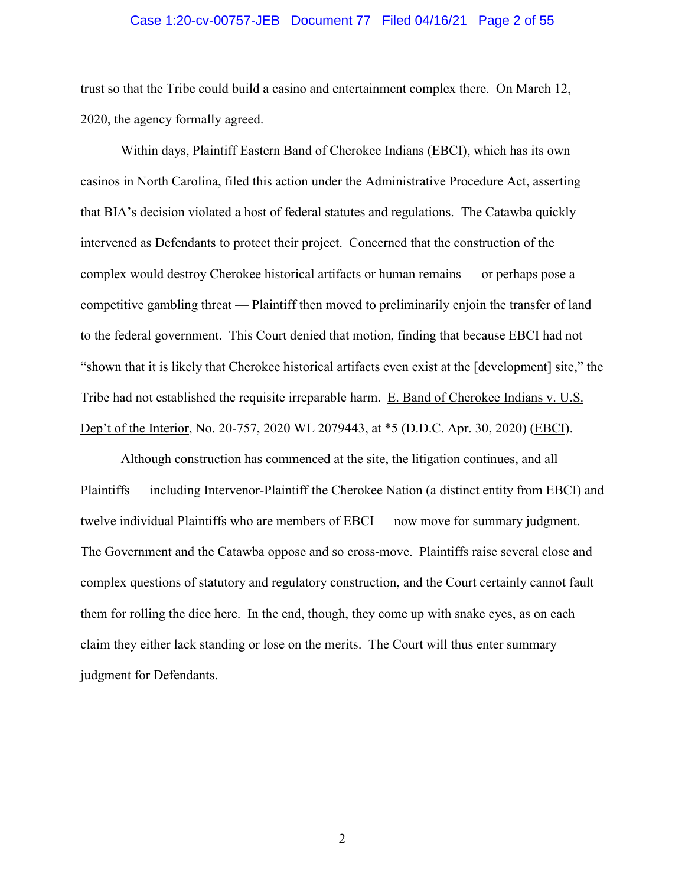trust so that the Tribe could build a casino and entertainment complex there. On March 12, 2020, the agency formally agreed.

Within days, Plaintiff Eastern Band of Cherokee Indians (EBCI), which has its own casinos in North Carolina, filed this action under the Administrative Procedure Act, asserting that BIA's decision violated a host of federal statutes and regulations. The Catawba quickly intervened as Defendants to protect their project. Concerned that the construction of the complex would destroy Cherokee historical artifacts or human remains — or perhaps pose a competitive gambling threat — Plaintiff then moved to preliminarily enjoin the transfer of land to the federal government. This Court denied that motion, finding that because EBCI had not "shown that it is likely that Cherokee historical artifacts even exist at the [development] site," the Tribe had not established the requisite irreparable harm. E. Band of Cherokee Indians v. U.S. Dep't of the Interior, No. 20-757, 2020 WL 2079443, at *5 (D.D.C. Apr. 30, 2020) (EBCI).

Although construction has commenced at the site, the litigation continues, and all Plaintiffs — including Intervenor-Plaintiff the Cherokee Nation (a distinct entity from EBCI) and twelve individual Plaintiffs who are members of EBCI — now move for summary judgment. The Government and the Catawba oppose and so cross-move. Plaintiffs raise several close and complex questions of statutory and regulatory construction, and the Court certainly cannot fault them for rolling the dice here. In the end, though, they come up with snake eyes, as on each claim they either lack standing or lose on the merits. The Court will thus enter summary judgment for Defendants.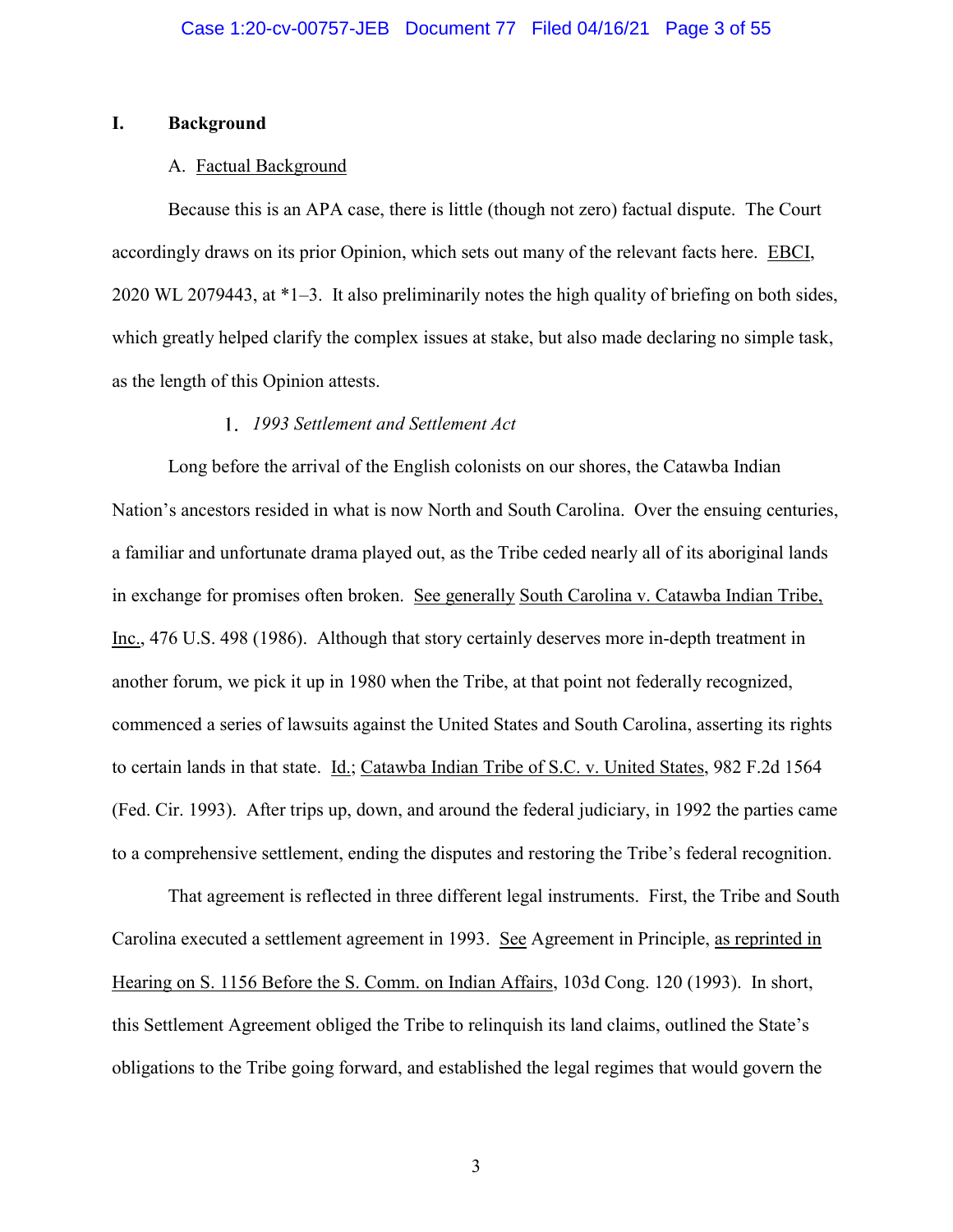## I. Background

### A. Factual Background

Because this is an APA case, there is little (though not zero) factual dispute. The Court accordingly draws on its prior Opinion, which sets out many of the relevant facts here. EBCI, 2020 WL 2079443, at *1–3. It also preliminarily notes the high quality of briefing on both sides, which greatly helped clarify the complex issues at stake, but also made declaring no simple task, as the length of this Opinion attests.

#### 1. *1993 Settlement and Settlement Act*

Long before the arrival of the English colonists on our shores, the Catawba Indian Nation's ancestors resided in what is now North and South Carolina. Over the ensuing centuries, a familiar and unfortunate drama played out, as the Tribe ceded nearly all of its aboriginal lands in exchange for promises often broken. See generally South Carolina v. Catawba Indian Tribe, Inc., 476 U.S. 498 (1986). Although that story certainly deserves more in-depth treatment in another forum, we pick it up in 1980 when the Tribe, at that point not federally recognized, commenced a series of lawsuits against the United States and South Carolina, asserting its rights to certain lands in that state. Id.; Catawba Indian Tribe of S.C. v. United States, 982 F.2d 1564 (Fed. Cir. 1993). After trips up, down, and around the federal judiciary, in 1992 the parties came to a comprehensive settlement, ending the disputes and restoring the Tribe's federal recognition.

That agreement is reflected in three different legal instruments. First, the Tribe and South Carolina executed a settlement agreement in 1993. See Agreement in Principle, as reprinted in Hearing on S. 1156 Before the S. Comm. on Indian Affairs, 103d Cong. 120 (1993). In short, this Settlement Agreement obliged the Tribe to relinquish its land claims, outlined the State's obligations to the Tribe going forward, and established the legal regimes that would govern the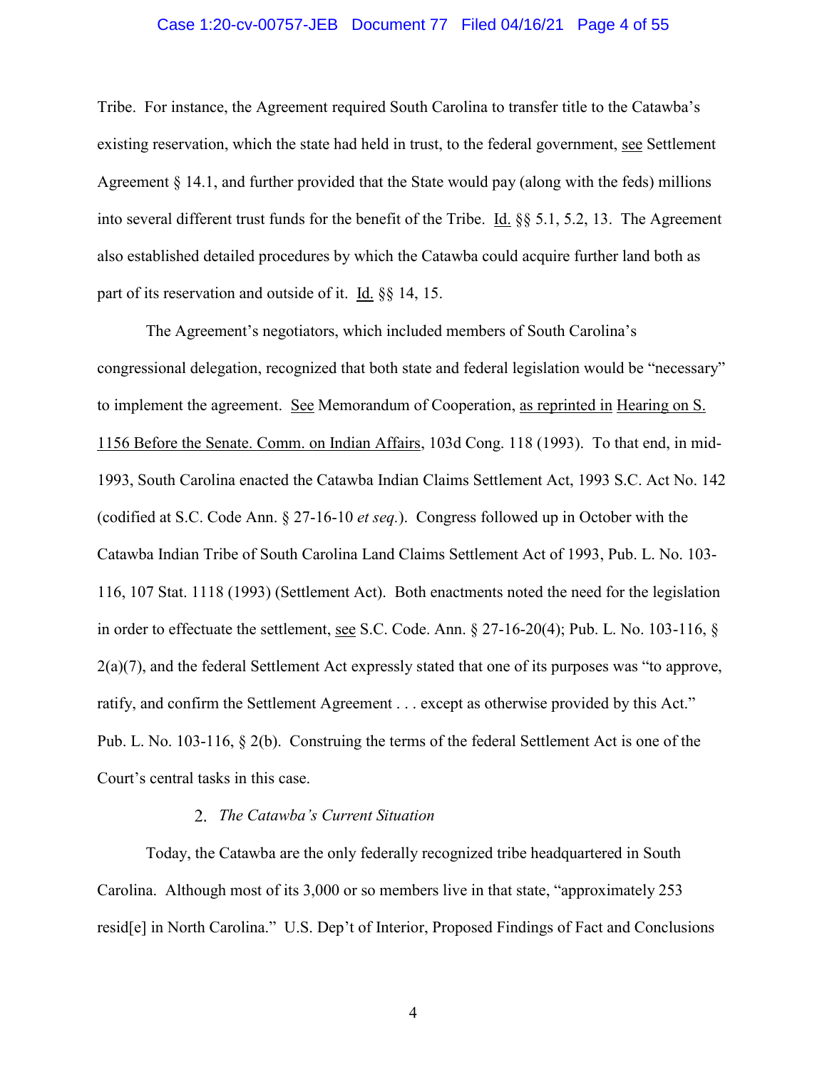Tribe. For instance, the Agreement required South Carolina to transfer title to the Catawba's existing reservation, which the state had held in trust, to the federal government, see Settlement Agreement § 14.1, and further provided that the State would pay (along with the feds) millions into several different trust funds for the benefit of the Tribe. Id. §§ 5.1, 5.2, 13. The Agreement also established detailed procedures by which the Catawba could acquire further land both as part of its reservation and outside of it. Id. §§ 14, 15.

The Agreement's negotiators, which included members of South Carolina's congressional delegation, recognized that both state and federal legislation would be "necessary" to implement the agreement. See Memorandum of Cooperation, as reprinted in Hearing on S. 1156 Before the Senate. Comm. on Indian Affairs, 103d Cong. 118 (1993). To that end, in mid-1993, South Carolina enacted the Catawba Indian Claims Settlement Act, 1993 S.C. Act No. 142 (codified at S.C. Code Ann. § 27-16-10 *et seq.*). Congress followed up in October with the Catawba Indian Tribe of South Carolina Land Claims Settlement Act of 1993, Pub. L. No. 103-116, 107 Stat. 1118 (1993) (Settlement Act). Both enactments noted the need for the legislation in order to effectuate the settlement, see S.C. Code Ann. § 27-16-20(4); Pub. L. No. 103-116, § 2(a)(7), and the federal Settlement Act expressly stated that one of its purposes was "to approve, ratify, and confirm the Settlement Agreement . . . except as otherwise provided by this Act." Pub. L. No. 103-116, § 2(b). Construing the terms of the federal Settlement Act is one of the Court's central tasks in this case.

### 2. *The Catawba's Current Situation*

Today, the Catawba are the only federally recognized tribe headquartered in South Carolina. Although most of its 3,000 or so members live in that state, "approximately 253 resid[e] in North Carolina." U.S. Dep't of Interior, Proposed Findings of Fact and Conclusions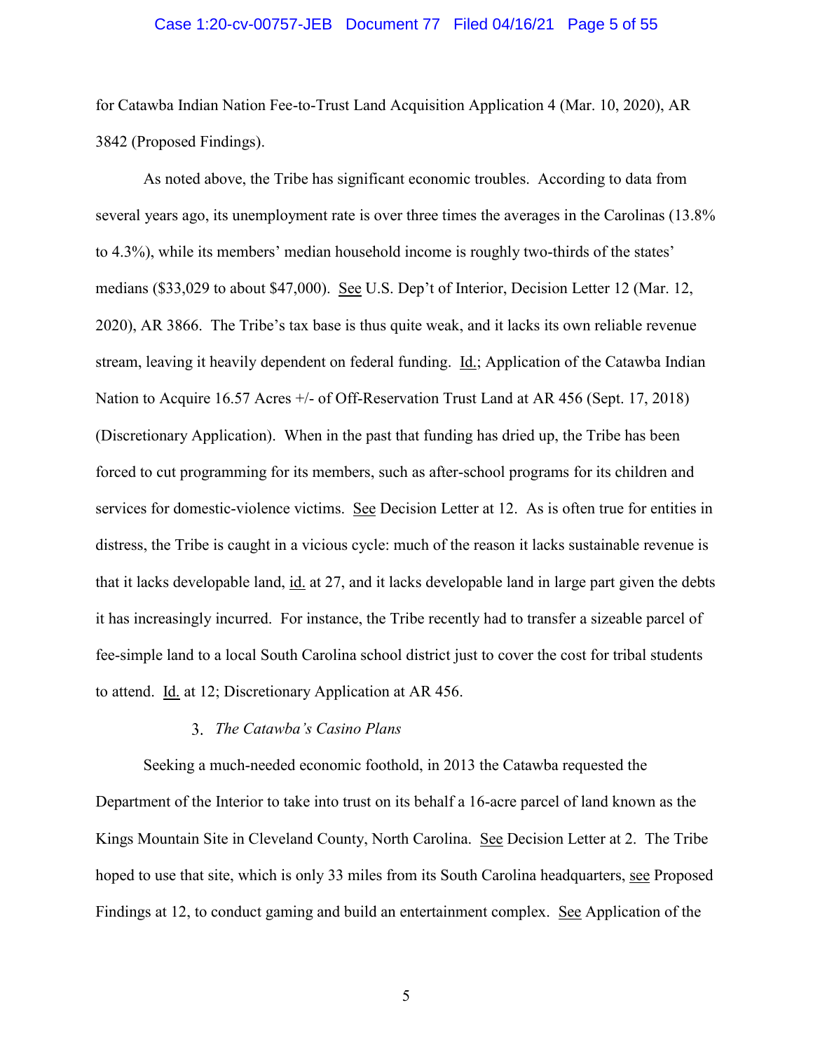for Catawba Indian Nation Fee-to-Trust Land Acquisition Application 4 (Mar. 10, 2020), AR 3842 (Proposed Findings).

As noted above, the Tribe has significant economic troubles. According to data from several years ago, its unemployment rate is over three times the averages in the Carolinas (13.8% to 4.3%), while its members' median household income is roughly two-thirds of the states' medians ($33,029 to about $47,000). See U.S. Dep't of Interior, Decision Letter 12 (Mar. 12, 2020), AR 3866. The Tribe's tax base is thus quite weak, and it lacks its own reliable revenue stream, leaving it heavily dependent on federal funding. Id.; Application of the Catawba Indian Nation to Acquire 16.57 Acres +/- of Off-Reservation Trust Land at AR 456 (Sept. 17, 2018) (Discretionary Application). When in the past that funding has dried up, the Tribe has been forced to cut programming for its members, such as after-school programs for its children and services for domestic-violence victims. See Decision Letter at 12. As is often true for entities in distress, the Tribe is caught in a vicious cycle: much of the reason it lacks sustainable revenue is that it lacks developable land, id. at 27, and it lacks developable land in large part given the debts it has increasingly incurred. For instance, the Tribe recently had to transfer a sizeable parcel of fee-simple land to a local South Carolina school district just to cover the cost for tribal students to attend. Id. at 12; Discretionary Application at AR 456.

### 3. *The Catawba's Casino Plans*

Seeking a much-needed economic foothold, in 2013 the Catawba requested the Department of the Interior to take into trust on its behalf a 16-acre parcel of land known as the Kings Mountain Site in Cleveland County, North Carolina. See Decision Letter at 2. The Tribe hoped to use that site, which is only 33 miles from its South Carolina headquarters, see Proposed Findings at 12, to conduct gaming and build an entertainment complex. See Application of the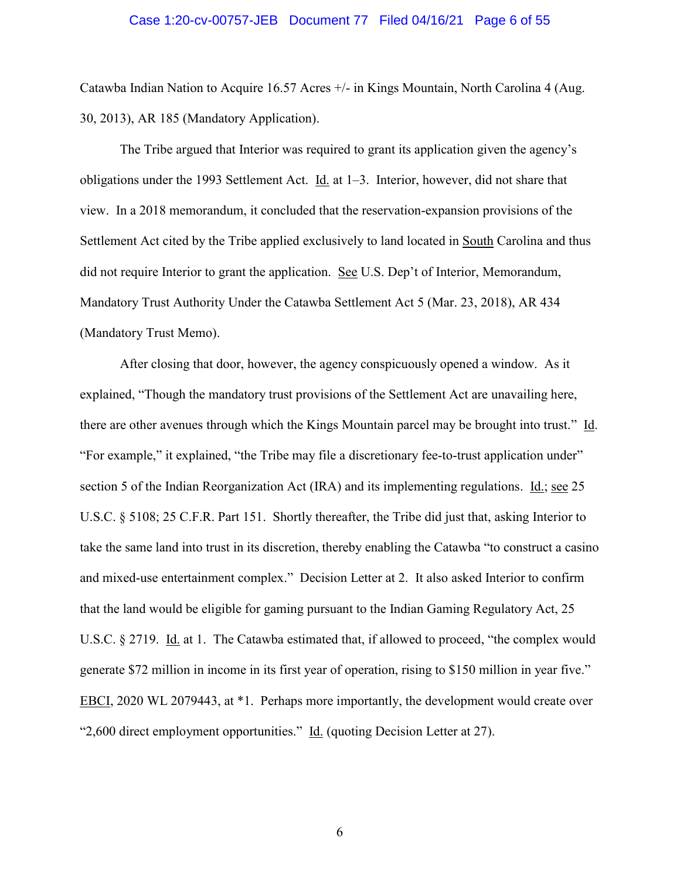Catawba Indian Nation to Acquire 16.57 Acres +/- in Kings Mountain, North Carolina 4 (Aug. 30, 2013), AR 185 (Mandatory Application).

The Tribe argued that Interior was required to grant its application given the agency's obligations under the 1993 Settlement Act. Id. at 1–3. Interior, however, did not share that view. In a 2018 memorandum, it concluded that the reservation-expansion provisions of the Settlement Act cited by the Tribe applied exclusively to land located in South Carolina and thus did not require Interior to grant the application. See U.S. Dep't of Interior, Memorandum, Mandatory Trust Authority Under the Catawba Settlement Act 5 (Mar. 23, 2018), AR 434 (Mandatory Trust Memo).

After closing that door, however, the agency conspicuously opened a window. As it explained, "Though the mandatory trust provisions of the Settlement Act are unavailing here, there are other avenues through which the Kings Mountain parcel may be brought into trust." Id. "For example," it explained, "the Tribe may file a discretionary fee-to-trust application under" section 5 of the Indian Reorganization Act (IRA) and its implementing regulations. Id.; see 25 U.S.C. § 5108; 25 C.F.R. Part 151. Shortly thereafter, the Tribe did just that, asking Interior to take the same land into trust in its discretion, thereby enabling the Catawba "to construct a casino and mixed-use entertainment complex." Decision Letter at 2. It also asked Interior to confirm that the land would be eligible for gaming pursuant to the Indian Gaming Regulatory Act, 25 U.S.C. § 2719. Id. at 1. The Catawba estimated that, if allowed to proceed, "the complex would generate $72 million in income in its first year of operation, rising to $150 million in year five." EBCI, 2020 WL 2079443, at *1. Perhaps more importantly, the development would create over "2,600 direct employment opportunities." Id. (quoting Decision Letter at 27).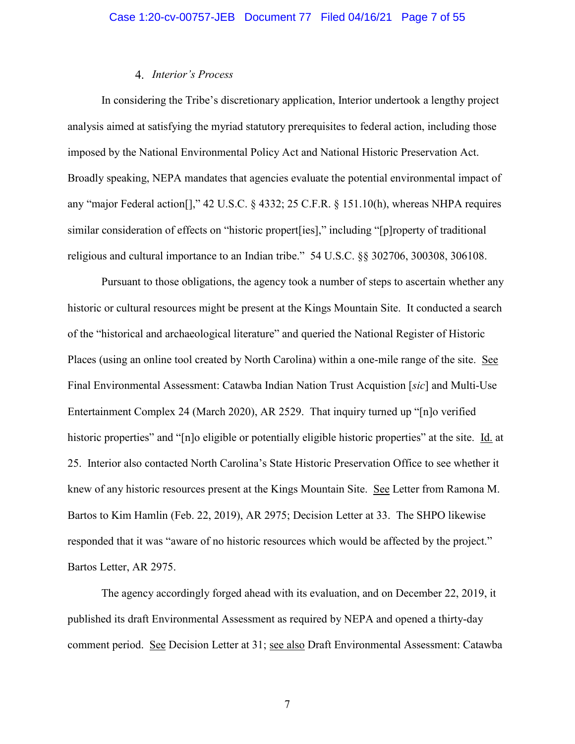### 4. *Interior's Process*

In considering the Tribe's discretionary application, Interior undertook a lengthy project analysis aimed at satisfying the myriad statutory prerequisites to federal action, including those imposed by the National Environmental Policy Act and National Historic Preservation Act. Broadly speaking, NEPA mandates that agencies evaluate the potential environmental impact of any "major Federal action[]," 42 U.S.C. § 4332; 25 C.F.R. § 151.10(h), whereas NHPA requires similar consideration of effects on "historic propert[ies]," including "[p]roperty of traditional religious and cultural importance to an Indian tribe." 54 U.S.C. §§ 302706, 300308, 306108.

Pursuant to those obligations, the agency took a number of steps to ascertain whether any historic or cultural resources might be present at the Kings Mountain Site. It conducted a search of the "historical and archaeological literature" and queried the National Register of Historic Places (using an online tool created by North Carolina) within a one-mile range of the site. See Final Environmental Assessment: Catawba Indian Nation Trust Acquistion [*sic*] and Multi-Use Entertainment Complex 24 (March 2020), AR 2529. That inquiry turned up "[n]o verified historic properties" and "[n]o eligible or potentially eligible historic properties" at the site. Id. at 25. Interior also contacted North Carolina's State Historic Preservation Office to see whether it knew of any historic resources present at the Kings Mountain Site. See Letter from Ramona M. Bartos to Kim Hamlin (Feb. 22, 2019), AR 2975; Decision Letter at 33. The SHPO likewise responded that it was "aware of no historic resources which would be affected by the project." Bartos Letter, AR 2975.

The agency accordingly forged ahead with its evaluation, and on December 22, 2019, it published its draft Environmental Assessment as required by NEPA and opened a thirty-day comment period. See Decision Letter at 31; see also Draft Environmental Assessment: Catawba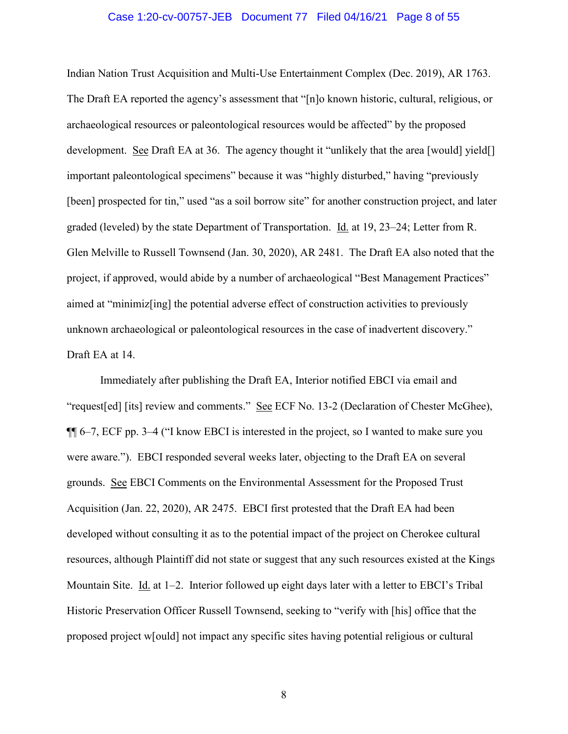Indian Nation Trust Acquisition and Multi-Use Entertainment Complex (Dec. 2019), AR 1763. The Draft EA reported the agency's assessment that "[n]o known historic, cultural, religious, or archaeological resources or paleontological resources would be affected" by the proposed development. See Draft EA at 36. The agency thought it "unlikely that the area [would] yield[] important paleontological specimens" because it was "highly disturbed," having "previously [been] prospected for tin," used "as a soil borrow site" for another construction project, and later graded (leveled) by the state Department of Transportation. Id. at 19, 23–24; Letter from R. Glen Melville to Russell Townsend (Jan. 30, 2020), AR 2481. The Draft EA also noted that the project, if approved, would abide by a number of archaeological "Best Management Practices" aimed at "minimiz[ing] the potential adverse effect of construction activities to previously unknown archaeological or paleontological resources in the case of inadvertent discovery." Draft EA at 14.

Immediately after publishing the Draft EA, Interior notified EBCI via email and "request[ed] [its] review and comments." See ECF No. 13-2 (Declaration of Chester McGhee), ¶¶ 6–7, ECF pp. 3–4 ("I know EBCI is interested in the project, so I wanted to make sure you were aware."). EBCI responded several weeks later, objecting to the Draft EA on several grounds. See EBCI Comments on the Environmental Assessment for the Proposed Trust Acquisition (Jan. 22, 2020), AR 2475. EBCI first protested that the Draft EA had been developed without consulting it as to the potential impact of the project on Cherokee cultural resources, although Plaintiff did not state or suggest that any such resources existed at the Kings Mountain Site. Id. at 1–2. Interior followed up eight days later with a letter to EBCI's Tribal Historic Preservation Officer Russell Townsend, seeking to "verify with [his] office that the proposed project w[ould] not impact any specific sites having potential religious or cultural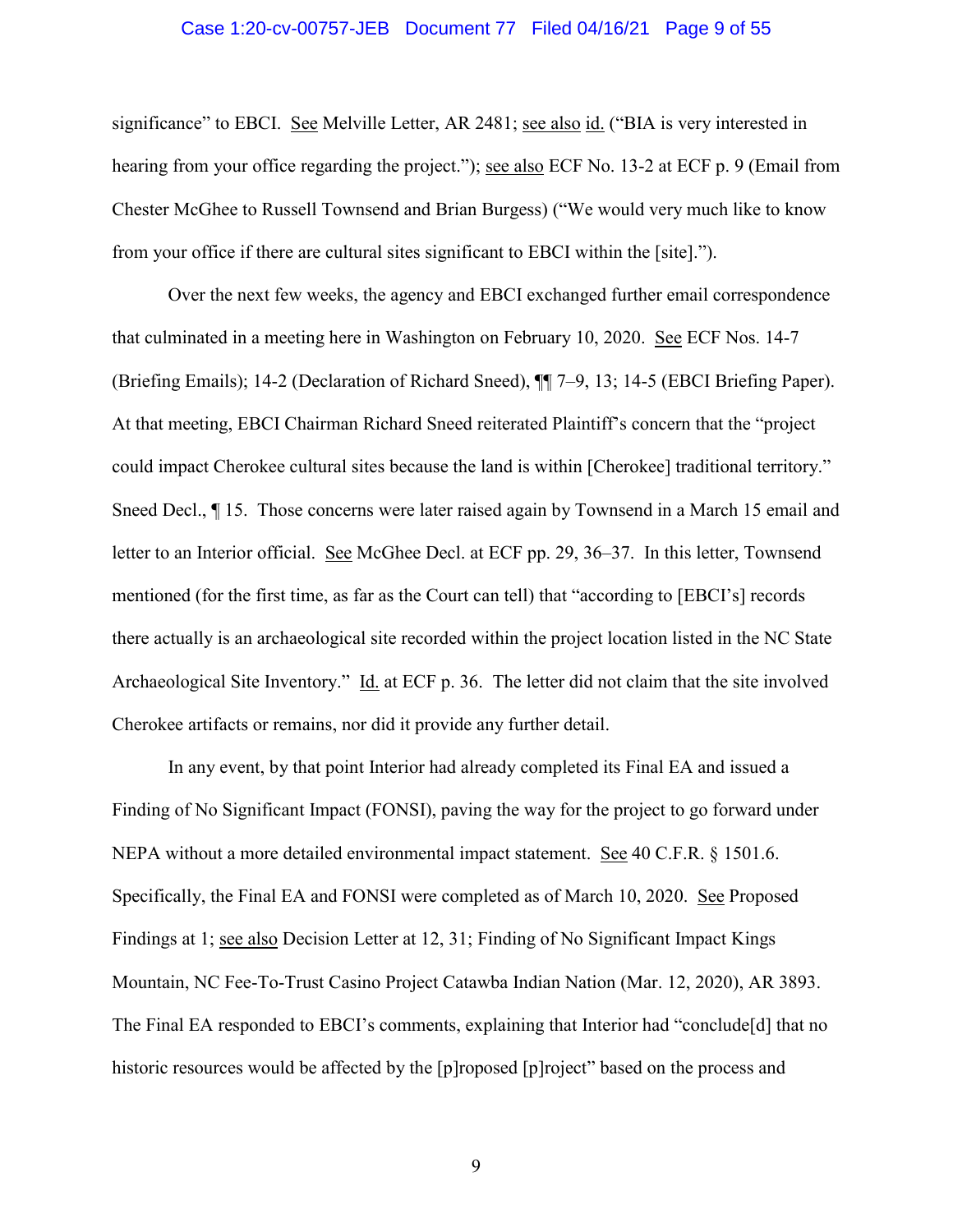significance" to EBCI. See Melville Letter, AR 2481; see also id. ("BIA is very interested in hearing from your office regarding the project."); see also ECF No. 13-2 at ECF p. 9 (Email from Chester McGhee to Russell Townsend and Brian Burgess) ("We would very much like to know from your office if there are cultural sites significant to EBCI within the [site].").

Over the next few weeks, the agency and EBCI exchanged further email correspondence that culminated in a meeting here in Washington on February 10, 2020. See ECF Nos. 14-7 (Briefing Emails); 14-2 (Declaration of Richard Sneed), ¶¶ 7–9, 13; 14-5 (EBCI Briefing Paper). At that meeting, EBCI Chairman Richard Sneed reiterated Plaintiff's concern that the "project could impact Cherokee cultural sites because the land is within [Cherokee] traditional territory." Sneed Decl., ¶ 15. Those concerns were later raised again by Townsend in a March 15 email and letter to an Interior official. See McGhee Decl. at ECF pp. 29, 36–37. In this letter, Townsend mentioned (for the first time, as far as the Court can tell) that "according to [EBCI's] records there actually is an archaeological site recorded within the project location listed in the NC State Archaeological Site Inventory." Id. at ECF p. 36. The letter did not claim that the site involved Cherokee artifacts or remains, nor did it provide any further detail.

In any event, by that point Interior had already completed its Final EA and issued a Finding of No Significant Impact (FONSI), paving the way for the project to go forward under NEPA without a more detailed environmental impact statement. See 40 C.F.R. § 1501.6. Specifically, the Final EA and FONSI were completed as of March 10, 2020. See Proposed Findings at 1; see also Decision Letter at 12, 31; Finding of No Significant Impact Kings Mountain, NC Fee-To-Trust Casino Project Catawba Indian Nation (Mar. 12, 2020), AR 3893. The Final EA responded to EBCI's comments, explaining that Interior had "conclude[d] that no historic resources would be affected by the [p]roposed [p]roject" based on the process and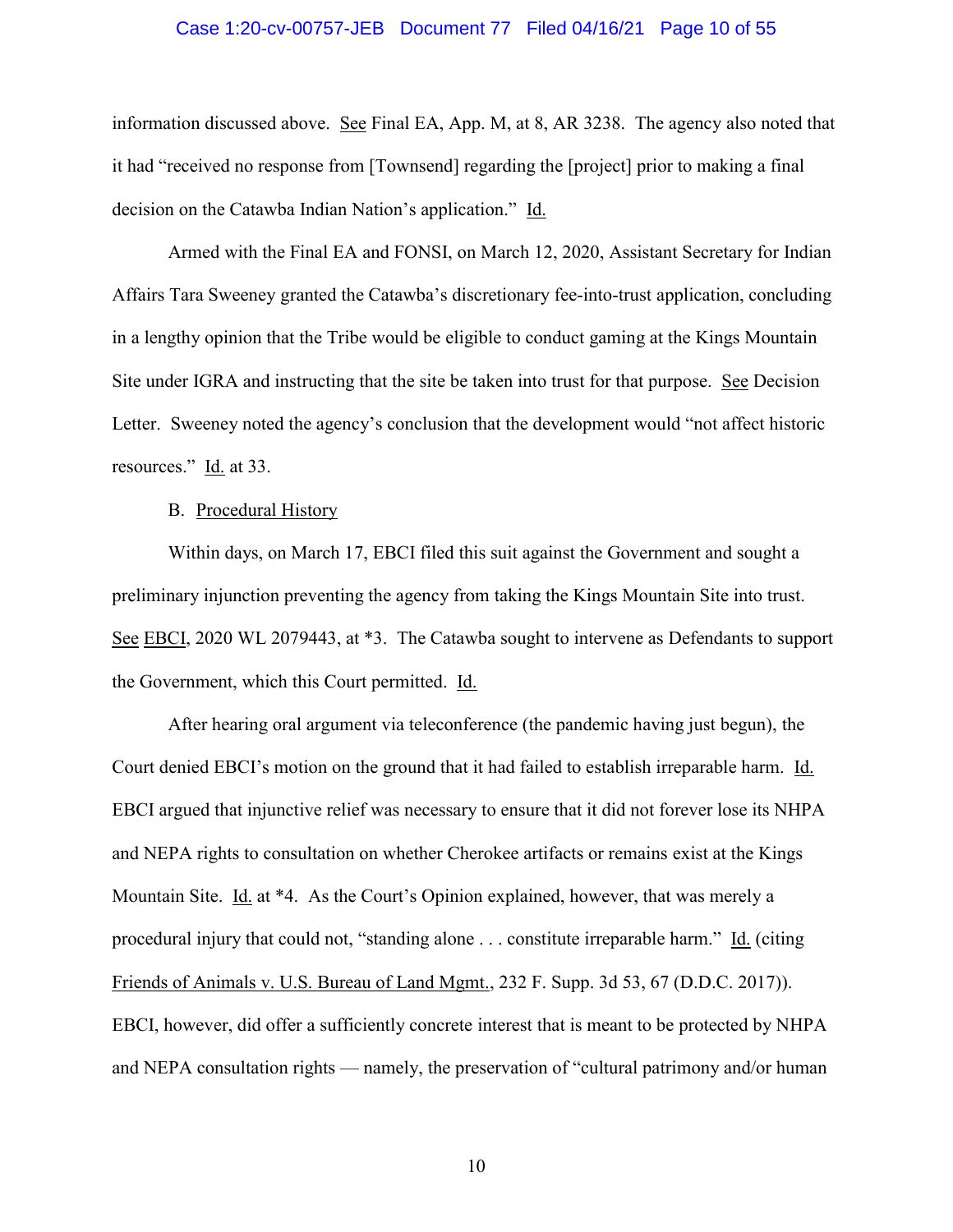information discussed above. See Final EA, App. M, at 8, AR 3238. The agency also noted that it had "received no response from [Townsend] regarding the [project] prior to making a final decision on the Catawba Indian Nation's application." Id.

Armed with the Final EA and FONSI, on March 12, 2020, Assistant Secretary for Indian Affairs Tara Sweeney granted the Catawba's discretionary fee-into-trust application, concluding in a lengthy opinion that the Tribe would be eligible to conduct gaming at the Kings Mountain Site under IGRA and instructing that the site be taken into trust for that purpose. See Decision Letter. Sweeney noted the agency's conclusion that the development would "not affect historic resources." Id. at 33.

B. Procedural History

Within days, on March 17, EBCI filed this suit against the Government and sought a preliminary injunction preventing the agency from taking the Kings Mountain Site into trust. See EBCI, 2020 WL 2079443, at *3. The Catawba sought to intervene as Defendants to support the Government, which this Court permitted. Id.

After hearing oral argument via teleconference (the pandemic having just begun), the Court denied EBCI's motion on the ground that it had failed to establish irreparable harm. Id. EBCI argued that injunctive relief was necessary to ensure that it did not forever lose its NHPA and NEPA rights to consultation on whether Cherokee artifacts or remains exist at the Kings Mountain Site. Id. at *4. As the Court's Opinion explained, however, that was merely a procedural injury that could not, "standing alone . . . constitute irreparable harm." Id. (citing Friends of Animals v. U.S. Bureau of Land Mgmt., 232 F. Supp. 3d 53, 67 (D.D.C. 2017)). EBCI, however, did offer a sufficiently concrete interest that is meant to be protected by NHPA and NEPA consultation rights — namely, the preservation of "cultural patrimony and/or human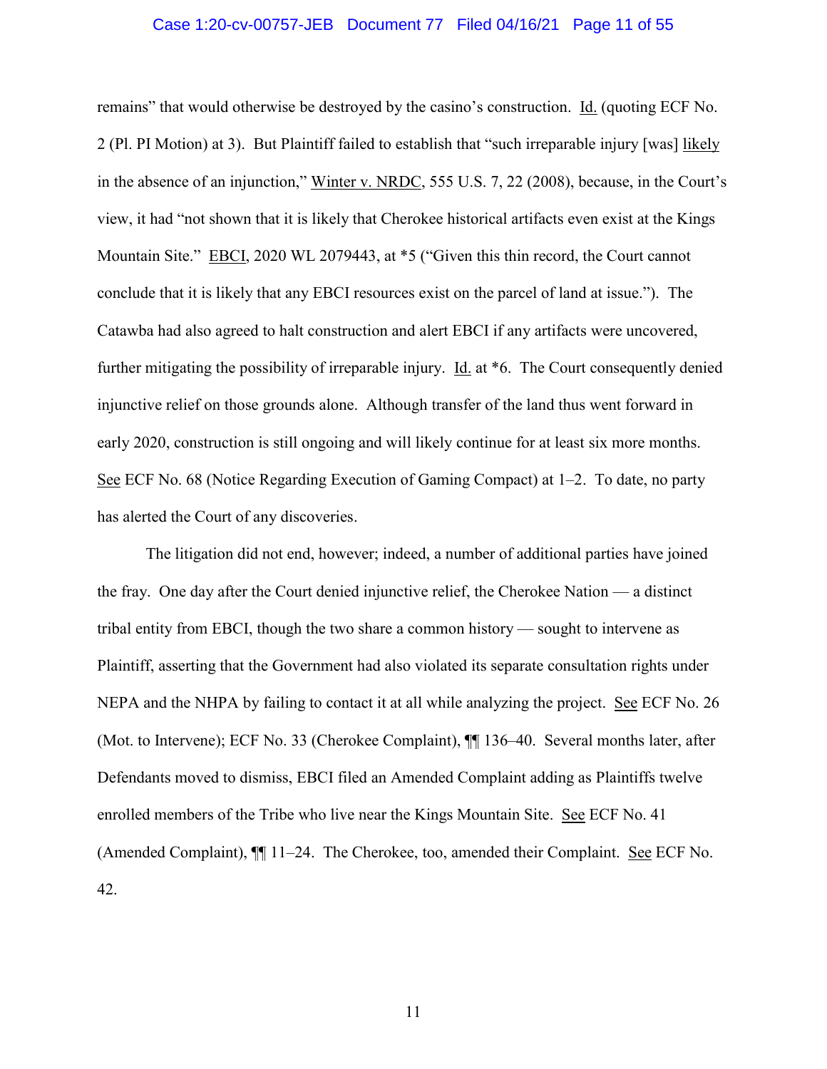remains" that would otherwise be destroyed by the casino's construction. Id. (quoting ECF No. 2 (Pl. PI Motion) at 3). But Plaintiff failed to establish that "such irreparable injury [was] likely in the absence of an injunction," Winter v. NRDC, 555 U.S. 7, 22 (2008), because, in the Court's view, it had "not shown that it is likely that Cherokee historical artifacts even exist at the Kings Mountain Site." EBCI, 2020 WL 2079443, at *5 ("Given this thin record, the Court cannot conclude that it is likely that any EBCI resources exist on the parcel of land at issue."). The Catawba had also agreed to halt construction and alert EBCI if any artifacts were uncovered, further mitigating the possibility of irreparable injury. Id. at *6. The Court consequently denied injunctive relief on those grounds alone. Although transfer of the land thus went forward in early 2020, construction is still ongoing and will likely continue for at least six more months. See ECF No. 68 (Notice Regarding Execution of Gaming Compact) at 1–2. To date, no party has alerted the Court of any discoveries.

The litigation did not end, however; indeed, a number of additional parties have joined the fray. One day after the Court denied injunctive relief, the Cherokee Nation — a distinct tribal entity from EBCI, though the two share a common history — sought to intervene as Plaintiff, asserting that the Government had also violated its separate consultation rights under NEPA and the NHPA by failing to contact it at all while analyzing the project. See ECF No. 26 (Mot. to Intervene); ECF No. 33 (Cherokee Complaint), ¶¶ 136–40. Several months later, after Defendants moved to dismiss, EBCI filed an Amended Complaint adding as Plaintiffs twelve enrolled members of the Tribe who live near the Kings Mountain Site. See ECF No. 41 (Amended Complaint), ¶¶ 11–24. The Cherokee, too, amended their Complaint. See ECF No. 42.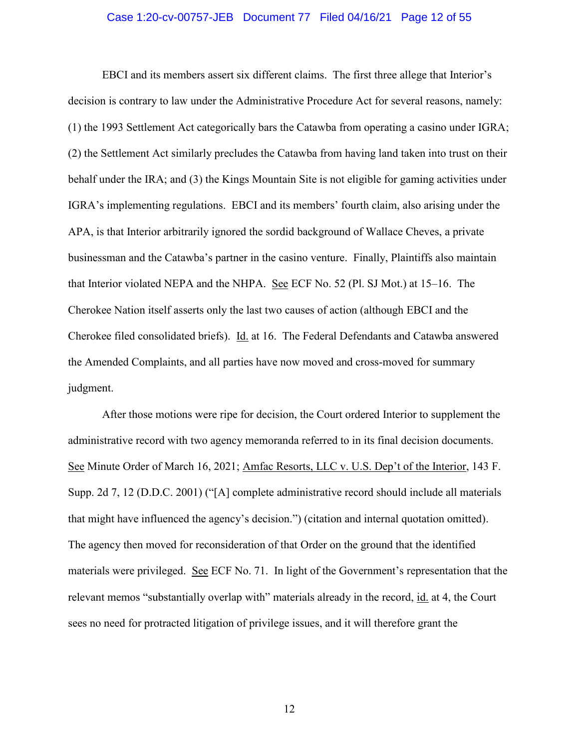EBCI and its members assert six different claims. The first three allege that Interior's decision is contrary to law under the Administrative Procedure Act for several reasons, namely: (1) the 1993 Settlement Act categorically bars the Catawba from operating a casino under IGRA; (2) the Settlement Act similarly precludes the Catawba from having land taken into trust on their behalf under the IRA; and (3) the Kings Mountain Site is not eligible for gaming activities under IGRA's implementing regulations. EBCI and its members' fourth claim, also arising under the APA, is that Interior arbitrarily ignored the sordid background of Wallace Cheves, a private businessman and the Catawba's partner in the casino venture. Finally, Plaintiffs also maintain that Interior violated NEPA and the NHPA. See ECF No. 52 (Pl. SJ Mot.) at 15–16. The Cherokee Nation itself asserts only the last two causes of action (although EBCI and the Cherokee filed consolidated briefs). Id. at 16. The Federal Defendants and Catawba answered the Amended Complaints, and all parties have now moved and cross-moved for summary judgment.

After those motions were ripe for decision, the Court ordered Interior to supplement the administrative record with two agency memoranda referred to in its final decision documents. See Minute Order of March 16, 2021; Amfac Resorts, LLC v. U.S. Dep't of the Interior, 143 F. Supp. 2d 7, 12 (D.D.C. 2001) ("[A] complete administrative record should include all materials that might have influenced the agency's decision.") (citation and internal quotation omitted). The agency then moved for reconsideration of that Order on the ground that the identified materials were privileged. See ECF No. 71. In light of the Government's representation that the relevant memos "substantially overlap with" materials already in the record, id. at 4, the Court sees no need for protracted litigation of privilege issues, and it will therefore grant the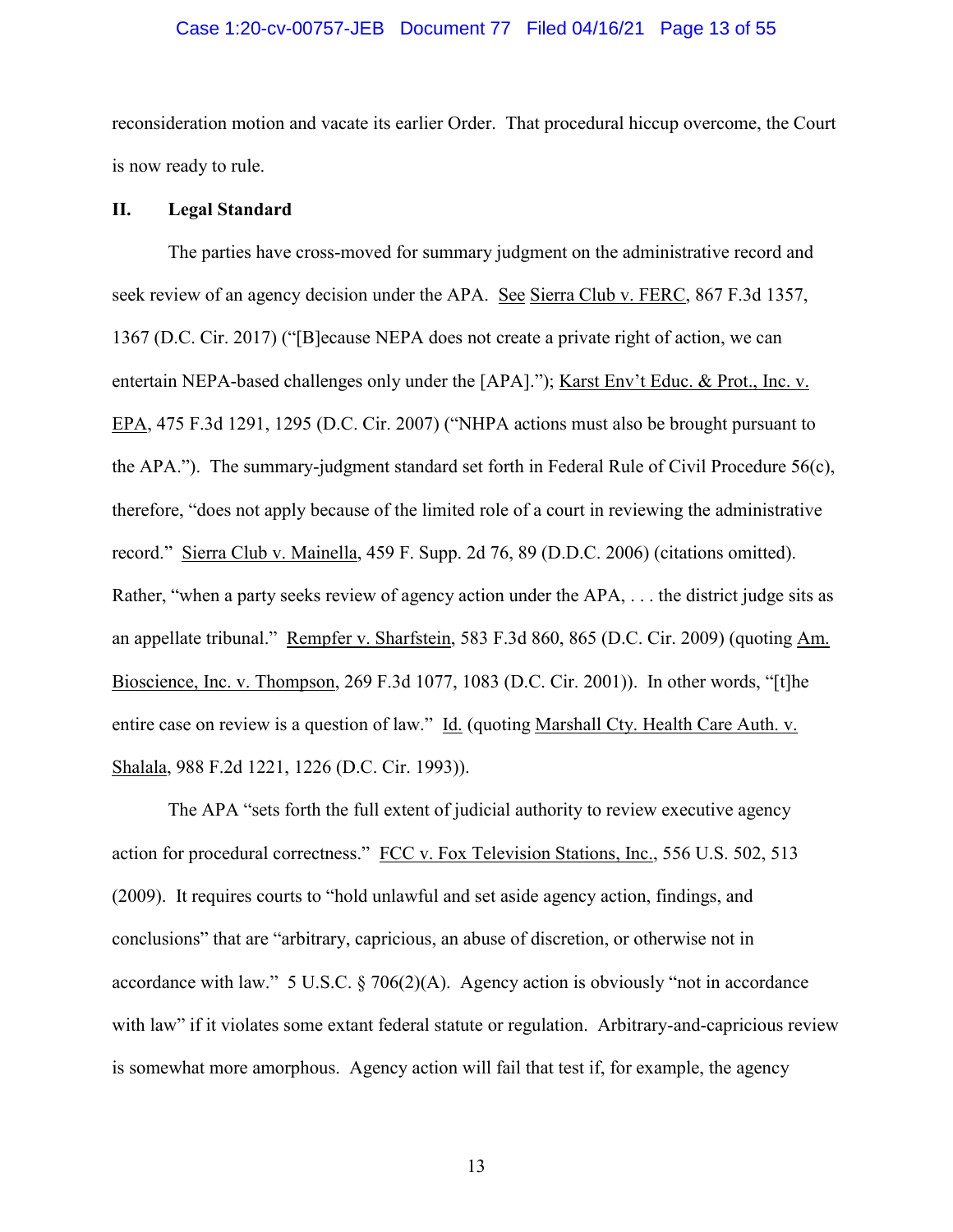reconsideration motion and vacate its earlier Order. That procedural hiccup overcome, the Court is now ready to rule.

## II. Legal Standard

The parties have cross-moved for summary judgment on the administrative record and seek review of an agency decision under the APA. See Sierra Club v. FERC, 867 F.3d 1357, 1367 (D.C. Cir. 2017) ("[B]ecause NEPA does not create a private right of action, we can entertain NEPA-based challenges only under the [APA]."); Karst Env't Educ. & Prot., Inc. v. EPA, 475 F.3d 1291, 1295 (D.C. Cir. 2007) ("NHPA actions must also be brought pursuant to the APA."). The summary-judgment standard set forth in Federal Rule of Civil Procedure 56(c), therefore, "does not apply because of the limited role of a court in reviewing the administrative record." Sierra Club v. Mainella, 459 F. Supp. 2d 76, 89 (D.D.C. 2006) (citations omitted). Rather, "when a party seeks review of agency action under the APA, . . . the district judge sits as an appellate tribunal." Rempfer v. Sharfstein, 583 F.3d 860, 865 (D.C. Cir. 2009) (quoting Am. Bioscience, Inc. v. Thompson, 269 F.3d 1077, 1083 (D.C. Cir. 2001)). In other words, "[t]he entire case on review is a question of law." Id. (quoting Marshall Cty. Health Care Auth. v. Shalala, 988 F.2d 1221, 1226 (D.C. Cir. 1993)).

The APA "sets forth the full extent of judicial authority to review executive agency action for procedural correctness." FCC v. Fox Television Stations, Inc., 556 U.S. 502, 513 (2009). It requires courts to "hold unlawful and set aside agency action, findings, and conclusions" that are "arbitrary, capricious, an abuse of discretion, or otherwise not in accordance with law." 5 U.S.C. § 706(2)(A). Agency action is obviously "not in accordance with law" if it violates some extant federal statute or regulation. Arbitrary-and-capricious review is somewhat more amorphous. Agency action will fail that test if, for example, the agency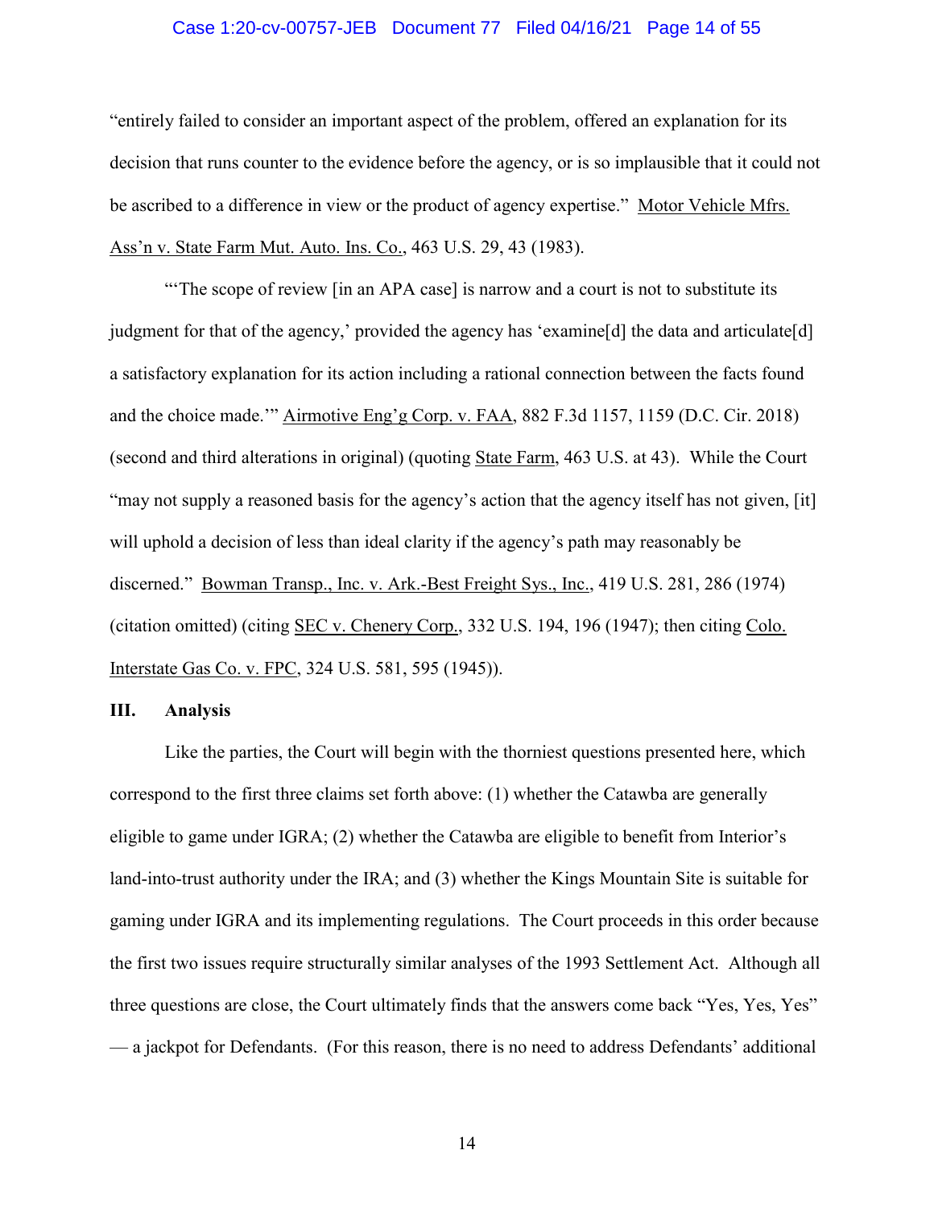"entirely failed to consider an important aspect of the problem, offered an explanation for its decision that runs counter to the evidence before the agency, or is so implausible that it could not be ascribed to a difference in view or the product of agency expertise." Motor Vehicle Mfrs. Ass'n v. State Farm Mut. Auto. Ins. Co., 463 U.S. 29, 43 (1983).

"'The scope of review [in an APA case] is narrow and a court is not to substitute its judgment for that of the agency,' provided the agency has 'examine[d] the data and articulate[d] a satisfactory explanation for its action including a rational connection between the facts found and the choice made.'" Airmotive Eng'g Corp. v. FAA, 882 F.3d 1157, 1159 (D.C. Cir. 2018) (second and third alterations in original) (quoting State Farm, 463 U.S. at 43). While the Court "may not supply a reasoned basis for the agency's action that the agency itself has not given, [it] will uphold a decision of less than ideal clarity if the agency's path may reasonably be discerned." Bowman Transp., Inc. v. Ark.-Best Freight Sys., Inc., 419 U.S. 281, 286 (1974) (citation omitted) (citing SEC v. Chenery Corp., 332 U.S. 194, 196 (1947); then citing Colo. Interstate Gas Co. v. FPC, 324 U.S. 581, 595 (1945)).

## III. Analysis

Like the parties, the Court will begin with the thorniest questions presented here, which correspond to the first three claims set forth above: (1) whether the Catawba are generally eligible to game under IGRA; (2) whether the Catawba are eligible to benefit from Interior's land-into-trust authority under the IRA; and (3) whether the Kings Mountain Site is suitable for gaming under IGRA and its implementing regulations. The Court proceeds in this order because the first two issues require structurally similar analyses of the 1993 Settlement Act. Although all three questions are close, the Court ultimately finds that the answers come back "Yes, Yes, Yes" — a jackpot for Defendants. (For this reason, there is no need to address Defendants' additional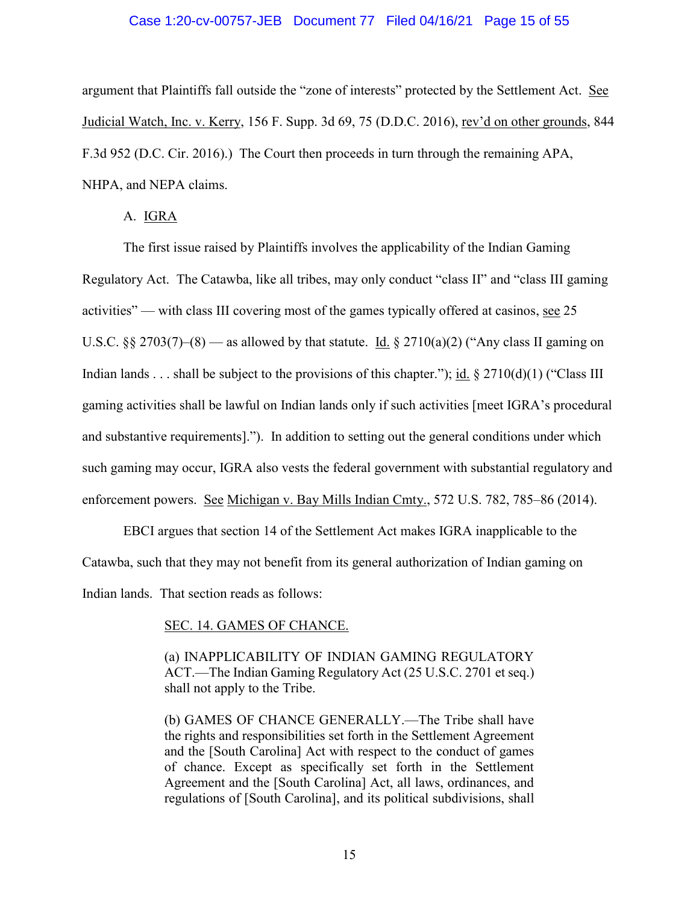argument that Plaintiffs fall outside the "zone of interests" protected by the Settlement Act. See Judicial Watch, Inc. v. Kerry, 156 F. Supp. 3d 69, 75 (D.D.C. 2016), rev'd on other grounds, 844 F.3d 952 (D.C. Cir. 2016).) The Court then proceeds in turn through the remaining APA, NHPA, and NEPA claims.

### A. IGRA

The first issue raised by Plaintiffs involves the applicability of the Indian Gaming Regulatory Act. The Catawba, like all tribes, may only conduct "class II" and "class III gaming activities" — with class III covering most of the games typically offered at casinos, see 25 U.S.C. §§ 2703(7)–(8) — as allowed by that statute. Id. § 2710(a)(2) ("Any class II gaming on Indian lands . . . shall be subject to the provisions of this chapter."); id. § 2710(d)(1) ("Class III gaming activities shall be lawful on Indian lands only if such activities [meet IGRA's procedural and substantive requirements]."). In addition to setting out the general conditions under which such gaming may occur, IGRA also vests the federal government with substantial regulatory and enforcement powers. See Michigan v. Bay Mills Indian Cmty., 572 U.S. 782, 785–86 (2014).

EBCI argues that section 14 of the Settlement Act makes IGRA inapplicable to the Catawba, such that they may not benefit from its general authorization of Indian gaming on Indian lands. That section reads as follows:

> SEC. 14. GAMES OF CHANCE.
>
> (a) INAPPLICABILITY OF INDIAN GAMING REGULATORY ACT.—The Indian Gaming Regulatory Act (25 U.S.C. 2701 et seq.) shall not apply to the Tribe.
>
> (b) GAMES OF CHANCE GENERALLY.—The Tribe shall have the rights and responsibilities set forth in the Settlement Agreement and the [South Carolina] Act with respect to the conduct of games of chance. Except as specifically set forth in the Settlement Agreement and the [South Carolina] Act, all laws, ordinances, and regulations of [South Carolina], and its political subdivisions, shall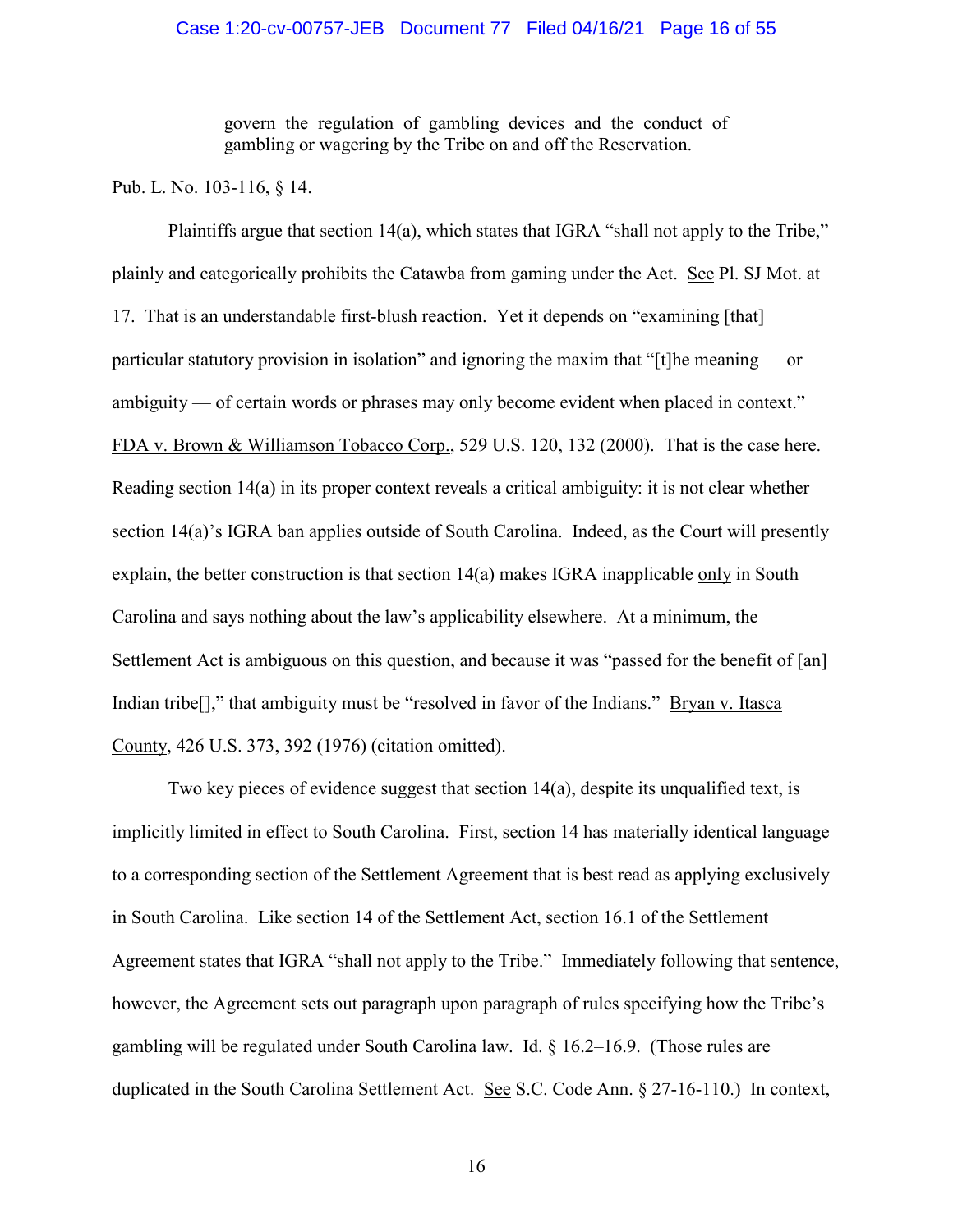> govern the regulation of gambling devices and the conduct of gambling or wagering by the Tribe on and off the Reservation.

Pub. L. No. 103-116, § 14.

Plaintiffs argue that section 14(a), which states that IGRA "shall not apply to the Tribe," plainly and categorically prohibits the Catawba from gaming under the Act. See Pl. SJ Mot. at 17. That is an understandable first-blush reaction. Yet it depends on "examining [that] particular statutory provision in isolation" and ignoring the maxim that "[t]he meaning — or ambiguity — of certain words or phrases may only become evident when placed in context." FDA v. Brown & Williamson Tobacco Corp., 529 U.S. 120, 132 (2000). That is the case here. Reading section 14(a) in its proper context reveals a critical ambiguity: it is not clear whether section 14(a)'s IGRA ban applies outside of South Carolina. Indeed, as the Court will presently explain, the better construction is that section 14(a) makes IGRA inapplicable only in South Carolina and says nothing about the law's applicability elsewhere. At a minimum, the Settlement Act is ambiguous on this question, and because it was "passed for the benefit of [an] Indian tribe[]," that ambiguity must be "resolved in favor of the Indians." Bryan v. Itasca County, 426 U.S. 373, 392 (1976) (citation omitted).

Two key pieces of evidence suggest that section 14(a), despite its unqualified text, is implicitly limited in effect to South Carolina. First, section 14 has materially identical language to a corresponding section of the Settlement Agreement that is best read as applying exclusively in South Carolina. Like section 14 of the Settlement Act, section 16.1 of the Settlement Agreement states that IGRA "shall not apply to the Tribe." Immediately following that sentence, however, the Agreement sets out paragraph upon paragraph of rules specifying how the Tribe's gambling will be regulated under South Carolina law. Id. § 16.2–16.9. (Those rules are duplicated in the South Carolina Settlement Act. See S.C. Code Ann. § 27-16-110.) In context,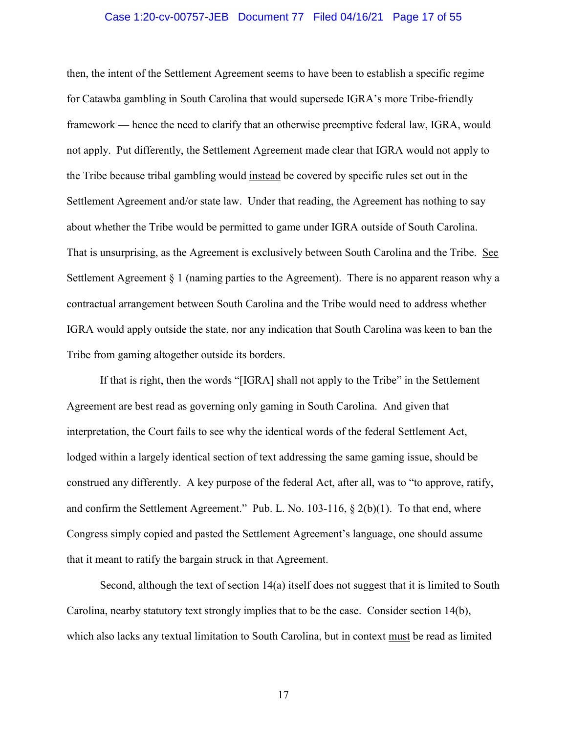then, the intent of the Settlement Agreement seems to have been to establish a specific regime for Catawba gambling in South Carolina that would supersede IGRA's more Tribe-friendly framework — hence the need to clarify that an otherwise preemptive federal law, IGRA, would not apply. Put differently, the Settlement Agreement made clear that IGRA would not apply to the Tribe because tribal gambling would <u>instead</u> be covered by specific rules set out in the Settlement Agreement and/or state law. Under that reading, the Agreement has nothing to say about whether the Tribe would be permitted to game under IGRA outside of South Carolina. That is unsurprising, as the Agreement is exclusively between South Carolina and the Tribe. <u>See</u> Settlement Agreement § 1 (naming parties to the Agreement). There is no apparent reason why a contractual arrangement between South Carolina and the Tribe would need to address whether IGRA would apply outside the state, nor any indication that South Carolina was keen to ban the Tribe from gaming altogether outside its borders.

If that is right, then the words "[IGRA] shall not apply to the Tribe" in the Settlement Agreement are best read as governing only gaming in South Carolina. And given that interpretation, the Court fails to see why the identical words of the federal Settlement Act, lodged within a largely identical section of text addressing the same gaming issue, should be construed any differently. A key purpose of the federal Act, after all, was to "to approve, ratify, and confirm the Settlement Agreement." Pub. L. No. 103-116, § 2(b)(1). To that end, where Congress simply copied and pasted the Settlement Agreement's language, one should assume that it meant to ratify the bargain struck in that Agreement.

Second, although the text of section 14(a) itself does not suggest that it is limited to South Carolina, nearby statutory text strongly implies that to be the case. Consider section 14(b), which also lacks any textual limitation to South Carolina, but in context <u>must</u> be read as limited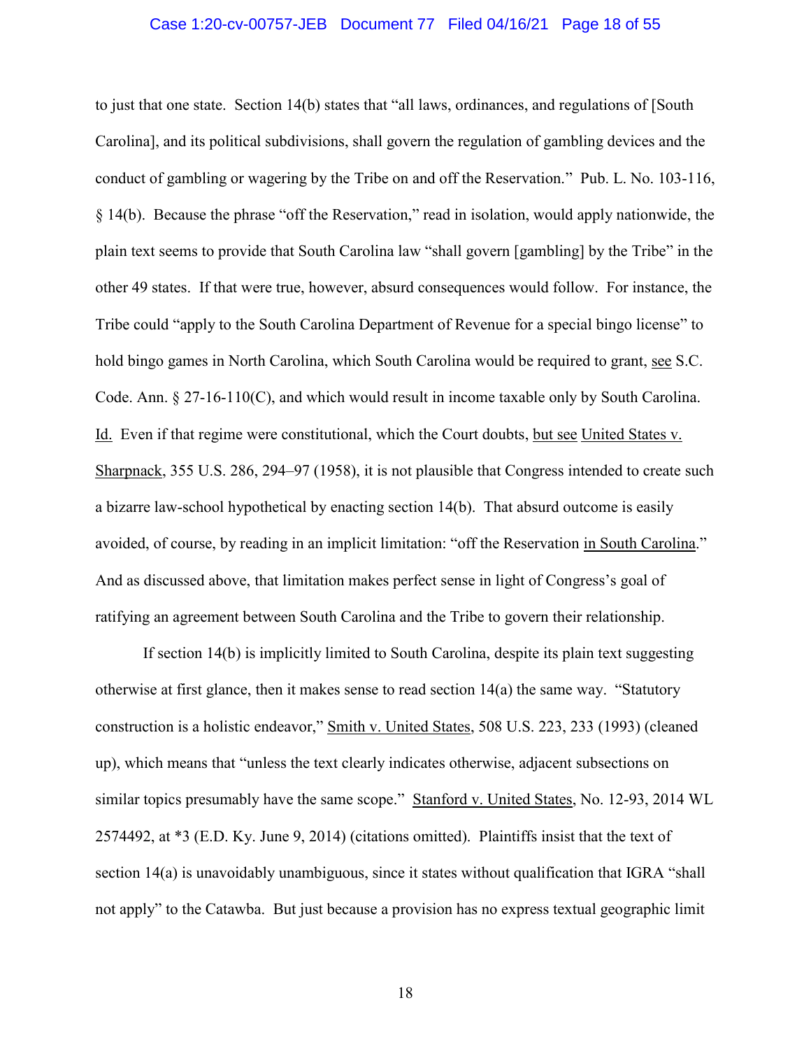to just that one state. Section 14(b) states that "all laws, ordinances, and regulations of [South Carolina], and its political subdivisions, shall govern the regulation of gambling devices and the conduct of gambling or wagering by the Tribe on and off the Reservation." Pub. L. No. 103-116, § 14(b). Because the phrase "off the Reservation," read in isolation, would apply nationwide, the plain text seems to provide that South Carolina law "shall govern [gambling] by the Tribe" in the other 49 states. If that were true, however, absurd consequences would follow. For instance, the Tribe could "apply to the South Carolina Department of Revenue for a special bingo license" to hold bingo games in North Carolina, which South Carolina would be required to grant, see S.C. Code. Ann. § 27-16-110(C), and which would result in income taxable only by South Carolina. Id. Even if that regime were constitutional, which the Court doubts, but see United States v. Sharpnack, 355 U.S. 286, 294–97 (1958), it is not plausible that Congress intended to create such a bizarre law-school hypothetical by enacting section 14(b). That absurd outcome is easily avoided, of course, by reading in an implicit limitation: "off the Reservation in South Carolina." And as discussed above, that limitation makes perfect sense in light of Congress's goal of ratifying an agreement between South Carolina and the Tribe to govern their relationship.

If section 14(b) is implicitly limited to South Carolina, despite its plain text suggesting otherwise at first glance, then it makes sense to read section 14(a) the same way. "Statutory construction is a holistic endeavor," Smith v. United States, 508 U.S. 223, 233 (1993) (cleaned up), which means that "unless the text clearly indicates otherwise, adjacent subsections on similar topics presumably have the same scope." Stanford v. United States, No. 12-93, 2014 WL 2574492, at *3 (E.D. Ky. June 9, 2014) (citations omitted). Plaintiffs insist that the text of section 14(a) is unavoidably unambiguous, since it states without qualification that IGRA "shall not apply" to the Catawba. But just because a provision has no express textual geographic limit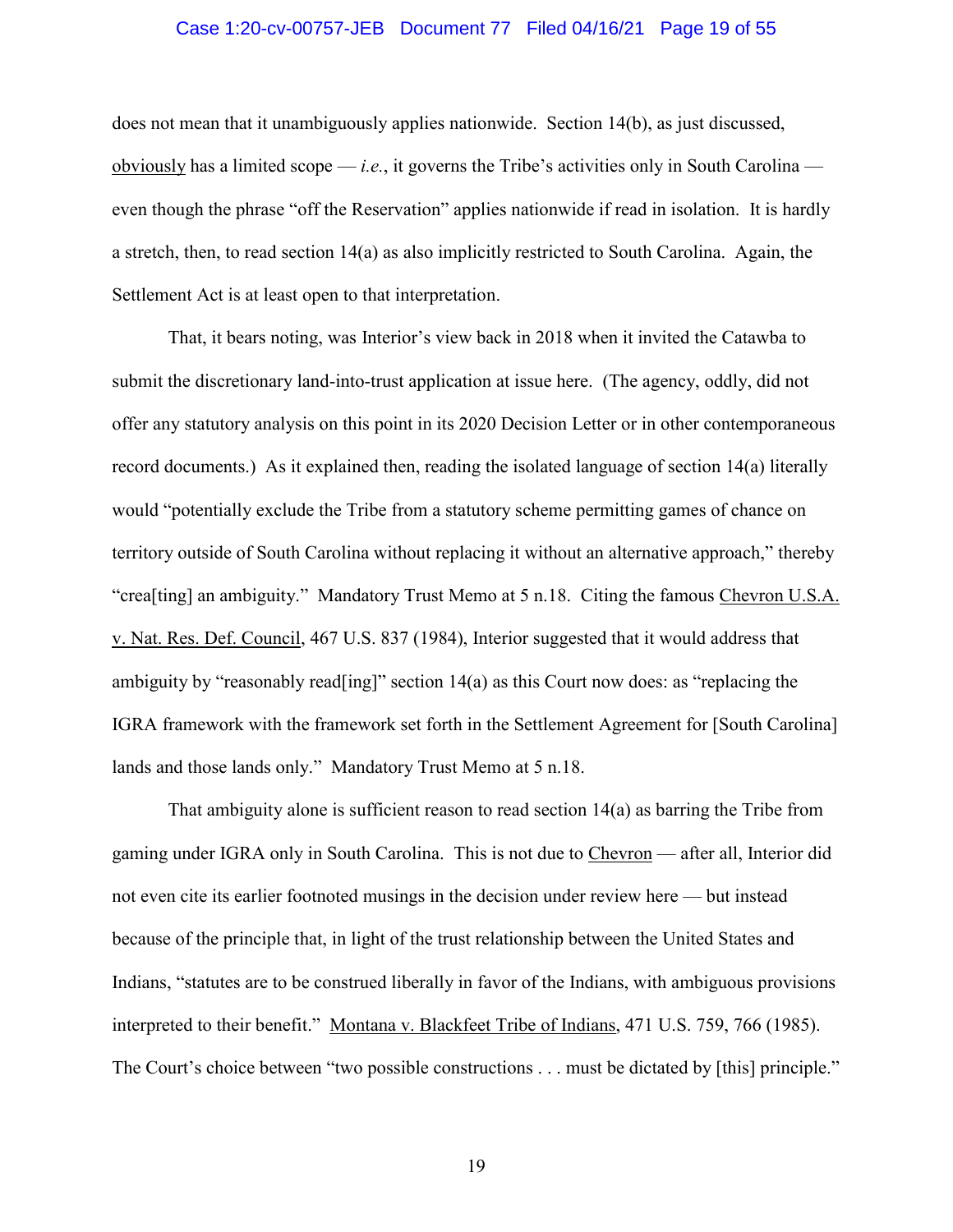does not mean that it unambiguously applies nationwide. Section 14(b), as just discussed, obviously has a limited scope — *i.e.*, it governs the Tribe's activities only in South Carolina — even though the phrase "off the Reservation" applies nationwide if read in isolation. It is hardly a stretch, then, to read section 14(a) as also implicitly restricted to South Carolina. Again, the Settlement Act is at least open to that interpretation.

That, it bears noting, was Interior's view back in 2018 when it invited the Catawba to submit the discretionary land-into-trust application at issue here. (The agency, oddly, did not offer any statutory analysis on this point in its 2020 Decision Letter or in other contemporaneous record documents.) As it explained then, reading the isolated language of section 14(a) literally would "potentially exclude the Tribe from a statutory scheme permitting games of chance on territory outside of South Carolina without replacing it without an alternative approach," thereby "crea[ting] an ambiguity." Mandatory Trust Memo at 5 n.18. Citing the famous Chevron U.S.A. v. Nat. Res. Def. Council, 467 U.S. 837 (1984), Interior suggested that it would address that ambiguity by "reasonably read[ing]" section 14(a) as this Court now does: as "replacing the IGRA framework with the framework set forth in the Settlement Agreement for [South Carolina] lands and those lands only." Mandatory Trust Memo at 5 n.18.

That ambiguity alone is sufficient reason to read section 14(a) as barring the Tribe from gaming under IGRA only in South Carolina. This is not due to Chevron — after all, Interior did not even cite its earlier footnoted musings in the decision under review here — but instead because of the principle that, in light of the trust relationship between the United States and Indians, "statutes are to be construed liberally in favor of the Indians, with ambiguous provisions interpreted to their benefit." Montana v. Blackfeet Tribe of Indians, 471 U.S. 759, 766 (1985). The Court's choice between "two possible constructions . . . must be dictated by [this] principle."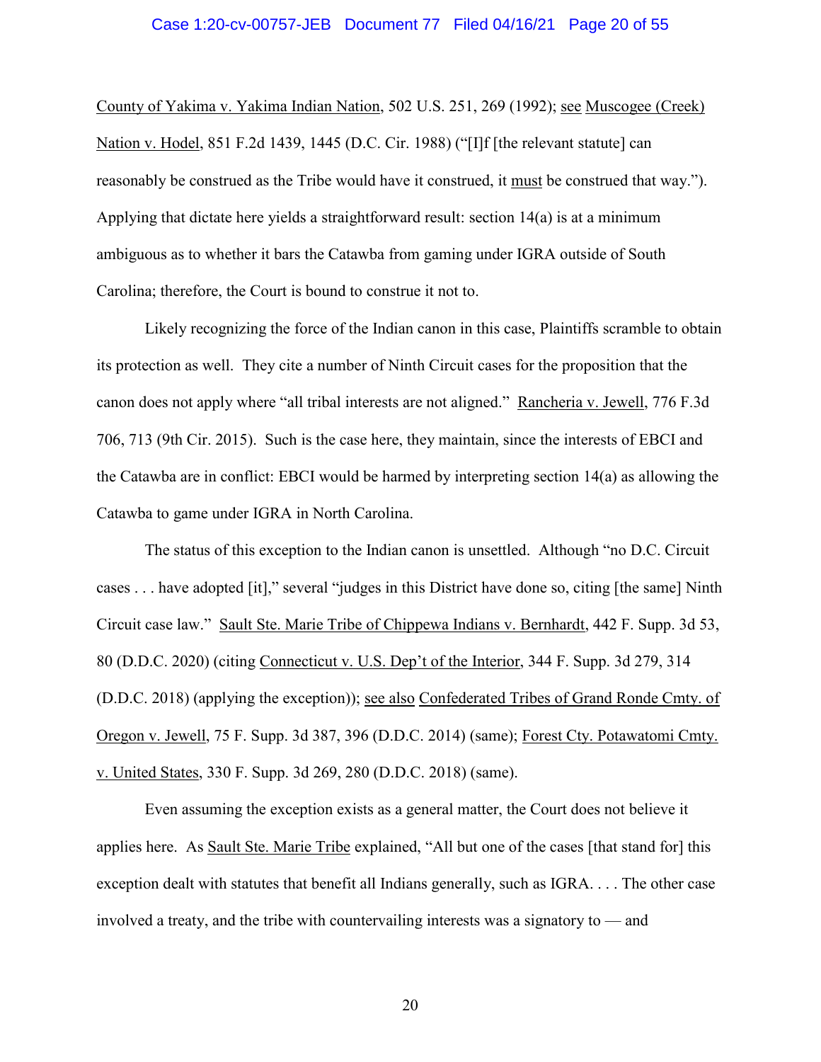County of Yakima v. Yakima Indian Nation, 502 U.S. 251, 269 (1992); see Muscogee (Creek) Nation v. Hodel, 851 F.2d 1439, 1445 (D.C. Cir. 1988) ("[I]f [the relevant statute] can reasonably be construed as the Tribe would have it construed, it must be construed that way."). Applying that dictate here yields a straightforward result: section 14(a) is at a minimum ambiguous as to whether it bars the Catawba from gaming under IGRA outside of South Carolina; therefore, the Court is bound to construe it not to.

Likely recognizing the force of the Indian canon in this case, Plaintiffs scramble to obtain its protection as well. They cite a number of Ninth Circuit cases for the proposition that the canon does not apply where "all tribal interests are not aligned." Rancheria v. Jewell, 776 F.3d 706, 713 (9th Cir. 2015). Such is the case here, they maintain, since the interests of EBCI and the Catawba are in conflict: EBCI would be harmed by interpreting section 14(a) as allowing the Catawba to game under IGRA in North Carolina.

The status of this exception to the Indian canon is unsettled. Although "no D.C. Circuit cases . . . have adopted [it]," several "judges in this District have done so, citing [the same] Ninth Circuit case law." Sault Ste. Marie Tribe of Chippewa Indians v. Bernhardt, 442 F. Supp. 3d 53, 80 (D.D.C. 2020) (citing Connecticut v. U.S. Dep't of the Interior, 344 F. Supp. 3d 279, 314 (D.D.C. 2018) (applying the exception)); see also Confederated Tribes of Grand Ronde Cmty. of Oregon v. Jewell, 75 F. Supp. 3d 387, 396 (D.D.C. 2014) (same); Forest Cty. Potawatomi Cmty. v. United States, 330 F. Supp. 3d 269, 280 (D.D.C. 2018) (same).

Even assuming the exception exists as a general matter, the Court does not believe it applies here. As Sault Ste. Marie Tribe explained, "All but one of the cases [that stand for] this exception dealt with statutes that benefit all Indians generally, such as IGRA. . . . The other case involved a treaty, and the tribe with countervailing interests was a signatory to — and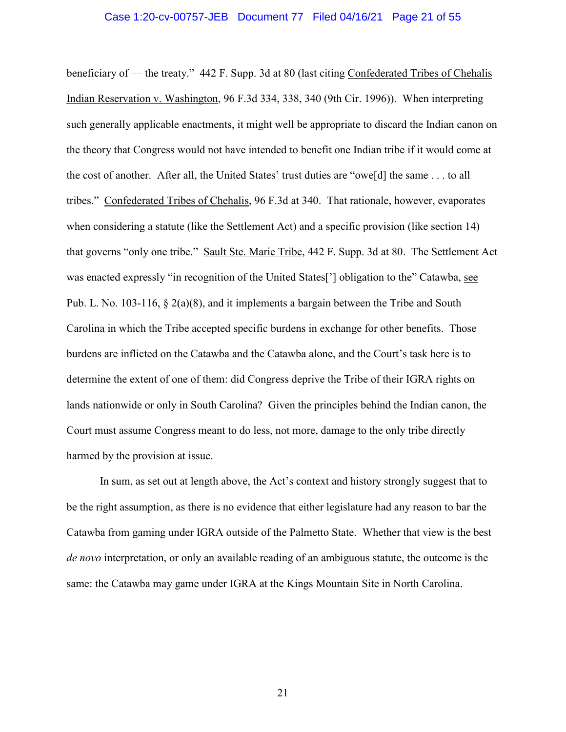beneficiary of — the treaty." 442 F. Supp. 3d at 80 (last citing Confederated Tribes of Chehalis Indian Reservation v. Washington, 96 F.3d 334, 338, 340 (9th Cir. 1996)). When interpreting such generally applicable enactments, it might well be appropriate to discard the Indian canon on the theory that Congress would not have intended to benefit one Indian tribe if it would come at the cost of another. After all, the United States' trust duties are "owe[d] the same . . . to all tribes." Confederated Tribes of Chehalis, 96 F.3d at 340. That rationale, however, evaporates when considering a statute (like the Settlement Act) and a specific provision (like section 14) that governs "only one tribe." Sault Ste. Marie Tribe, 442 F. Supp. 3d at 80. The Settlement Act was enacted expressly "in recognition of the United States['] obligation to the" Catawba, see Pub. L. No. 103-116, § 2(a)(8), and it implements a bargain between the Tribe and South Carolina in which the Tribe accepted specific burdens in exchange for other benefits. Those burdens are inflicted on the Catawba and the Catawba alone, and the Court's task here is to determine the extent of one of them: did Congress deprive the Tribe of their IGRA rights on lands nationwide or only in South Carolina? Given the principles behind the Indian canon, the Court must assume Congress meant to do less, not more, damage to the only tribe directly harmed by the provision at issue.

In sum, as set out at length above, the Act's context and history strongly suggest that to be the right assumption, as there is no evidence that either legislature had any reason to bar the Catawba from gaming under IGRA outside of the Palmetto State. Whether that view is the best *de novo* interpretation, or only an available reading of an ambiguous statute, the outcome is the same: the Catawba may game under IGRA at the Kings Mountain Site in North Carolina.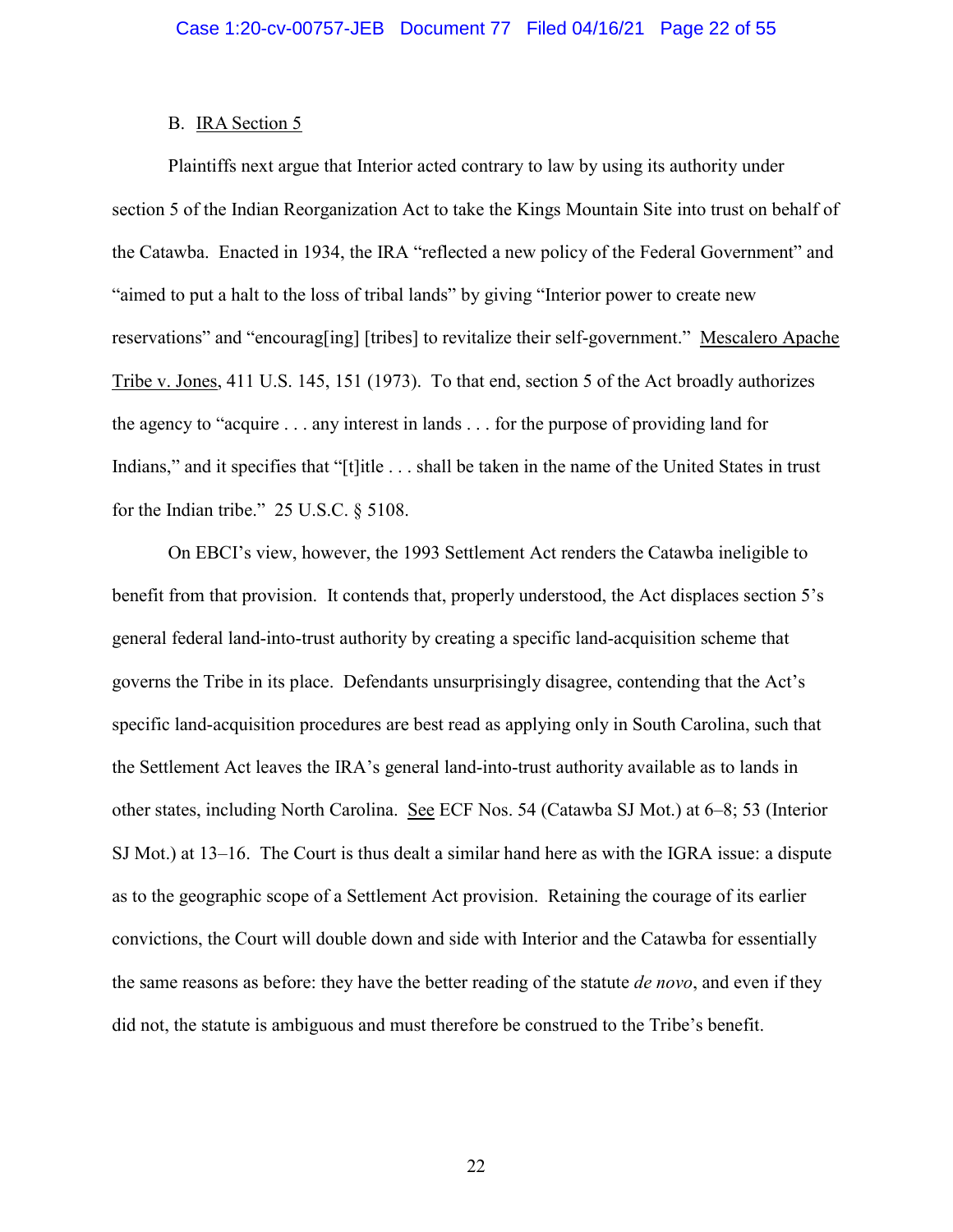### B. IRA Section 5

Plaintiffs next argue that Interior acted contrary to law by using its authority under section 5 of the Indian Reorganization Act to take the Kings Mountain Site into trust on behalf of the Catawba. Enacted in 1934, the IRA "reflected a new policy of the Federal Government" and "aimed to put a halt to the loss of tribal lands" by giving "Interior power to create new reservations" and "encourag[ing] [tribes] to revitalize their self-government." Mescalero Apache Tribe v. Jones, 411 U.S. 145, 151 (1973). To that end, section 5 of the Act broadly authorizes the agency to "acquire . . . any interest in lands . . . for the purpose of providing land for Indians," and it specifies that "[t]itle . . . shall be taken in the name of the United States in trust for the Indian tribe." 25 U.S.C. § 5108.

On EBCI's view, however, the 1993 Settlement Act renders the Catawba ineligible to benefit from that provision. It contends that, properly understood, the Act displaces section 5's general federal land-into-trust authority by creating a specific land-acquisition scheme that governs the Tribe in its place. Defendants unsurprisingly disagree, contending that the Act's specific land-acquisition procedures are best read as applying only in South Carolina, such that the Settlement Act leaves the IRA's general land-into-trust authority available as to lands in other states, including North Carolina. See ECF Nos. 54 (Catawba SJ Mot.) at 6–8; 53 (Interior SJ Mot.) at 13–16. The Court is thus dealt a similar hand here as with the IGRA issue: a dispute as to the geographic scope of a Settlement Act provision. Retaining the courage of its earlier convictions, the Court will double down and side with Interior and the Catawba for essentially the same reasons as before: they have the better reading of the statute *de novo*, and even if they did not, the statute is ambiguous and must therefore be construed to the Tribe's benefit.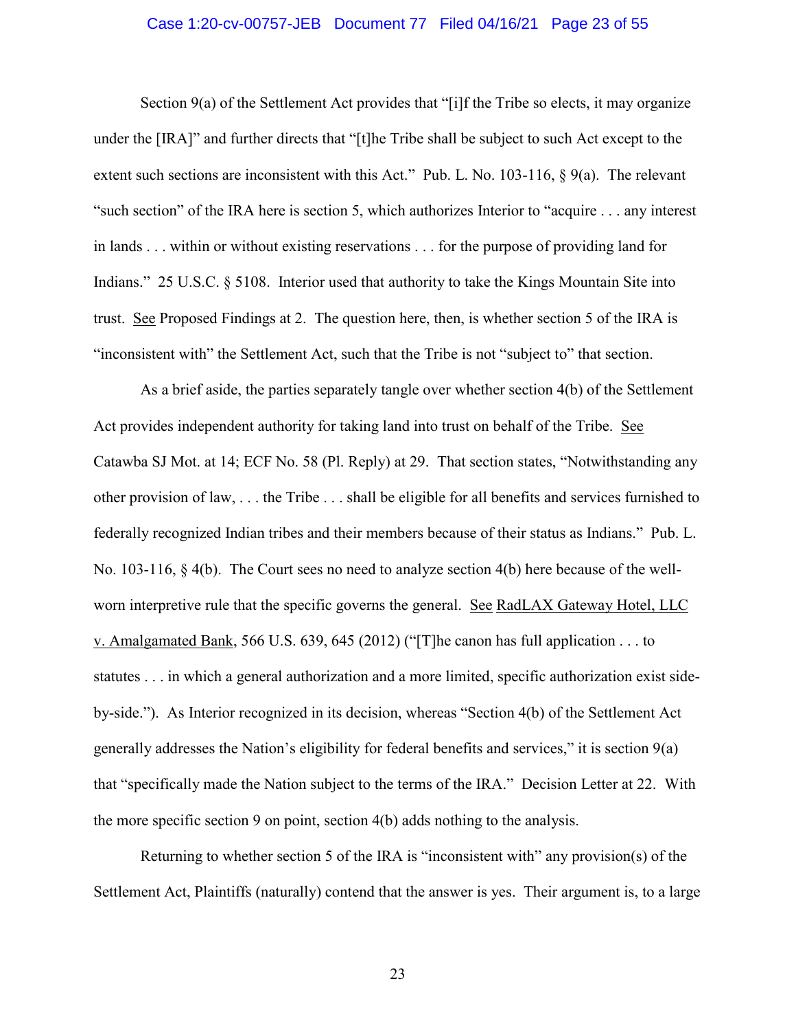Section 9(a) of the Settlement Act provides that "[i]f the Tribe so elects, it may organize under the [IRA]" and further directs that "[t]he Tribe shall be subject to such Act except to the extent such sections are inconsistent with this Act." Pub. L. No. 103-116, § 9(a). The relevant "such section" of the IRA here is section 5, which authorizes Interior to "acquire . . . any interest in lands . . . within or without existing reservations . . . for the purpose of providing land for Indians." 25 U.S.C. § 5108. Interior used that authority to take the Kings Mountain Site into trust. See Proposed Findings at 2. The question here, then, is whether section 5 of the IRA is "inconsistent with" the Settlement Act, such that the Tribe is not "subject to" that section.

As a brief aside, the parties separately tangle over whether section 4(b) of the Settlement Act provides independent authority for taking land into trust on behalf of the Tribe. See Catawba SJ Mot. at 14; ECF No. 58 (Pl. Reply) at 29. That section states, "Notwithstanding any other provision of law, . . . the Tribe . . . shall be eligible for all benefits and services furnished to federally recognized Indian tribes and their members because of their status as Indians." Pub. L. No. 103-116, § 4(b). The Court sees no need to analyze section 4(b) here because of the well-worn interpretive rule that the specific governs the general. See RadLAX Gateway Hotel, LLC v. Amalgamated Bank, 566 U.S. 639, 645 (2012) ("[T]he canon has full application . . . to statutes . . . in which a general authorization and a more limited, specific authorization exist side-by-side."). As Interior recognized in its decision, whereas "Section 4(b) of the Settlement Act generally addresses the Nation's eligibility for federal benefits and services," it is section 9(a) that "specifically made the Nation subject to the terms of the IRA." Decision Letter at 22. With the more specific section 9 on point, section 4(b) adds nothing to the analysis.

Returning to whether section 5 of the IRA is "inconsistent with" any provision(s) of the Settlement Act, Plaintiffs (naturally) contend that the answer is yes. Their argument is, to a large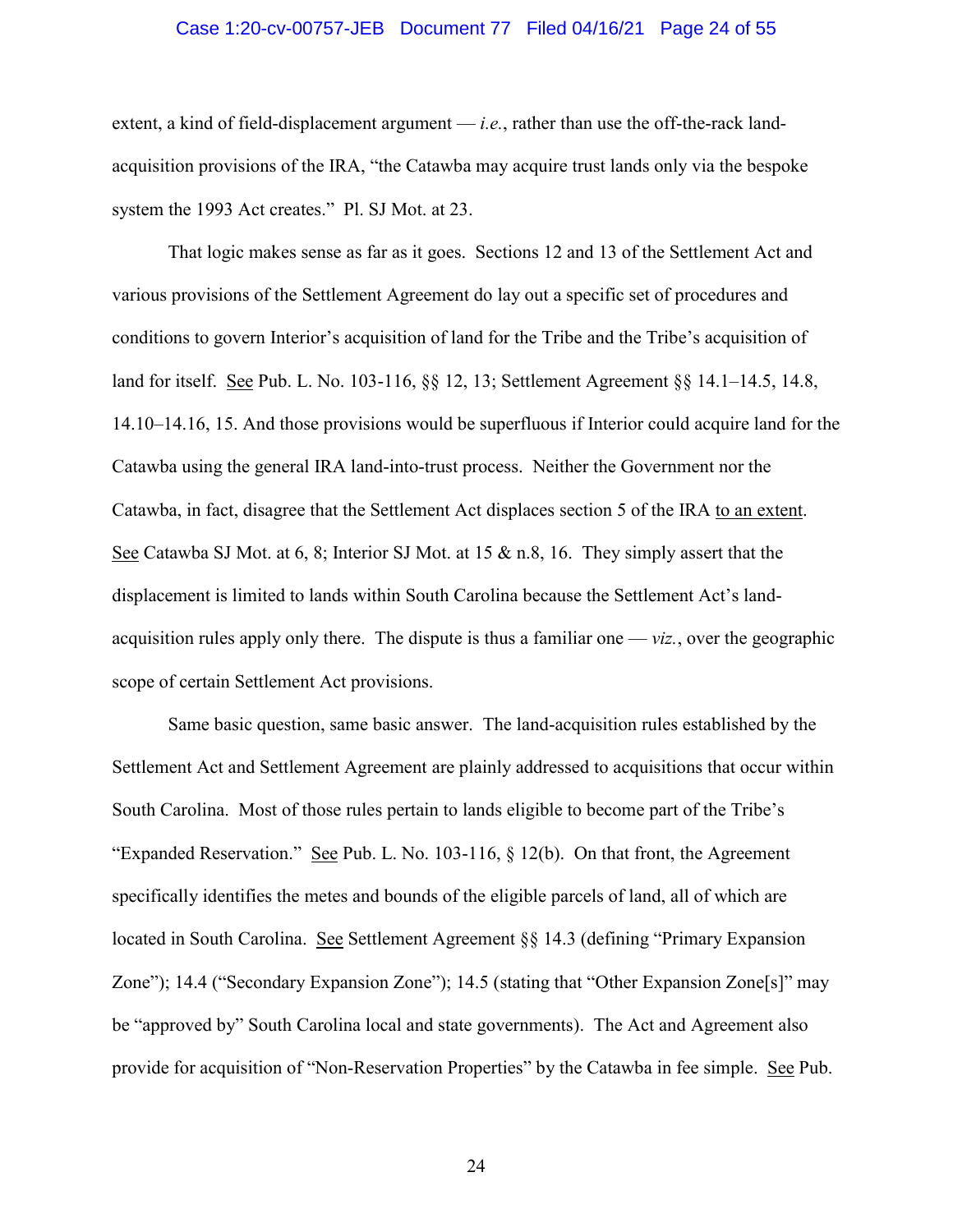extent, a kind of field-displacement argument — *i.e.*, rather than use the off-the-rack land-acquisition provisions of the IRA, "the Catawba may acquire trust lands only via the bespoke system the 1993 Act creates." Pl. SJ Mot. at 23.

That logic makes sense as far as it goes. Sections 12 and 13 of the Settlement Act and various provisions of the Settlement Agreement do lay out a specific set of procedures and conditions to govern Interior's acquisition of land for the Tribe and the Tribe's acquisition of land for itself. See Pub. L. No. 103-116, §§ 12, 13; Settlement Agreement §§ 14.1–14.5, 14.8, 14.10–14.16, 15. And those provisions would be superfluous if Interior could acquire land for the Catawba using the general IRA land-into-trust process. Neither the Government nor the Catawba, in fact, disagree that the Settlement Act displaces section 5 of the IRA to an extent. See Catawba SJ Mot. at 6, 8; Interior SJ Mot. at 15 & n.8, 16. They simply assert that the displacement is limited to lands within South Carolina because the Settlement Act's land-acquisition rules apply only there. The dispute is thus a familiar one — *viz.*, over the geographic scope of certain Settlement Act provisions.

Same basic question, same basic answer. The land-acquisition rules established by the Settlement Act and Settlement Agreement are plainly addressed to acquisitions that occur within South Carolina. Most of those rules pertain to lands eligible to become part of the Tribe's "Expanded Reservation." See Pub. L. No. 103-116, § 12(b). On that front, the Agreement specifically identifies the metes and bounds of the eligible parcels of land, all of which are located in South Carolina. See Settlement Agreement §§ 14.3 (defining "Primary Expansion Zone"); 14.4 ("Secondary Expansion Zone"); 14.5 (stating that "Other Expansion Zone[s]" may be "approved by" South Carolina local and state governments). The Act and Agreement also provide for acquisition of "Non-Reservation Properties" by the Catawba in fee simple. See Pub.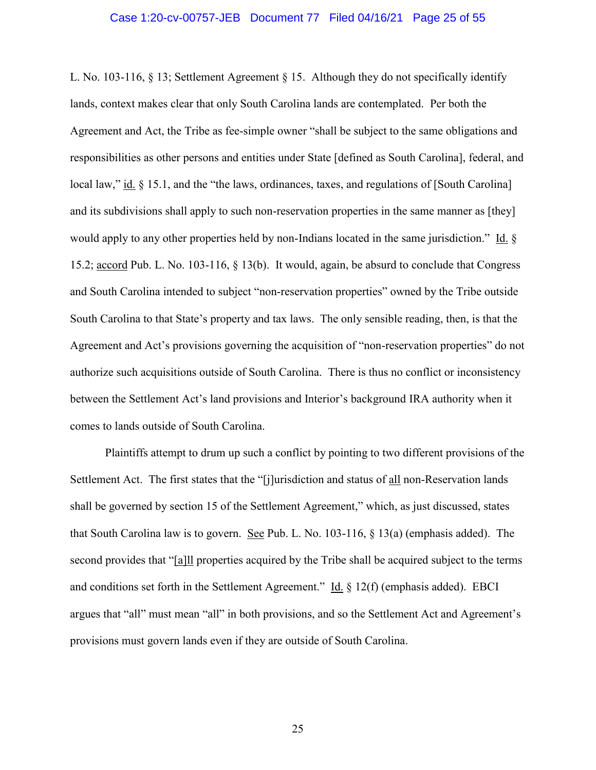L. No. 103-116, § 13; Settlement Agreement § 15. Although they do not specifically identify lands, context makes clear that only South Carolina lands are contemplated. Per both the Agreement and Act, the Tribe as fee-simple owner "shall be subject to the same obligations and responsibilities as other persons and entities under State [defined as South Carolina], federal, and local law," id. § 15.1, and the "the laws, ordinances, taxes, and regulations of [South Carolina] and its subdivisions shall apply to such non-reservation properties in the same manner as [they] would apply to any other properties held by non-Indians located in the same jurisdiction." Id. § 15.2; accord Pub. L. No. 103-116, § 13(b). It would, again, be absurd to conclude that Congress and South Carolina intended to subject "non-reservation properties" owned by the Tribe outside South Carolina to that State's property and tax laws. The only sensible reading, then, is that the Agreement and Act's provisions governing the acquisition of "non-reservation properties" do not authorize such acquisitions outside of South Carolina. There is thus no conflict or inconsistency between the Settlement Act's land provisions and Interior's background IRA authority when it comes to lands outside of South Carolina.

Plaintiffs attempt to drum up such a conflict by pointing to two different provisions of the Settlement Act. The first states that the "[j]urisdiction and status of all non-Reservation lands shall be governed by section 15 of the Settlement Agreement," which, as just discussed, states that South Carolina law is to govern. See Pub. L. No. 103-116, § 13(a) (emphasis added). The second provides that "[a]ll properties acquired by the Tribe shall be acquired subject to the terms and conditions set forth in the Settlement Agreement." Id. § 12(f) (emphasis added). EBCI argues that "all" must mean "all" in both provisions, and so the Settlement Act and Agreement's provisions must govern lands even if they are outside of South Carolina.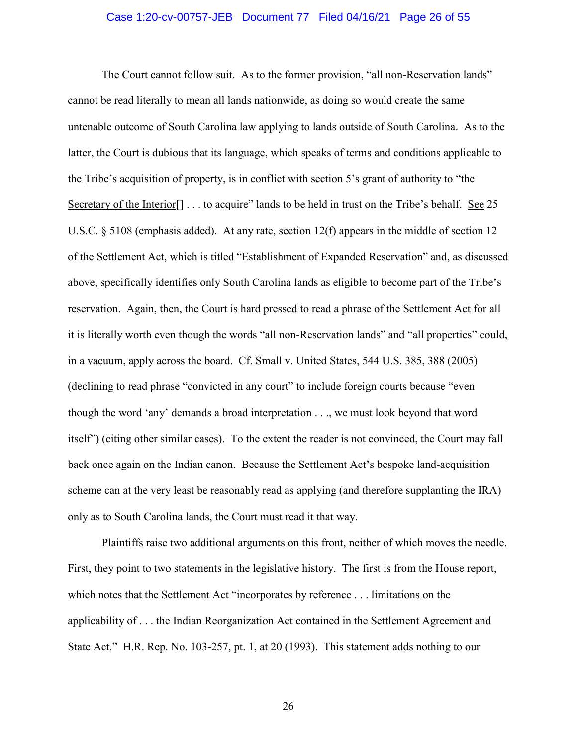The Court cannot follow suit. As to the former provision, "all non-Reservation lands" cannot be read literally to mean all lands nationwide, as doing so would create the same untenable outcome of South Carolina law applying to lands outside of South Carolina. As to the latter, the Court is dubious that its language, which speaks of terms and conditions applicable to the Tribe's acquisition of property, is in conflict with section 5's grant of authority to "the Secretary of the Interior[] . . . to acquire" lands to be held in trust on the Tribe's behalf. See 25 U.S.C. § 5108 (emphasis added). At any rate, section 12(f) appears in the middle of section 12 of the Settlement Act, which is titled "Establishment of Expanded Reservation" and, as discussed above, specifically identifies only South Carolina lands as eligible to become part of the Tribe's reservation. Again, then, the Court is hard pressed to read a phrase of the Settlement Act for all it is literally worth even though the words "all non-Reservation lands" and "all properties" could, in a vacuum, apply across the board. Cf. Small v. United States, 544 U.S. 385, 388 (2005) (declining to read phrase "convicted in any court" to include foreign courts because "even though the word 'any' demands a broad interpretation . . ., we must look beyond that word itself") (citing other similar cases). To the extent the reader is not convinced, the Court may fall back once again on the Indian canon. Because the Settlement Act's bespoke land-acquisition scheme can at the very least be reasonably read as applying (and therefore supplanting the IRA) only as to South Carolina lands, the Court must read it that way.

Plaintiffs raise two additional arguments on this front, neither of which moves the needle. First, they point to two statements in the legislative history. The first is from the House report, which notes that the Settlement Act "incorporates by reference . . . limitations on the applicability of . . . the Indian Reorganization Act contained in the Settlement Agreement and State Act." H.R. Rep. No. 103-257, pt. 1, at 20 (1993). This statement adds nothing to our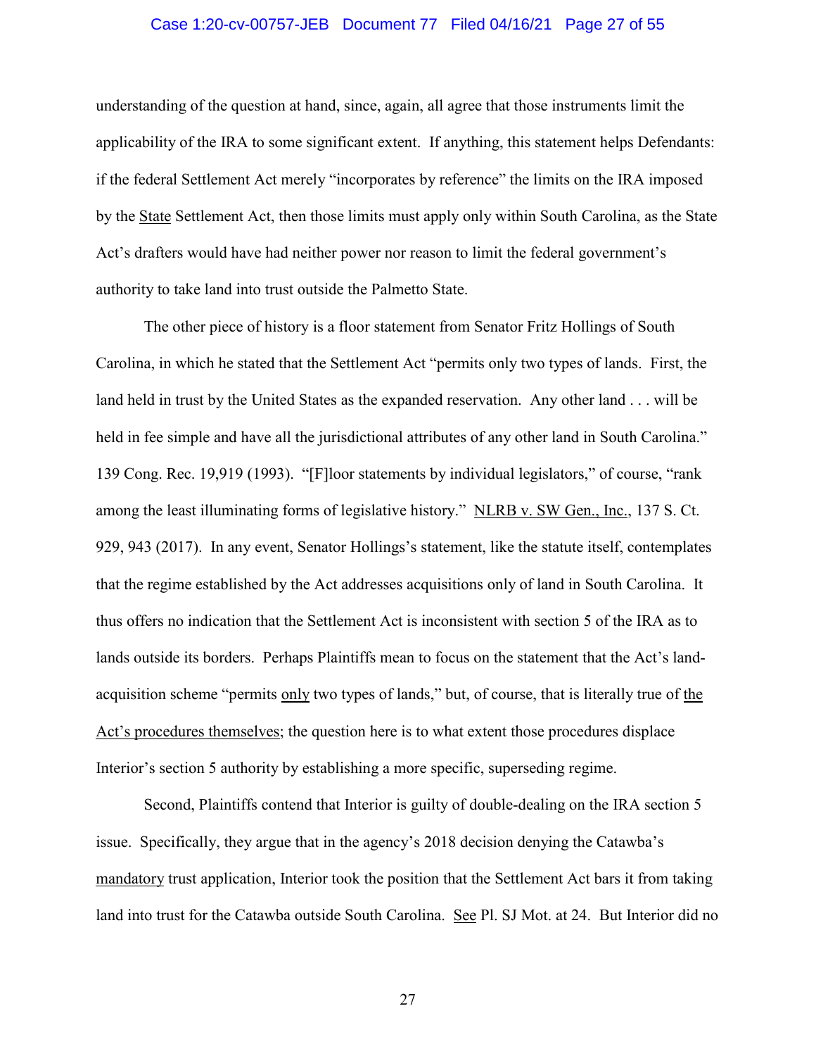understanding of the question at hand, since, again, all agree that those instruments limit the applicability of the IRA to some significant extent. If anything, this statement helps Defendants: if the federal Settlement Act merely "incorporates by reference" the limits on the IRA imposed by the <u>State</u> Settlement Act, then those limits must apply only within South Carolina, as the State Act's drafters would have had neither power nor reason to limit the federal government's authority to take land into trust outside the Palmetto State.

The other piece of history is a floor statement from Senator Fritz Hollings of South Carolina, in which he stated that the Settlement Act "permits only two types of lands. First, the land held in trust by the United States as the expanded reservation. Any other land . . . will be held in fee simple and have all the jurisdictional attributes of any other land in South Carolina." 139 Cong. Rec. 19,919 (1993). "[F]loor statements by individual legislators," of course, "rank among the least illuminating forms of legislative history." <u>NLRB v. SW Gen., Inc.</u>, 137 S. Ct. 929, 943 (2017). In any event, Senator Hollings's statement, like the statute itself, contemplates that the regime established by the Act addresses acquisitions only of land in South Carolina. It thus offers no indication that the Settlement Act is inconsistent with section 5 of the IRA as to lands outside its borders. Perhaps Plaintiffs mean to focus on the statement that the Act's land-acquisition scheme "permits <u>only</u> two types of lands," but, of course, that is literally true of <u>the Act's procedures themselves</u>; the question here is to what extent those procedures displace Interior's section 5 authority by establishing a more specific, superseding regime.

Second, Plaintiffs contend that Interior is guilty of double-dealing on the IRA section 5 issue. Specifically, they argue that in the agency's 2018 decision denying the Catawba's <u>mandatory</u> trust application, Interior took the position that the Settlement Act bars it from taking land into trust for the Catawba outside South Carolina. <u>See</u> Pl. SJ Mot. at 24. But Interior did no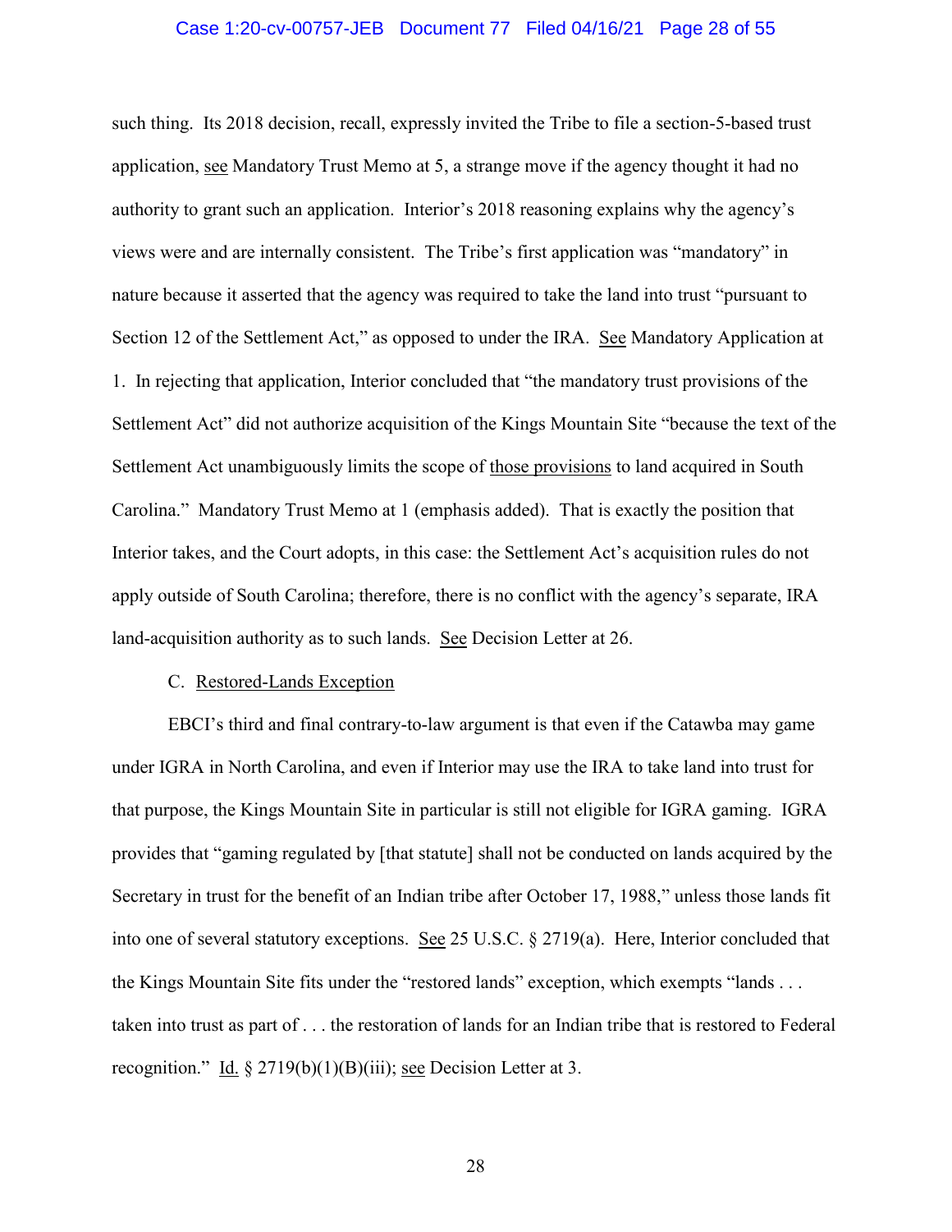such thing. Its 2018 decision, recall, expressly invited the Tribe to file a section-5-based trust application, see Mandatory Trust Memo at 5, a strange move if the agency thought it had no authority to grant such an application. Interior's 2018 reasoning explains why the agency's views were and are internally consistent. The Tribe's first application was "mandatory" in nature because it asserted that the agency was required to take the land into trust "pursuant to Section 12 of the Settlement Act," as opposed to under the IRA. See Mandatory Application at 1. In rejecting that application, Interior concluded that "the mandatory trust provisions of the Settlement Act" did not authorize acquisition of the Kings Mountain Site "because the text of the Settlement Act unambiguously limits the scope of those provisions to land acquired in South Carolina." Mandatory Trust Memo at 1 (emphasis added). That is exactly the position that Interior takes, and the Court adopts, in this case: the Settlement Act's acquisition rules do not apply outside of South Carolina; therefore, there is no conflict with the agency's separate, IRA land-acquisition authority as to such lands. See Decision Letter at 26.

### C. Restored-Lands Exception

EBCI's third and final contrary-to-law argument is that even if the Catawba may game under IGRA in North Carolina, and even if Interior may use the IRA to take land into trust for that purpose, the Kings Mountain Site in particular is still not eligible for IGRA gaming. IGRA provides that "gaming regulated by [that statute] shall not be conducted on lands acquired by the Secretary in trust for the benefit of an Indian tribe after October 17, 1988," unless those lands fit into one of several statutory exceptions. See 25 U.S.C. § 2719(a). Here, Interior concluded that the Kings Mountain Site fits under the "restored lands" exception, which exempts "lands . . . taken into trust as part of . . . the restoration of lands for an Indian tribe that is restored to Federal recognition." Id. § 2719(b)(1)(B)(iii); see Decision Letter at 3.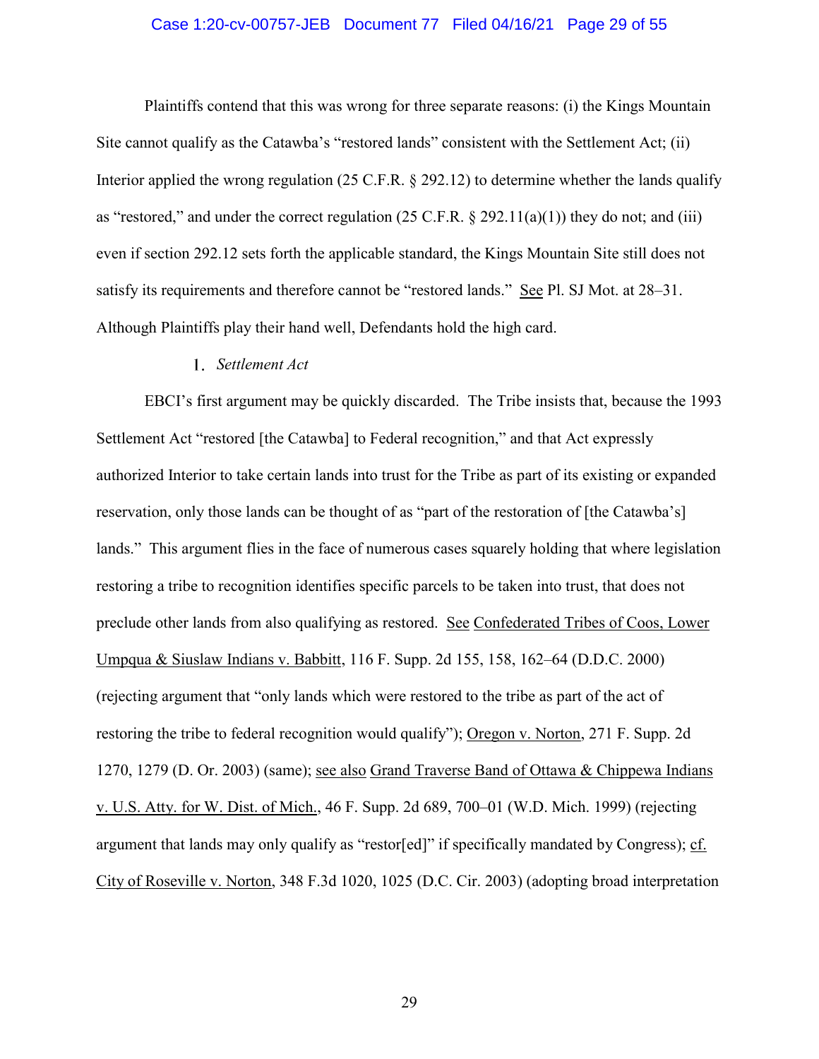Plaintiffs contend that this was wrong for three separate reasons: (i) the Kings Mountain Site cannot qualify as the Catawba's "restored lands" consistent with the Settlement Act; (ii) Interior applied the wrong regulation (25 C.F.R. § 292.12) to determine whether the lands qualify as "restored," and under the correct regulation (25 C.F.R. § 292.11(a)(1)) they do not; and (iii) even if section 292.12 sets forth the applicable standard, the Kings Mountain Site still does not satisfy its requirements and therefore cannot be "restored lands." See Pl. SJ Mot. at 28–31. Although Plaintiffs play their hand well, Defendants hold the high card.

1. *Settlement Act*

EBCI's first argument may be quickly discarded. The Tribe insists that, because the 1993 Settlement Act "restored [the Catawba] to Federal recognition," and that Act expressly authorized Interior to take certain lands into trust for the Tribe as part of its existing or expanded reservation, only those lands can be thought of as "part of the restoration of [the Catawba's] lands." This argument flies in the face of numerous cases squarely holding that where legislation restoring a tribe to recognition identifies specific parcels to be taken into trust, that does not preclude other lands from also qualifying as restored. See Confederated Tribes of Coos, Lower Umpqua & Siuslaw Indians v. Babbitt, 116 F. Supp. 2d 155, 158, 162–64 (D.D.C. 2000) (rejecting argument that "only lands which were restored to the tribe as part of the act of restoring the tribe to federal recognition would qualify"); Oregon v. Norton, 271 F. Supp. 2d 1270, 1279 (D. Or. 2003) (same); see also Grand Traverse Band of Ottawa & Chippewa Indians v. U.S. Atty. for W. Dist. of Mich., 46 F. Supp. 2d 689, 700–01 (W.D. Mich. 1999) (rejecting argument that lands may only qualify as "restor[ed]" if specifically mandated by Congress); cf. City of Roseville v. Norton, 348 F.3d 1020, 1025 (D.C. Cir. 2003) (adopting broad interpretation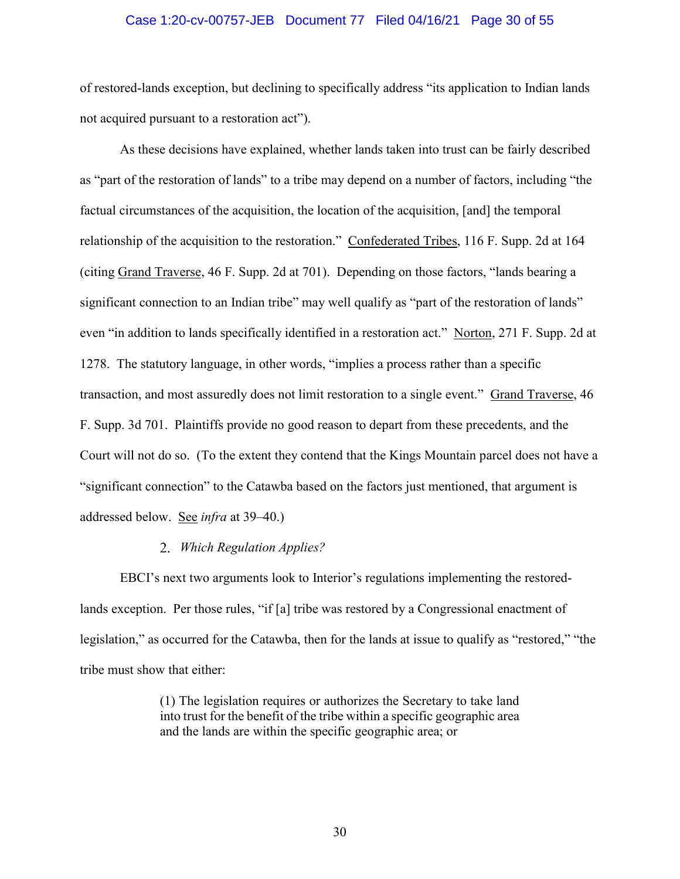of restored-lands exception, but declining to specifically address "its application to Indian lands not acquired pursuant to a restoration act").

As these decisions have explained, whether lands taken into trust can be fairly described as "part of the restoration of lands" to a tribe may depend on a number of factors, including "the factual circumstances of the acquisition, the location of the acquisition, [and] the temporal relationship of the acquisition to the restoration." Confederated Tribes, 116 F. Supp. 2d at 164 (citing Grand Traverse, 46 F. Supp. 2d at 701). Depending on those factors, "lands bearing a significant connection to an Indian tribe" may well qualify as "part of the restoration of lands" even "in addition to lands specifically identified in a restoration act." Norton, 271 F. Supp. 2d at 1278. The statutory language, in other words, "implies a process rather than a specific transaction, and most assuredly does not limit restoration to a single event." Grand Traverse, 46 F. Supp. 3d 701. Plaintiffs provide no good reason to depart from these precedents, and the Court will not do so. (To the extent they contend that the Kings Mountain parcel does not have a "significant connection" to the Catawba based on the factors just mentioned, that argument is addressed below. See *infra* at 39–40.)

### 2. *Which Regulation Applies?*

EBCI's next two arguments look to Interior's regulations implementing the restored-lands exception. Per those rules, "if [a] tribe was restored by a Congressional enactment of legislation," as occurred for the Catawba, then for the lands at issue to qualify as "restored," "the tribe must show that either:

> (1) The legislation requires or authorizes the Secretary to take land into trust for the benefit of the tribe within a specific geographic area and the lands are within the specific geographic area; or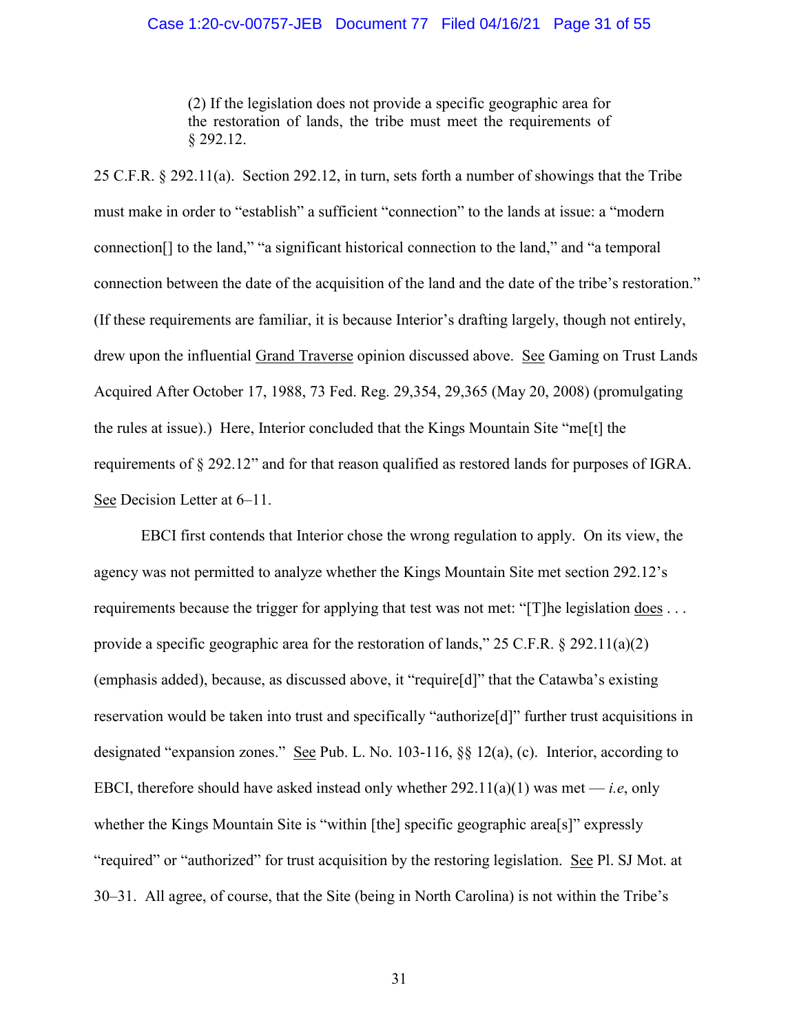> (2) If the legislation does not provide a specific geographic area for the restoration of lands, the tribe must meet the requirements of § 292.12.

25 C.F.R. § 292.11(a). Section 292.12, in turn, sets forth a number of showings that the Tribe must make in order to "establish" a sufficient "connection" to the lands at issue: a "modern connection[] to the land," "a significant historical connection to the land," and "a temporal connection between the date of the acquisition of the land and the date of the tribe's restoration." (If these requirements are familiar, it is because Interior's drafting largely, though not entirely, drew upon the influential Grand Traverse opinion discussed above. See Gaming on Trust Lands Acquired After October 17, 1988, 73 Fed. Reg. 29,354, 29,365 (May 20, 2008) (promulgating the rules at issue).) Here, Interior concluded that the Kings Mountain Site "me[t] the requirements of § 292.12" and for that reason qualified as restored lands for purposes of IGRA. See Decision Letter at 6–11.

EBCI first contends that Interior chose the wrong regulation to apply. On its view, the agency was not permitted to analyze whether the Kings Mountain Site met section 292.12's requirements because the trigger for applying that test was not met: "[T]he legislation does . . . provide a specific geographic area for the restoration of lands," 25 C.F.R. § 292.11(a)(2) (emphasis added), because, as discussed above, it "require[d]" that the Catawba's existing reservation would be taken into trust and specifically "authorize[d]" further trust acquisitions in designated "expansion zones." See Pub. L. No. 103-116, §§ 12(a), (c). Interior, according to EBCI, therefore should have asked instead only whether 292.11(a)(1) was met — *i.e*, only whether the Kings Mountain Site is "within [the] specific geographic area[s]" expressly "required" or "authorized" for trust acquisition by the restoring legislation. See Pl. SJ Mot. at 30–31. All agree, of course, that the Site (being in North Carolina) is not within the Tribe's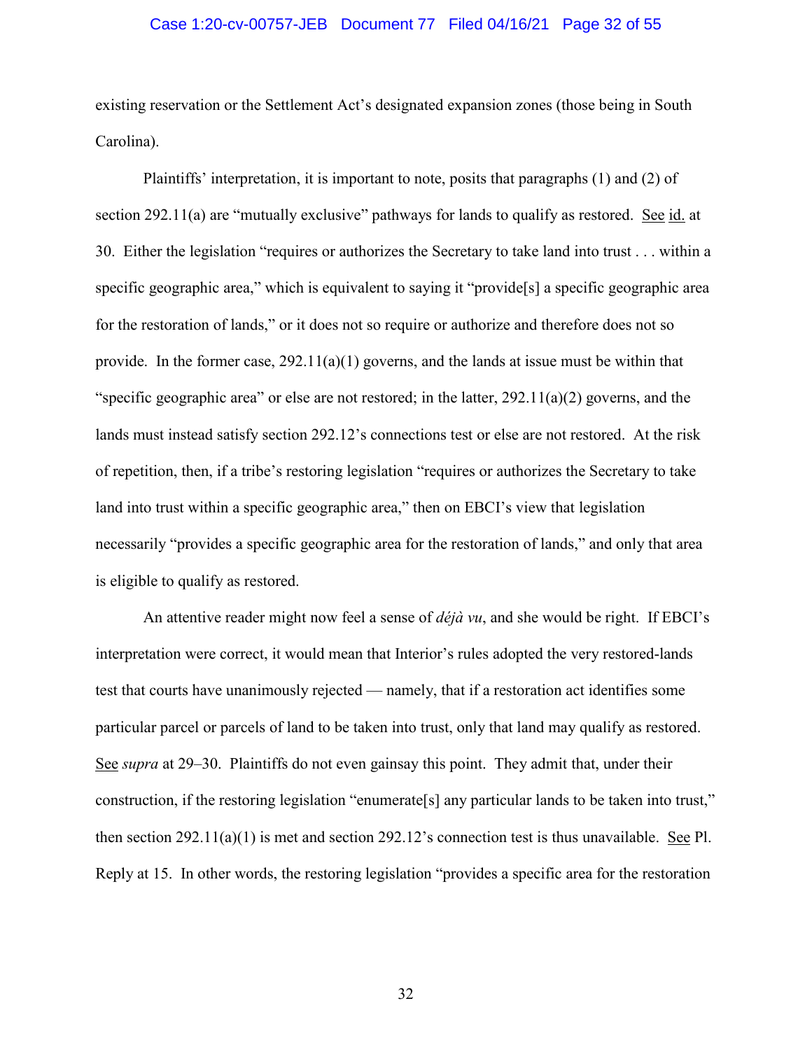existing reservation or the Settlement Act's designated expansion zones (those being in South Carolina).

Plaintiffs' interpretation, it is important to note, posits that paragraphs (1) and (2) of section 292.11(a) are "mutually exclusive" pathways for lands to qualify as restored. See id. at 30. Either the legislation "requires or authorizes the Secretary to take land into trust . . . within a specific geographic area," which is equivalent to saying it "provide[s] a specific geographic area for the restoration of lands," or it does not so require or authorize and therefore does not so provide. In the former case, 292.11(a)(1) governs, and the lands at issue must be within that "specific geographic area" or else are not restored; in the latter, 292.11(a)(2) governs, and the lands must instead satisfy section 292.12's connections test or else are not restored. At the risk of repetition, then, if a tribe's restoring legislation "requires or authorizes the Secretary to take land into trust within a specific geographic area," then on EBCI's view that legislation necessarily "provides a specific geographic area for the restoration of lands," and only that area is eligible to qualify as restored.

An attentive reader might now feel a sense of *déjà vu*, and she would be right. If EBCI's interpretation were correct, it would mean that Interior's rules adopted the very restored-lands test that courts have unanimously rejected — namely, that if a restoration act identifies some particular parcel or parcels of land to be taken into trust, only that land may qualify as restored. See *supra* at 29–30. Plaintiffs do not even gainsay this point. They admit that, under their construction, if the restoring legislation "enumerate[s] any particular lands to be taken into trust," then section 292.11(a)(1) is met and section 292.12's connection test is thus unavailable. See Pl. Reply at 15. In other words, the restoring legislation "provides a specific area for the restoration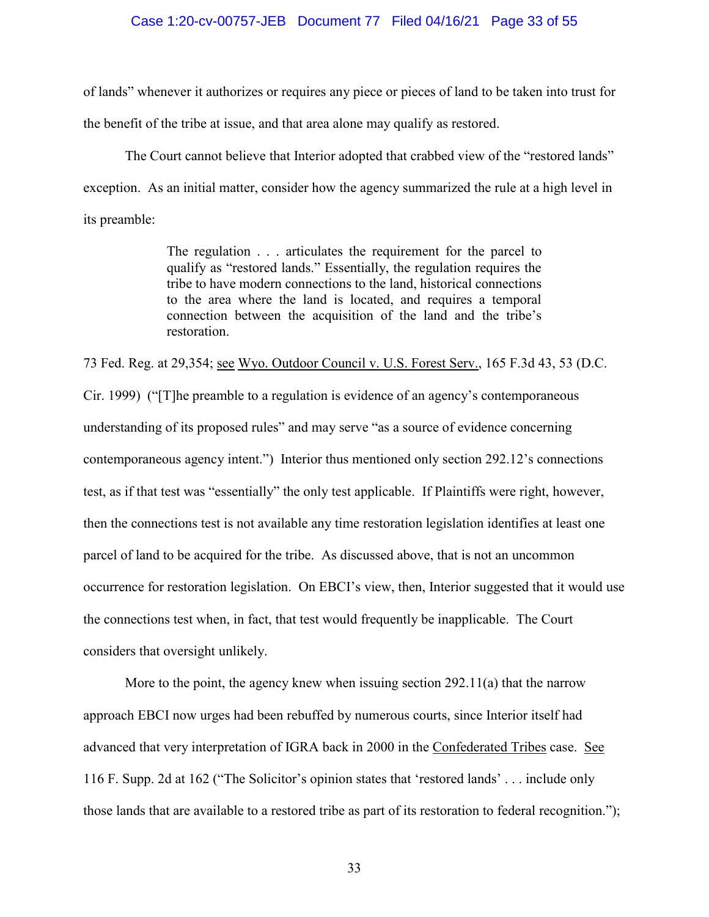of lands" whenever it authorizes or requires any piece or pieces of land to be taken into trust for the benefit of the tribe at issue, and that area alone may qualify as restored.

The Court cannot believe that Interior adopted that crabbed view of the "restored lands" exception. As an initial matter, consider how the agency summarized the rule at a high level in its preamble:

> The regulation . . . articulates the requirement for the parcel to qualify as "restored lands." Essentially, the regulation requires the tribe to have modern connections to the land, historical connections to the area where the land is located, and requires a temporal connection between the acquisition of the land and the tribe's restoration.

73 Fed. Reg. at 29,354; see Wyo. Outdoor Council v. U.S. Forest Serv., 165 F.3d 43, 53 (D.C. Cir. 1999) ("[T]he preamble to a regulation is evidence of an agency's contemporaneous understanding of its proposed rules" and may serve "as a source of evidence concerning contemporaneous agency intent.") Interior thus mentioned only section 292.12's connections test, as if that test was "essentially" the only test applicable. If Plaintiffs were right, however, then the connections test is not available any time restoration legislation identifies at least one parcel of land to be acquired for the tribe. As discussed above, that is not an uncommon occurrence for restoration legislation. On EBCI's view, then, Interior suggested that it would use the connections test when, in fact, that test would frequently be inapplicable. The Court considers that oversight unlikely.

More to the point, the agency knew when issuing section 292.11(a) that the narrow approach EBCI now urges had been rebuffed by numerous courts, since Interior itself had advanced that very interpretation of IGRA back in 2000 in the Confederated Tribes case. See 116 F. Supp. 2d at 162 ("The Solicitor's opinion states that 'restored lands' . . . include only those lands that are available to a restored tribe as part of its restoration to federal recognition.");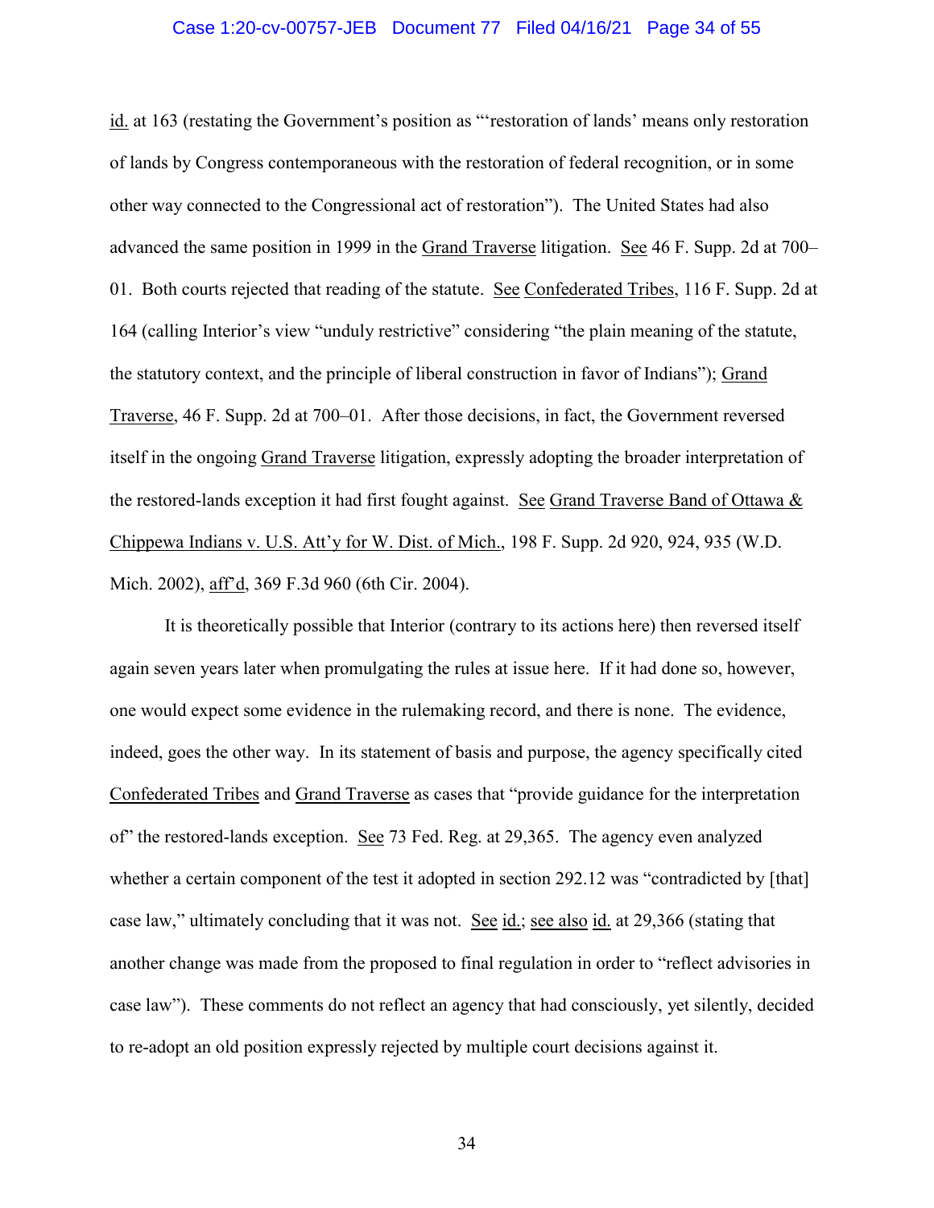id. at 163 (restating the Government's position as "'restoration of lands' means only restoration of lands by Congress contemporaneous with the restoration of federal recognition, or in some other way connected to the Congressional act of restoration"). The United States had also advanced the same position in 1999 in the Grand Traverse litigation. See 46 F. Supp. 2d at 700–01. Both courts rejected that reading of the statute. See Confederated Tribes, 116 F. Supp. 2d at 164 (calling Interior's view "unduly restrictive" considering "the plain meaning of the statute, the statutory context, and the principle of liberal construction in favor of Indians"); Grand Traverse, 46 F. Supp. 2d at 700–01. After those decisions, in fact, the Government reversed itself in the ongoing Grand Traverse litigation, expressly adopting the broader interpretation of the restored-lands exception it had first fought against. See Grand Traverse Band of Ottawa & Chippewa Indians v. U.S. Att'y for W. Dist. of Mich., 198 F. Supp. 2d 920, 924, 935 (W.D. Mich. 2002), aff'd, 369 F.3d 960 (6th Cir. 2004).

It is theoretically possible that Interior (contrary to its actions here) then reversed itself again seven years later when promulgating the rules at issue here. If it had done so, however, one would expect some evidence in the rulemaking record, and there is none. The evidence, indeed, goes the other way. In its statement of basis and purpose, the agency specifically cited Confederated Tribes and Grand Traverse as cases that "provide guidance for the interpretation of" the restored-lands exception. See 73 Fed. Reg. at 29,365. The agency even analyzed whether a certain component of the test it adopted in section 292.12 was "contradicted by [that] case law," ultimately concluding that it was not. See id.; see also id. at 29,366 (stating that another change was made from the proposed to final regulation in order to "reflect advisories in case law"). These comments do not reflect an agency that had consciously, yet silently, decided to re-adopt an old position expressly rejected by multiple court decisions against it.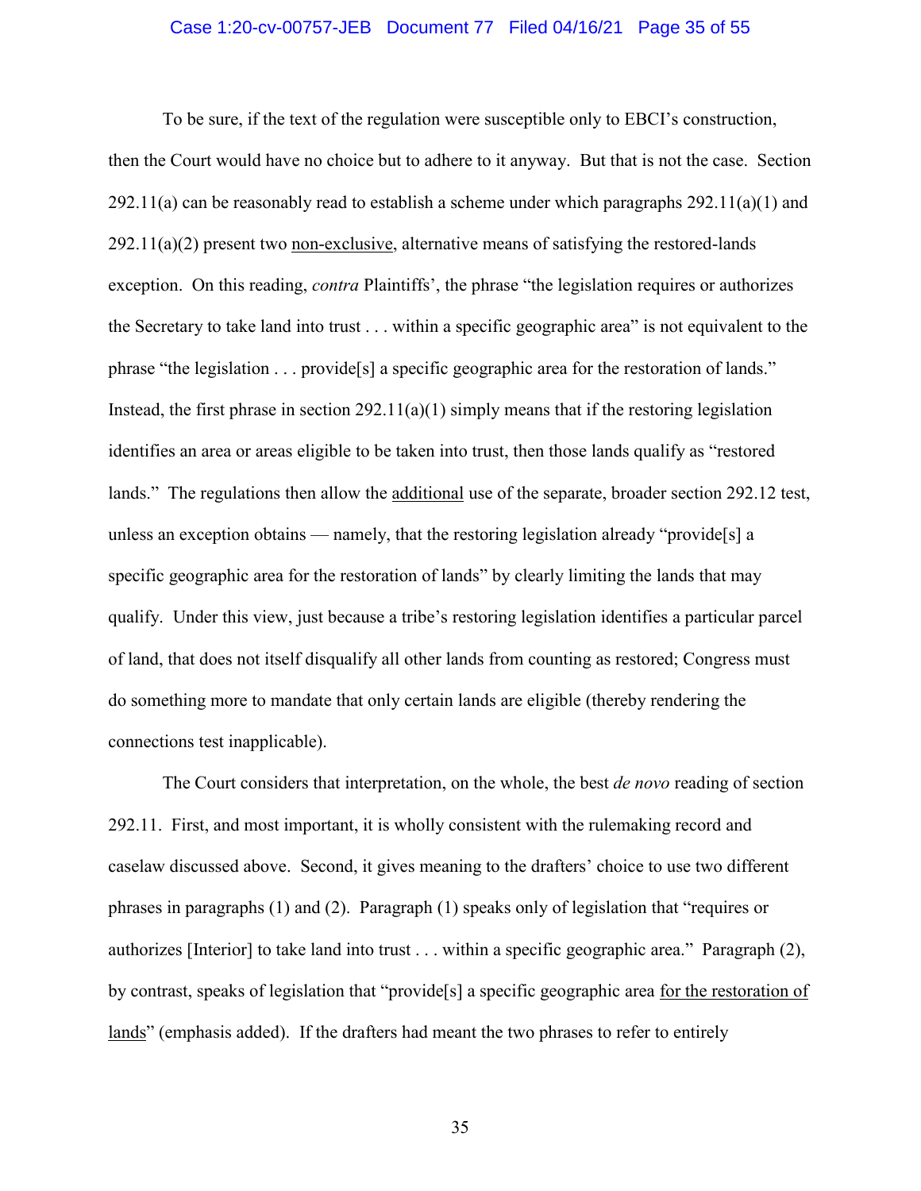To be sure, if the text of the regulation were susceptible only to EBCI's construction, then the Court would have no choice but to adhere to it anyway. But that is not the case. Section 292.11(a) can be reasonably read to establish a scheme under which paragraphs 292.11(a)(1) and 292.11(a)(2) present two non-exclusive, alternative means of satisfying the restored-lands exception. On this reading, *contra* Plaintiffs', the phrase "the legislation requires or authorizes the Secretary to take land into trust . . . within a specific geographic area" is not equivalent to the phrase "the legislation . . . provide[s] a specific geographic area for the restoration of lands." Instead, the first phrase in section 292.11(a)(1) simply means that if the restoring legislation identifies an area or areas eligible to be taken into trust, then those lands qualify as "restored lands." The regulations then allow the additional use of the separate, broader section 292.12 test, unless an exception obtains — namely, that the restoring legislation already "provide[s] a specific geographic area for the restoration of lands" by clearly limiting the lands that may qualify. Under this view, just because a tribe's restoring legislation identifies a particular parcel of land, that does not itself disqualify all other lands from counting as restored; Congress must do something more to mandate that only certain lands are eligible (thereby rendering the connections test inapplicable).

The Court considers that interpretation, on the whole, the best *de novo* reading of section 292.11. First, and most important, it is wholly consistent with the rulemaking record and caselaw discussed above. Second, it gives meaning to the drafters' choice to use two different phrases in paragraphs (1) and (2). Paragraph (1) speaks only of legislation that "requires or authorizes [Interior] to take land into trust . . . within a specific geographic area." Paragraph (2), by contrast, speaks of legislation that "provide[s] a specific geographic area for the restoration of lands" (emphasis added). If the drafters had meant the two phrases to refer to entirely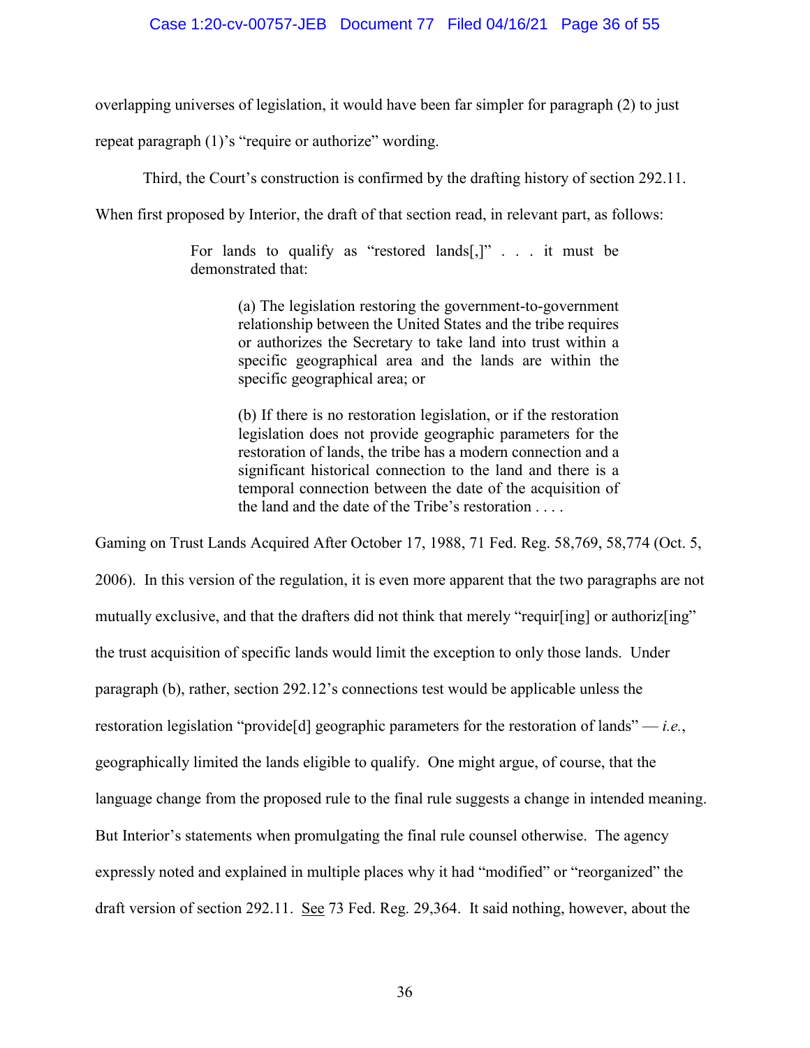overlapping universes of legislation, it would have been far simpler for paragraph (2) to just repeat paragraph (1)'s "require or authorize" wording.

Third, the Court's construction is confirmed by the drafting history of section 292.11. When first proposed by Interior, the draft of that section read, in relevant part, as follows:

> For lands to qualify as "restored lands[,]" . . . it must be demonstrated that:
>
> > (a) The legislation restoring the government-to-government relationship between the United States and the tribe requires or authorizes the Secretary to take land into trust within a specific geographical area and the lands are within the specific geographical area; or
> >
> > (b) If there is no restoration legislation, or if the restoration legislation does not provide geographic parameters for the restoration of lands, the tribe has a modern connection and a significant historical connection to the land and there is a temporal connection between the date of the acquisition of the land and the date of the Tribe's restoration . . . .

Gaming on Trust Lands Acquired After October 17, 1988, 71 Fed. Reg. 58,769, 58,774 (Oct. 5, 2006). In this version of the regulation, it is even more apparent that the two paragraphs are not mutually exclusive, and that the drafters did not think that merely "requir[ing] or authoriz[ing" the trust acquisition of specific lands would limit the exception to only those lands. Under paragraph (b), rather, section 292.12's connections test would be applicable unless the restoration legislation "provide[d] geographic parameters for the restoration of lands" — *i.e.*, geographically limited the lands eligible to qualify. One might argue, of course, that the language change from the proposed rule to the final rule suggests a change in intended meaning. But Interior's statements when promulgating the final rule counsel otherwise. The agency expressly noted and explained in multiple places why it had "modified" or "reorganized" the draft version of section 292.11. See 73 Fed. Reg. 29,364. It said nothing, however, about the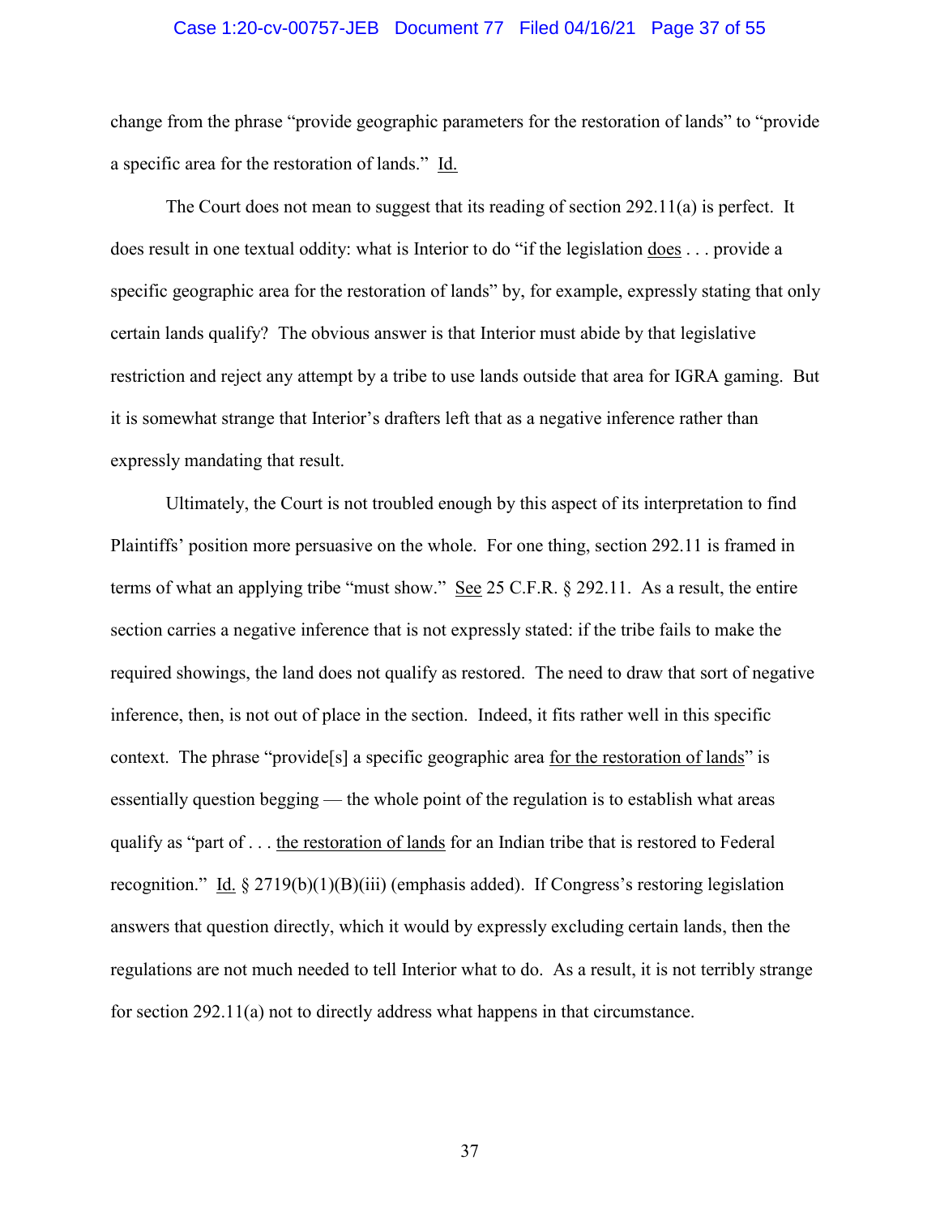change from the phrase "provide geographic parameters for the restoration of lands" to "provide a specific area for the restoration of lands." Id.

The Court does not mean to suggest that its reading of section 292.11(a) is perfect. It does result in one textual oddity: what is Interior to do "if the legislation does . . . provide a specific geographic area for the restoration of lands" by, for example, expressly stating that only certain lands qualify? The obvious answer is that Interior must abide by that legislative restriction and reject any attempt by a tribe to use lands outside that area for IGRA gaming. But it is somewhat strange that Interior's drafters left that as a negative inference rather than expressly mandating that result.

Ultimately, the Court is not troubled enough by this aspect of its interpretation to find Plaintiffs' position more persuasive on the whole. For one thing, section 292.11 is framed in terms of what an applying tribe "must show." See 25 C.F.R. § 292.11. As a result, the entire section carries a negative inference that is not expressly stated: if the tribe fails to make the required showings, the land does not qualify as restored. The need to draw that sort of negative inference, then, is not out of place in the section. Indeed, it fits rather well in this specific context. The phrase "provide[s] a specific geographic area for the restoration of lands" is essentially question begging — the whole point of the regulation is to establish what areas qualify as "part of . . . the restoration of lands for an Indian tribe that is restored to Federal recognition." Id. § 2719(b)(1)(B)(iii) (emphasis added). If Congress's restoring legislation answers that question directly, which it would by expressly excluding certain lands, then the regulations are not much needed to tell Interior what to do. As a result, it is not terribly strange for section 292.11(a) not to directly address what happens in that circumstance.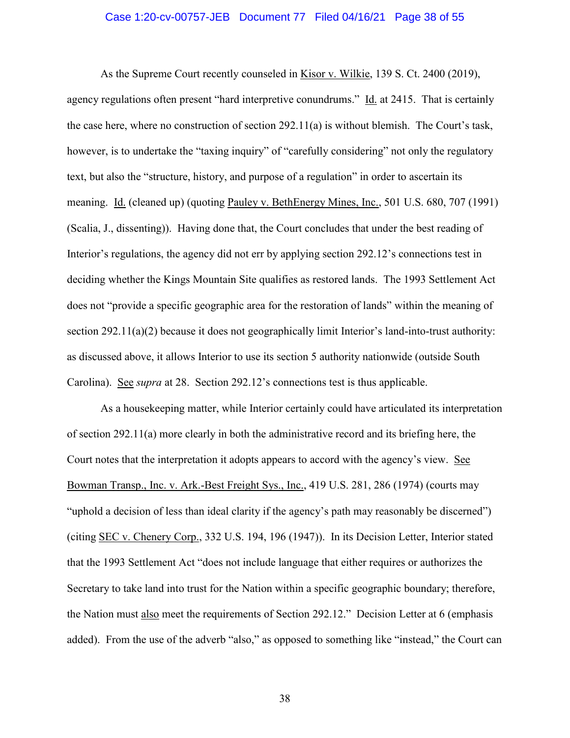As the Supreme Court recently counseled in Kisor v. Wilkie, 139 S. Ct. 2400 (2019), agency regulations often present "hard interpretive conundrums." Id. at 2415. That is certainly the case here, where no construction of section 292.11(a) is without blemish. The Court's task, however, is to undertake the "taxing inquiry" of "carefully considering" not only the regulatory text, but also the "structure, history, and purpose of a regulation" in order to ascertain its meaning. Id. (cleaned up) (quoting Pauley v. BethEnergy Mines, Inc., 501 U.S. 680, 707 (1991) (Scalia, J., dissenting)). Having done that, the Court concludes that under the best reading of Interior's regulations, the agency did not err by applying section 292.12's connections test in deciding whether the Kings Mountain Site qualifies as restored lands. The 1993 Settlement Act does not "provide a specific geographic area for the restoration of lands" within the meaning of section 292.11(a)(2) because it does not geographically limit Interior's land-into-trust authority: as discussed above, it allows Interior to use its section 5 authority nationwide (outside South Carolina). See *supra* at 28. Section 292.12's connections test is thus applicable.

As a housekeeping matter, while Interior certainly could have articulated its interpretation of section 292.11(a) more clearly in both the administrative record and its briefing here, the Court notes that the interpretation it adopts appears to accord with the agency's view. See Bowman Transp., Inc. v. Ark.-Best Freight Sys., Inc., 419 U.S. 281, 286 (1974) (courts may "uphold a decision of less than ideal clarity if the agency's path may reasonably be discerned") (citing SEC v. Chenery Corp., 332 U.S. 194, 196 (1947)). In its Decision Letter, Interior stated that the 1993 Settlement Act "does not include language that either requires or authorizes the Secretary to take land into trust for the Nation within a specific geographic boundary; therefore, the Nation must also meet the requirements of Section 292.12." Decision Letter at 6 (emphasis added). From the use of the adverb "also," as opposed to something like "instead," the Court can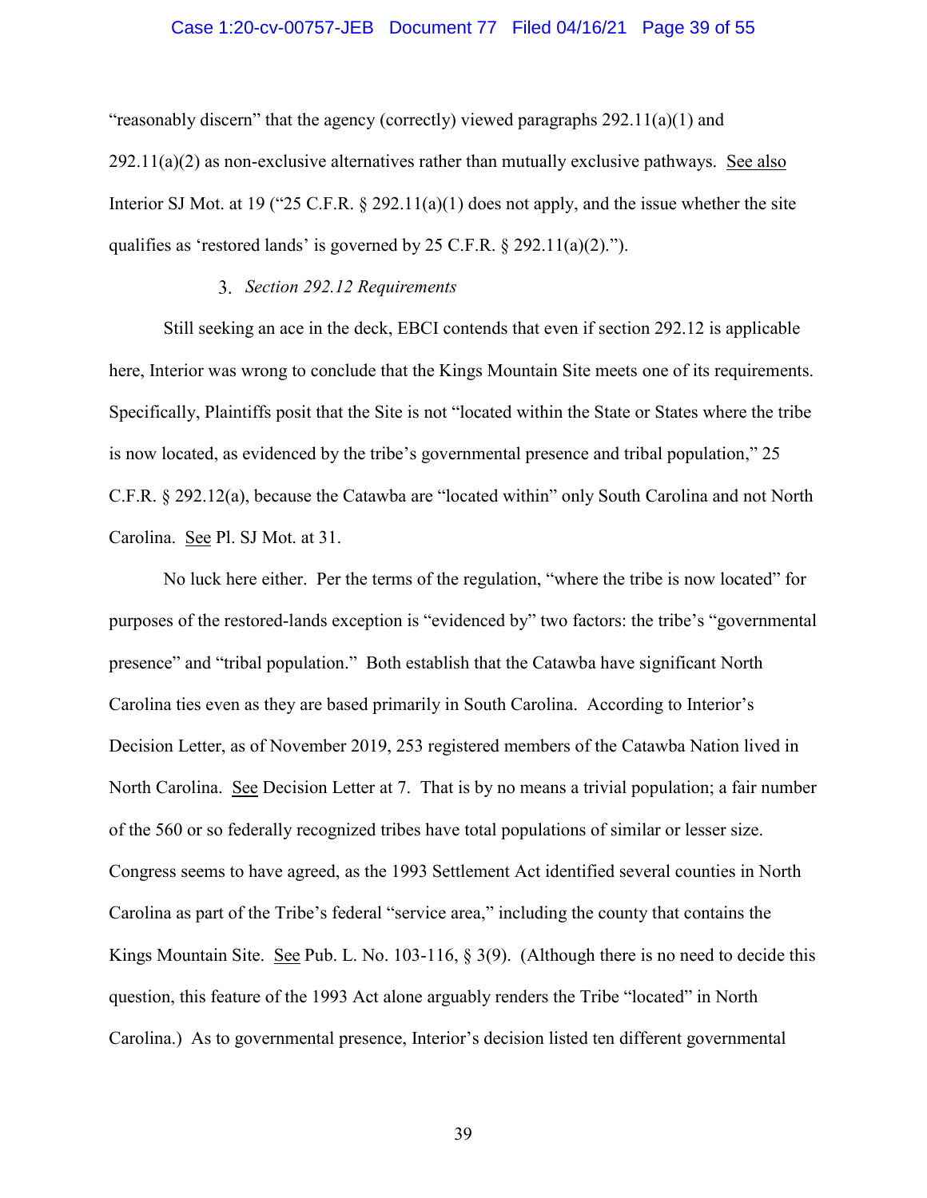"reasonably discern" that the agency (correctly) viewed paragraphs 292.11(a)(1) and 292.11(a)(2) as non-exclusive alternatives rather than mutually exclusive pathways. See also Interior SJ Mot. at 19 ("25 C.F.R. § 292.11(a)(1) does not apply, and the issue whether the site qualifies as 'restored lands' is governed by 25 C.F.R. § 292.11(a)(2).").

### 3. *Section 292.12 Requirements*

Still seeking an ace in the deck, EBCI contends that even if section 292.12 is applicable here, Interior was wrong to conclude that the Kings Mountain Site meets one of its requirements. Specifically, Plaintiffs posit that the Site is not "located within the State or States where the tribe is now located, as evidenced by the tribe's governmental presence and tribal population," 25 C.F.R. § 292.12(a), because the Catawba are "located within" only South Carolina and not North Carolina. See Pl. SJ Mot. at 31.

No luck here either. Per the terms of the regulation, "where the tribe is now located" for purposes of the restored-lands exception is "evidenced by" two factors: the tribe's "governmental presence" and "tribal population." Both establish that the Catawba have significant North Carolina ties even as they are based primarily in South Carolina. According to Interior's Decision Letter, as of November 2019, 253 registered members of the Catawba Nation lived in North Carolina. See Decision Letter at 7. That is by no means a trivial population; a fair number of the 560 or so federally recognized tribes have total populations of similar or lesser size. Congress seems to have agreed, as the 1993 Settlement Act identified several counties in North Carolina as part of the Tribe's federal "service area," including the county that contains the Kings Mountain Site. See Pub. L. No. 103-116, § 3(9). (Although there is no need to decide this question, this feature of the 1993 Act alone arguably renders the Tribe "located" in North Carolina.) As to governmental presence, Interior's decision listed ten different governmental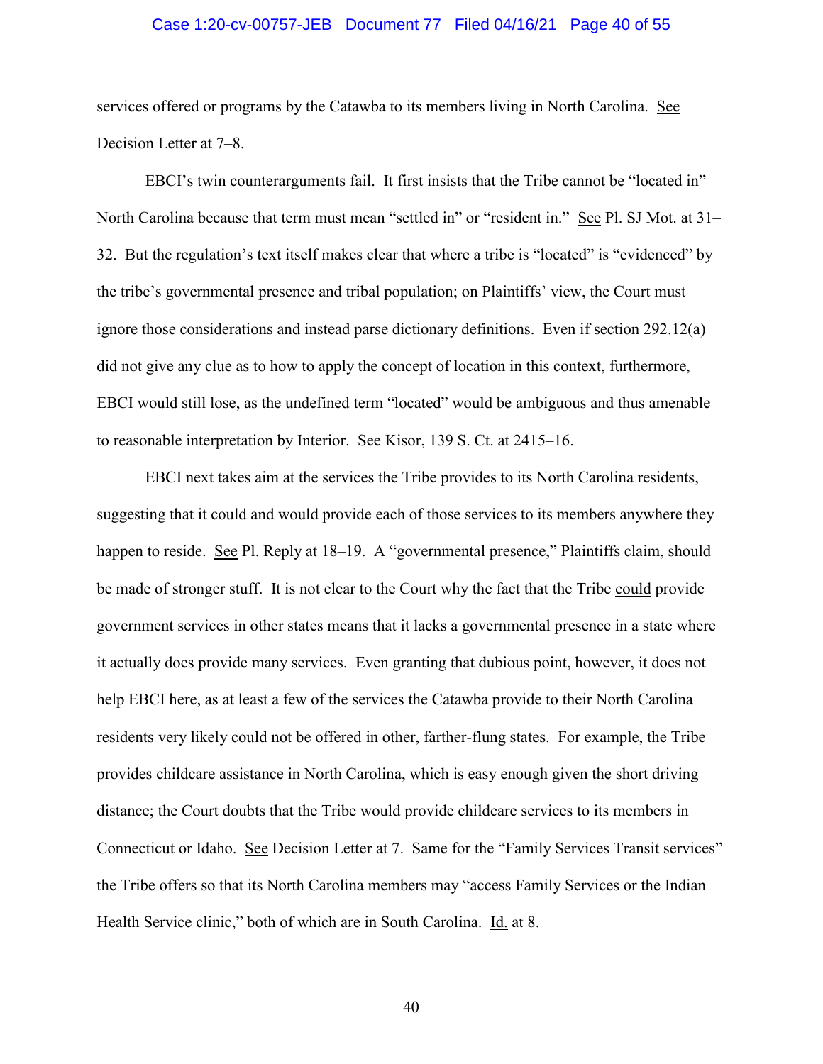services offered or programs by the Catawba to its members living in North Carolina. See Decision Letter at 7–8.

EBCI's twin counterarguments fail. It first insists that the Tribe cannot be "located in" North Carolina because that term must mean "settled in" or "resident in." See Pl. SJ Mot. at 31–32. But the regulation's text itself makes clear that where a tribe is "located" is "evidenced" by the tribe's governmental presence and tribal population; on Plaintiffs' view, the Court must ignore those considerations and instead parse dictionary definitions. Even if section 292.12(a) did not give any clue as to how to apply the concept of location in this context, furthermore, EBCI would still lose, as the undefined term "located" would be ambiguous and thus amenable to reasonable interpretation by Interior. See Kisor, 139 S. Ct. at 2415–16.

EBCI next takes aim at the services the Tribe provides to its North Carolina residents, suggesting that it could and would provide each of those services to its members anywhere they happen to reside. See Pl. Reply at 18–19. A "governmental presence," Plaintiffs claim, should be made of stronger stuff. It is not clear to the Court why the fact that the Tribe could provide government services in other states means that it lacks a governmental presence in a state where it actually does provide many services. Even granting that dubious point, however, it does not help EBCI here, as at least a few of the services the Catawba provide to their North Carolina residents very likely could not be offered in other, farther-flung states. For example, the Tribe provides childcare assistance in North Carolina, which is easy enough given the short driving distance; the Court doubts that the Tribe would provide childcare services to its members in Connecticut or Idaho. See Decision Letter at 7. Same for the "Family Services Transit services" the Tribe offers so that its North Carolina members may "access Family Services or the Indian Health Service clinic," both of which are in South Carolina. Id. at 8.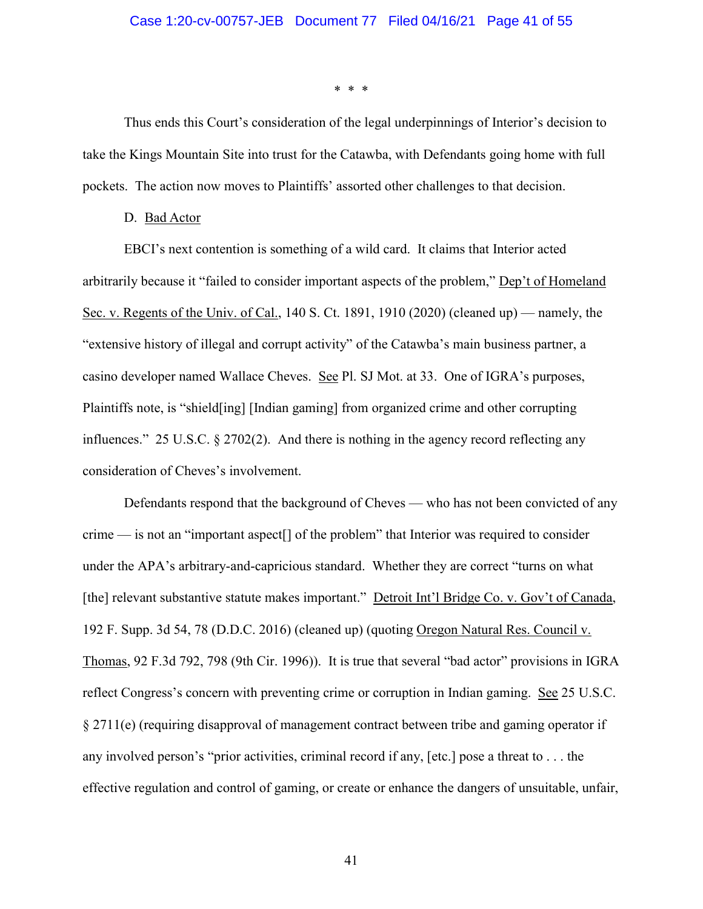\* \* \*

Thus ends this Court's consideration of the legal underpinnings of Interior's decision to take the Kings Mountain Site into trust for the Catawba, with Defendants going home with full pockets. The action now moves to Plaintiffs' assorted other challenges to that decision.

D. Bad Actor

EBCI's next contention is something of a wild card. It claims that Interior acted arbitrarily because it "failed to consider important aspects of the problem," Dep't of Homeland Sec. v. Regents of the Univ. of Cal., 140 S. Ct. 1891, 1910 (2020) (cleaned up) — namely, the "extensive history of illegal and corrupt activity" of the Catawba's main business partner, a casino developer named Wallace Cheves. See Pl. SJ Mot. at 33. One of IGRA's purposes, Plaintiffs note, is "shield[ing] [Indian gaming] from organized crime and other corrupting influences." 25 U.S.C. § 2702(2). And there is nothing in the agency record reflecting any consideration of Cheves's involvement.

Defendants respond that the background of Cheves — who has not been convicted of any crime — is not an "important aspect[] of the problem" that Interior was required to consider under the APA's arbitrary-and-capricious standard. Whether they are correct "turns on what [the] relevant substantive statute makes important." Detroit Int'l Bridge Co. v. Gov't of Canada, 192 F. Supp. 3d 54, 78 (D.D.C. 2016) (cleaned up) (quoting Oregon Natural Res. Council v. Thomas, 92 F.3d 792, 798 (9th Cir. 1996)). It is true that several "bad actor" provisions in IGRA reflect Congress's concern with preventing crime or corruption in Indian gaming. See 25 U.S.C. § 2711(e) (requiring disapproval of management contract between tribe and gaming operator if any involved person's "prior activities, criminal record if any, [etc.] pose a threat to . . . the effective regulation and control of gaming, or create or enhance the dangers of unsuitable, unfair,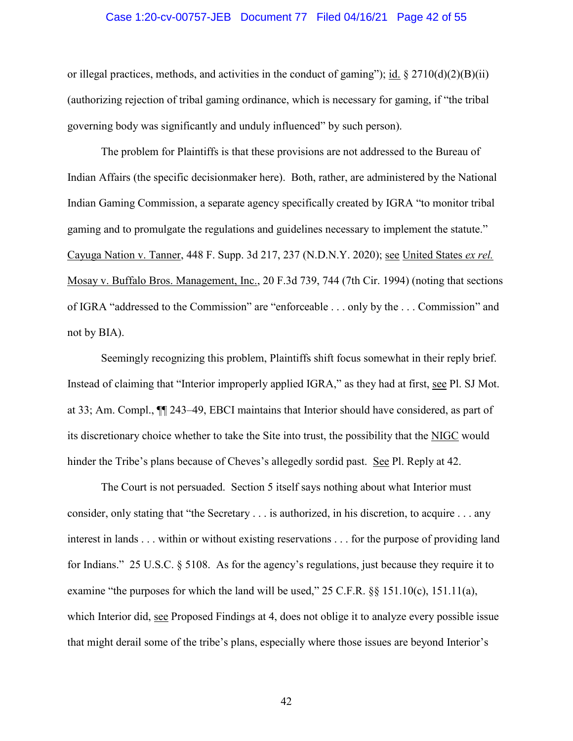or illegal practices, methods, and activities in the conduct of gaming"); id. § 2710(d)(2)(B)(ii) (authorizing rejection of tribal gaming ordinance, which is necessary for gaming, if "the tribal governing body was significantly and unduly influenced" by such person).

The problem for Plaintiffs is that these provisions are not addressed to the Bureau of Indian Affairs (the specific decisionmaker here). Both, rather, are administered by the National Indian Gaming Commission, a separate agency specifically created by IGRA "to monitor tribal gaming and to promulgate the regulations and guidelines necessary to implement the statute." Cayuga Nation v. Tanner, 448 F. Supp. 3d 217, 237 (N.D.N.Y. 2020); see United States *ex rel.* Mosay v. Buffalo Bros. Management, Inc., 20 F.3d 739, 744 (7th Cir. 1994) (noting that sections of IGRA "addressed to the Commission" are "enforceable . . . only by the . . . Commission" and not by BIA).

Seemingly recognizing this problem, Plaintiffs shift focus somewhat in their reply brief. Instead of claiming that "Interior improperly applied IGRA," as they had at first, see Pl. SJ Mot. at 33; Am. Compl., ¶¶ 243–49, EBCI maintains that Interior should have considered, as part of its discretionary choice whether to take the Site into trust, the possibility that the NIGC would hinder the Tribe's plans because of Cheves's allegedly sordid past. See Pl. Reply at 42.

The Court is not persuaded. Section 5 itself says nothing about what Interior must consider, only stating that "the Secretary . . . is authorized, in his discretion, to acquire . . . any interest in lands . . . within or without existing reservations . . . for the purpose of providing land for Indians." 25 U.S.C. § 5108. As for the agency's regulations, just because they require it to examine "the purposes for which the land will be used," 25 C.F.R. §§ 151.10(c), 151.11(a), which Interior did, see Proposed Findings at 4, does not oblige it to analyze every possible issue that might derail some of the tribe's plans, especially where those issues are beyond Interior's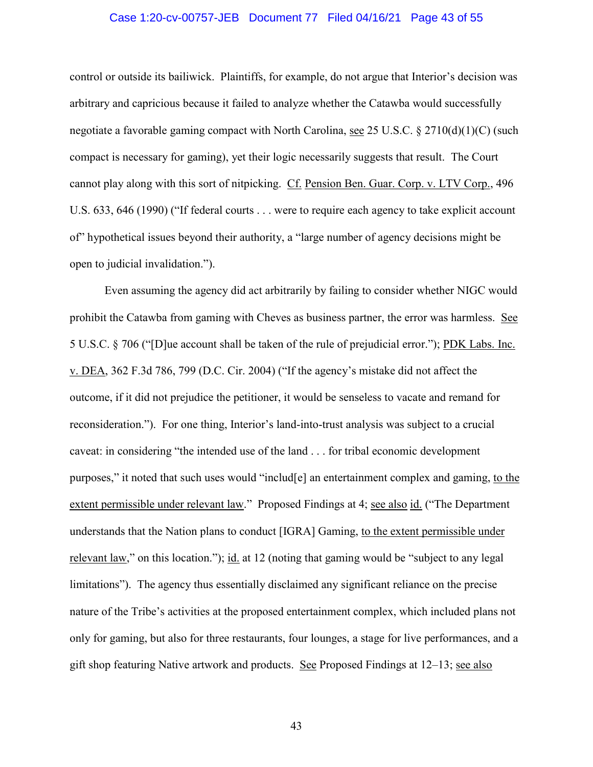control or outside its bailiwick. Plaintiffs, for example, do not argue that Interior's decision was arbitrary and capricious because it failed to analyze whether the Catawba would successfully negotiate a favorable gaming compact with North Carolina, see 25 U.S.C. § 2710(d)(1)(C) (such compact is necessary for gaming), yet their logic necessarily suggests that result. The Court cannot play along with this sort of nitpicking. Cf. Pension Ben. Guar. Corp. v. LTV Corp., 496 U.S. 633, 646 (1990) ("If federal courts . . . were to require each agency to take explicit account of" hypothetical issues beyond their authority, a "large number of agency decisions might be open to judicial invalidation.").

Even assuming the agency did act arbitrarily by failing to consider whether NIGC would prohibit the Catawba from gaming with Cheves as business partner, the error was harmless. See 5 U.S.C. § 706 ("[D]ue account shall be taken of the rule of prejudicial error."); PDK Labs. Inc. v. DEA, 362 F.3d 786, 799 (D.C. Cir. 2004) ("If the agency's mistake did not affect the outcome, if it did not prejudice the petitioner, it would be senseless to vacate and remand for reconsideration."). For one thing, Interior's land-into-trust analysis was subject to a crucial caveat: in considering "the intended use of the land . . . for tribal economic development purposes," it noted that such uses would "includ[e] an entertainment complex and gaming, to the extent permissible under relevant law." Proposed Findings at 4; see also id. ("The Department understands that the Nation plans to conduct [IGRA] Gaming, to the extent permissible under relevant law," on this location."); id. at 12 (noting that gaming would be "subject to any legal limitations"). The agency thus essentially disclaimed any significant reliance on the precise nature of the Tribe's activities at the proposed entertainment complex, which included plans not only for gaming, but also for three restaurants, four lounges, a stage for live performances, and a gift shop featuring Native artwork and products. See Proposed Findings at 12–13; see also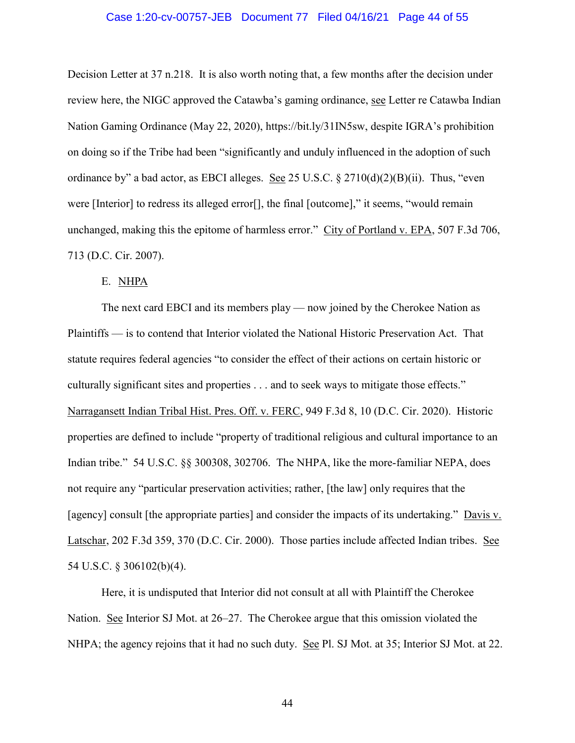Decision Letter at 37 n.218. It is also worth noting that, a few months after the decision under review here, the NIGC approved the Catawba's gaming ordinance, see Letter re Catawba Indian Nation Gaming Ordinance (May 22, 2020), https://bit.ly/31IN5sw, despite IGRA's prohibition on doing so if the Tribe had been "significantly and unduly influenced in the adoption of such ordinance by" a bad actor, as EBCI alleges. See 25 U.S.C. § 2710(d)(2)(B)(ii). Thus, "even were [Interior] to redress its alleged error[], the final [outcome]," it seems, "would remain unchanged, making this the epitome of harmless error." City of Portland v. EPA, 507 F.3d 706, 713 (D.C. Cir. 2007).

### E. NHPA

The next card EBCI and its members play — now joined by the Cherokee Nation as Plaintiffs — is to contend that Interior violated the National Historic Preservation Act. That statute requires federal agencies "to consider the effect of their actions on certain historic or culturally significant sites and properties . . . and to seek ways to mitigate those effects." Narragansett Indian Tribal Hist. Pres. Off. v. FERC, 949 F.3d 8, 10 (D.C. Cir. 2020). Historic properties are defined to include "property of traditional religious and cultural importance to an Indian tribe." 54 U.S.C. §§ 300308, 302706. The NHPA, like the more-familiar NEPA, does not require any "particular preservation activities; rather, [the law] only requires that the [agency] consult [the appropriate parties] and consider the impacts of its undertaking." Davis v. Latschar, 202 F.3d 359, 370 (D.C. Cir. 2000). Those parties include affected Indian tribes. See 54 U.S.C. § 306102(b)(4).

Here, it is undisputed that Interior did not consult at all with Plaintiff the Cherokee Nation. See Interior SJ Mot. at 26–27. The Cherokee argue that this omission violated the NHPA; the agency rejoins that it had no such duty. See Pl. SJ Mot. at 35; Interior SJ Mot. at 22.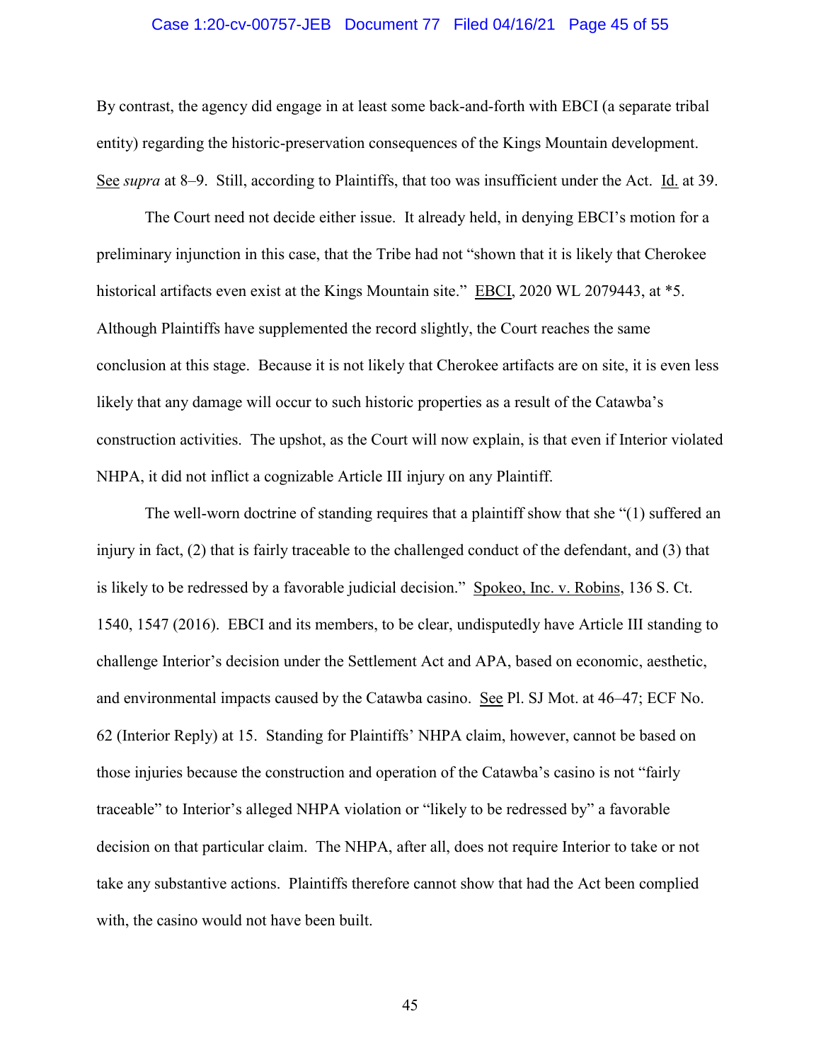By contrast, the agency did engage in at least some back-and-forth with EBCI (a separate tribal entity) regarding the historic-preservation consequences of the Kings Mountain development. See *supra* at 8–9. Still, according to Plaintiffs, that too was insufficient under the Act. Id. at 39.

The Court need not decide either issue. It already held, in denying EBCI's motion for a preliminary injunction in this case, that the Tribe had not "shown that it is likely that Cherokee historical artifacts even exist at the Kings Mountain site." EBCI, 2020 WL 2079443, at *5. Although Plaintiffs have supplemented the record slightly, the Court reaches the same conclusion at this stage. Because it is not likely that Cherokee artifacts are on site, it is even less likely that any damage will occur to such historic properties as a result of the Catawba's construction activities. The upshot, as the Court will now explain, is that even if Interior violated NHPA, it did not inflict a cognizable Article III injury on any Plaintiff.

The well-worn doctrine of standing requires that a plaintiff show that she "(1) suffered an injury in fact, (2) that is fairly traceable to the challenged conduct of the defendant, and (3) that is likely to be redressed by a favorable judicial decision." Spokeo, Inc. v. Robins, 136 S. Ct. 1540, 1547 (2016). EBCI and its members, to be clear, undisputedly have Article III standing to challenge Interior's decision under the Settlement Act and APA, based on economic, aesthetic, and environmental impacts caused by the Catawba casino. See Pl. SJ Mot. at 46–47; ECF No. 62 (Interior Reply) at 15. Standing for Plaintiffs' NHPA claim, however, cannot be based on those injuries because the construction and operation of the Catawba's casino is not "fairly traceable" to Interior's alleged NHPA violation or "likely to be redressed by" a favorable decision on that particular claim. The NHPA, after all, does not require Interior to take or not take any substantive actions. Plaintiffs therefore cannot show that had the Act been complied with, the casino would not have been built.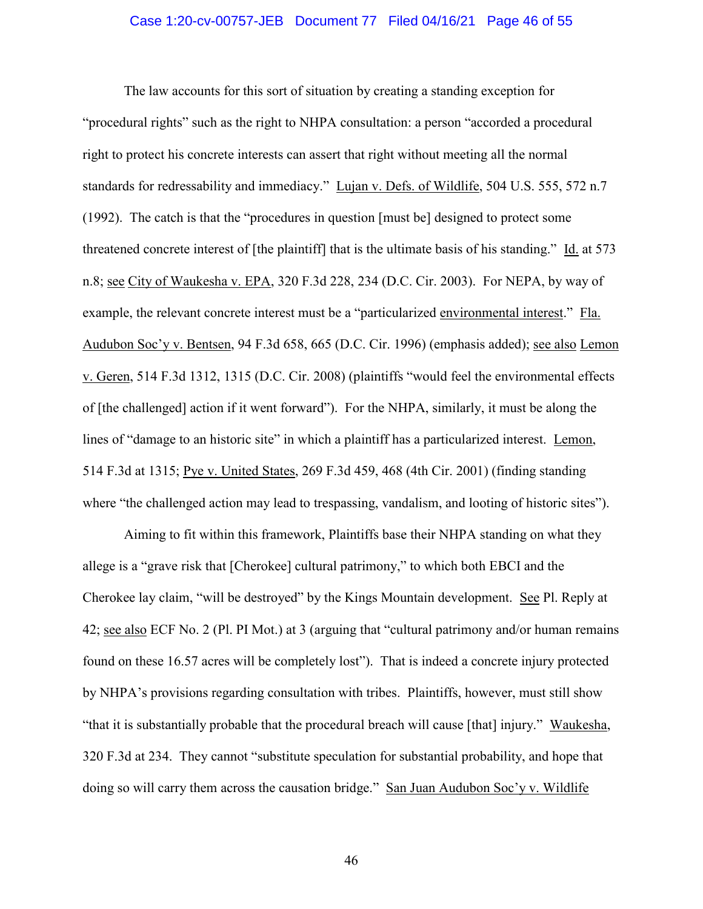The law accounts for this sort of situation by creating a standing exception for "procedural rights" such as the right to NHPA consultation: a person "accorded a procedural right to protect his concrete interests can assert that right without meeting all the normal standards for redressability and immediacy." Lujan v. Defs. of Wildlife, 504 U.S. 555, 572 n.7 (1992). The catch is that the "procedures in question [must be] designed to protect some threatened concrete interest of [the plaintiff] that is the ultimate basis of his standing." Id. at 573 n.8; see City of Waukesha v. EPA, 320 F.3d 228, 234 (D.C. Cir. 2003). For NEPA, by way of example, the relevant concrete interest must be a "particularized environmental interest." Fla. Audubon Soc'y v. Bentsen, 94 F.3d 658, 665 (D.C. Cir. 1996) (emphasis added); see also Lemon v. Geren, 514 F.3d 1312, 1315 (D.C. Cir. 2008) (plaintiffs "would feel the environmental effects of [the challenged] action if it went forward"). For the NHPA, similarly, it must be along the lines of "damage to an historic site" in which a plaintiff has a particularized interest. Lemon, 514 F.3d at 1315; Pye v. United States, 269 F.3d 459, 468 (4th Cir. 2001) (finding standing where "the challenged action may lead to trespassing, vandalism, and looting of historic sites").

Aiming to fit within this framework, Plaintiffs base their NHPA standing on what they allege is a "grave risk that [Cherokee] cultural patrimony," to which both EBCI and the Cherokee lay claim, "will be destroyed" by the Kings Mountain development. See Pl. Reply at 42; see also ECF No. 2 (Pl. PI Mot.) at 3 (arguing that "cultural patrimony and/or human remains found on these 16.57 acres will be completely lost"). That is indeed a concrete injury protected by NHPA's provisions regarding consultation with tribes. Plaintiffs, however, must still show "that it is substantially probable that the procedural breach will cause [that] injury." Waukesha, 320 F.3d at 234. They cannot "substitute speculation for substantial probability, and hope that doing so will carry them across the causation bridge." San Juan Audubon Soc'y v. Wildlife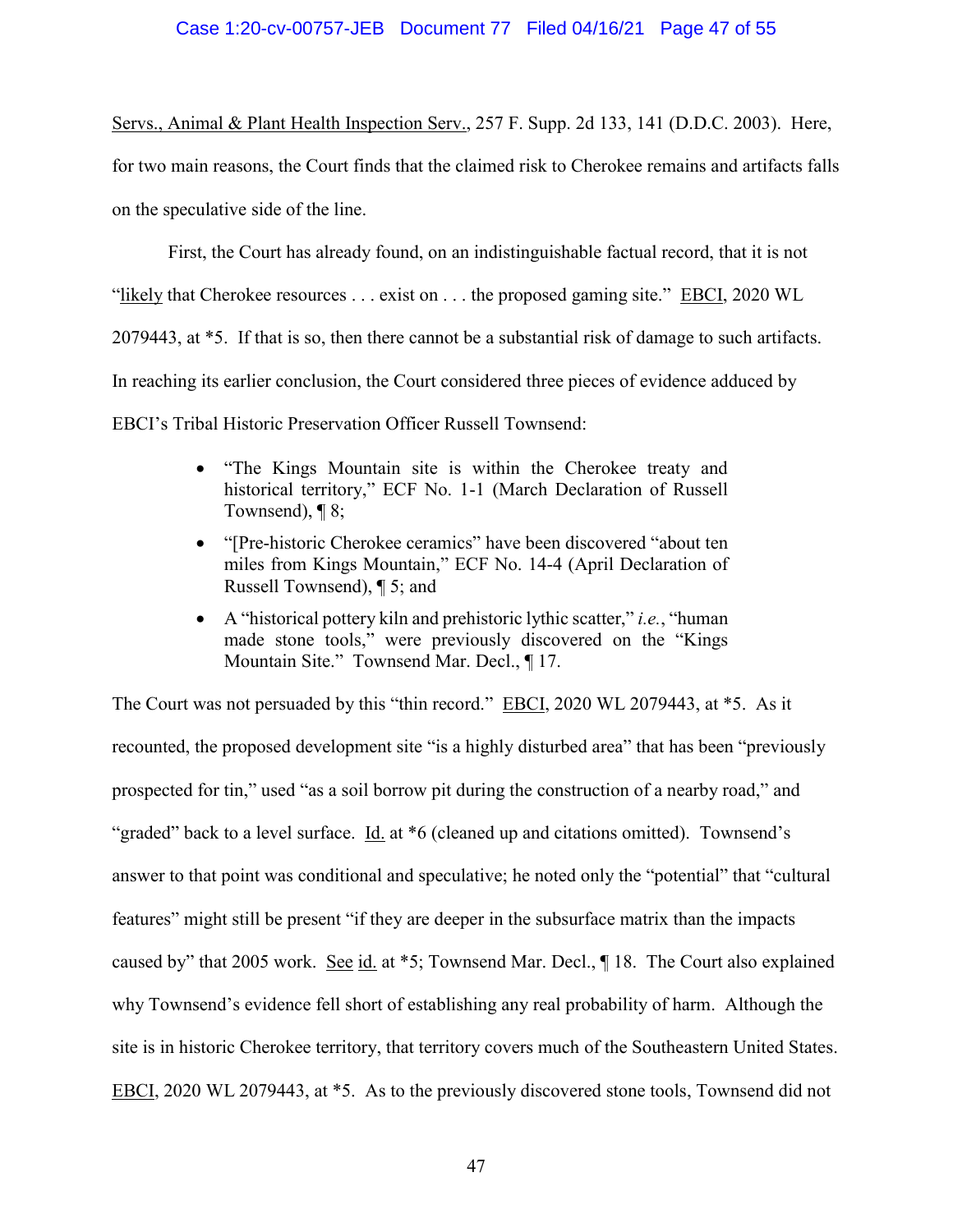Servs., Animal & Plant Health Inspection Serv., 257 F. Supp. 2d 133, 141 (D.D.C. 2003). Here, for two main reasons, the Court finds that the claimed risk to Cherokee remains and artifacts falls on the speculative side of the line.

First, the Court has already found, on an indistinguishable factual record, that it is not "likely that Cherokee resources . . . exist on . . . the proposed gaming site." EBCI, 2020 WL 2079443, at *5. If that is so, then there cannot be a substantial risk of damage to such artifacts. In reaching its earlier conclusion, the Court considered three pieces of evidence adduced by EBCI's Tribal Historic Preservation Officer Russell Townsend:

- "The Kings Mountain site is within the Cherokee treaty and historical territory," ECF No. 1-1 (March Declaration of Russell Townsend), ¶ 8;
- "[Pre-historic Cherokee ceramics" have been discovered "about ten miles from Kings Mountain," ECF No. 14-4 (April Declaration of Russell Townsend), ¶ 5; and
- A "historical pottery kiln and prehistoric lythic scatter," *i.e.*, "human made stone tools," were previously discovered on the "Kings Mountain Site." Townsend Mar. Decl., ¶ 17.

The Court was not persuaded by this "thin record." EBCI, 2020 WL 2079443, at *5. As it recounted, the proposed development site "is a highly disturbed area" that has been "previously prospected for tin," used "as a soil borrow pit during the construction of a nearby road," and "graded" back to a level surface. Id. at *6 (cleaned up and citations omitted). Townsend's answer to that point was conditional and speculative; he noted only the "potential" that "cultural features" might still be present "if they are deeper in the subsurface matrix than the impacts caused by" that 2005 work. See id. at *5; Townsend Mar. Decl., ¶ 18. The Court also explained why Townsend's evidence fell short of establishing any real probability of harm. Although the site is in historic Cherokee territory, that territory covers much of the Southeastern United States. EBCI, 2020 WL 2079443, at *5. As to the previously discovered stone tools, Townsend did not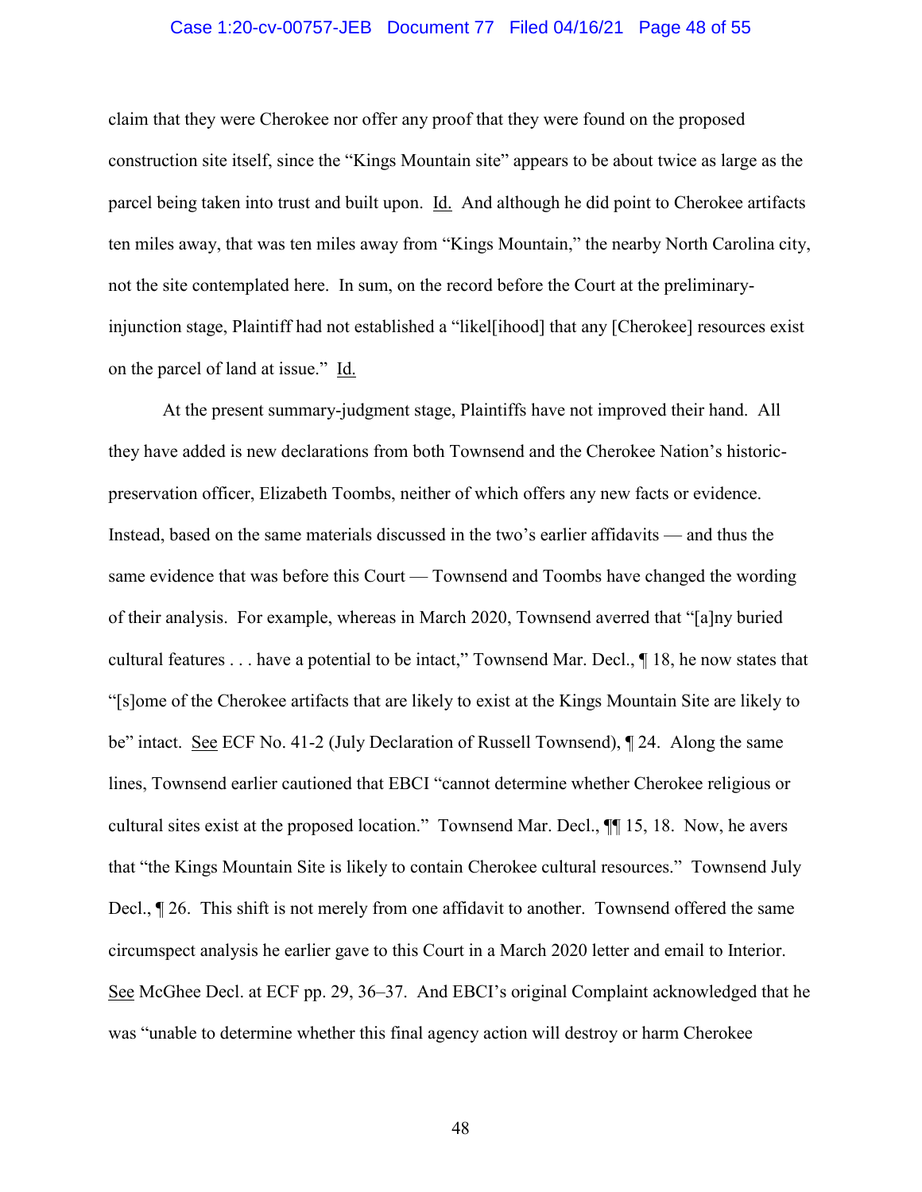claim that they were Cherokee nor offer any proof that they were found on the proposed construction site itself, since the "Kings Mountain site" appears to be about twice as large as the parcel being taken into trust and built upon. Id. And although he did point to Cherokee artifacts ten miles away, that was ten miles away from "Kings Mountain," the nearby North Carolina city, not the site contemplated here. In sum, on the record before the Court at the preliminary-injunction stage, Plaintiff had not established a "likel[ihood] that any [Cherokee] resources exist on the parcel of land at issue." Id.

At the present summary-judgment stage, Plaintiffs have not improved their hand. All they have added is new declarations from both Townsend and the Cherokee Nation's historic-preservation officer, Elizabeth Toombs, neither of which offers any new facts or evidence. Instead, based on the same materials discussed in the two's earlier affidavits — and thus the same evidence that was before this Court — Townsend and Toombs have changed the wording of their analysis. For example, whereas in March 2020, Townsend averred that "[a]ny buried cultural features . . . have a potential to be intact," Townsend Mar. Decl., ¶ 18, he now states that "[s]ome of the Cherokee artifacts that are likely to exist at the Kings Mountain Site are likely to be" intact. See ECF No. 41-2 (July Declaration of Russell Townsend), ¶ 24. Along the same lines, Townsend earlier cautioned that EBCI "cannot determine whether Cherokee religious or cultural sites exist at the proposed location." Townsend Mar. Decl., ¶¶ 15, 18. Now, he avers that "the Kings Mountain Site is likely to contain Cherokee cultural resources." Townsend July Decl., ¶ 26. This shift is not merely from one affidavit to another. Townsend offered the same circumspect analysis he earlier gave to this Court in a March 2020 letter and email to Interior. See McGhee Decl. at ECF pp. 29, 36–37. And EBCI's original Complaint acknowledged that he was "unable to determine whether this final agency action will destroy or harm Cherokee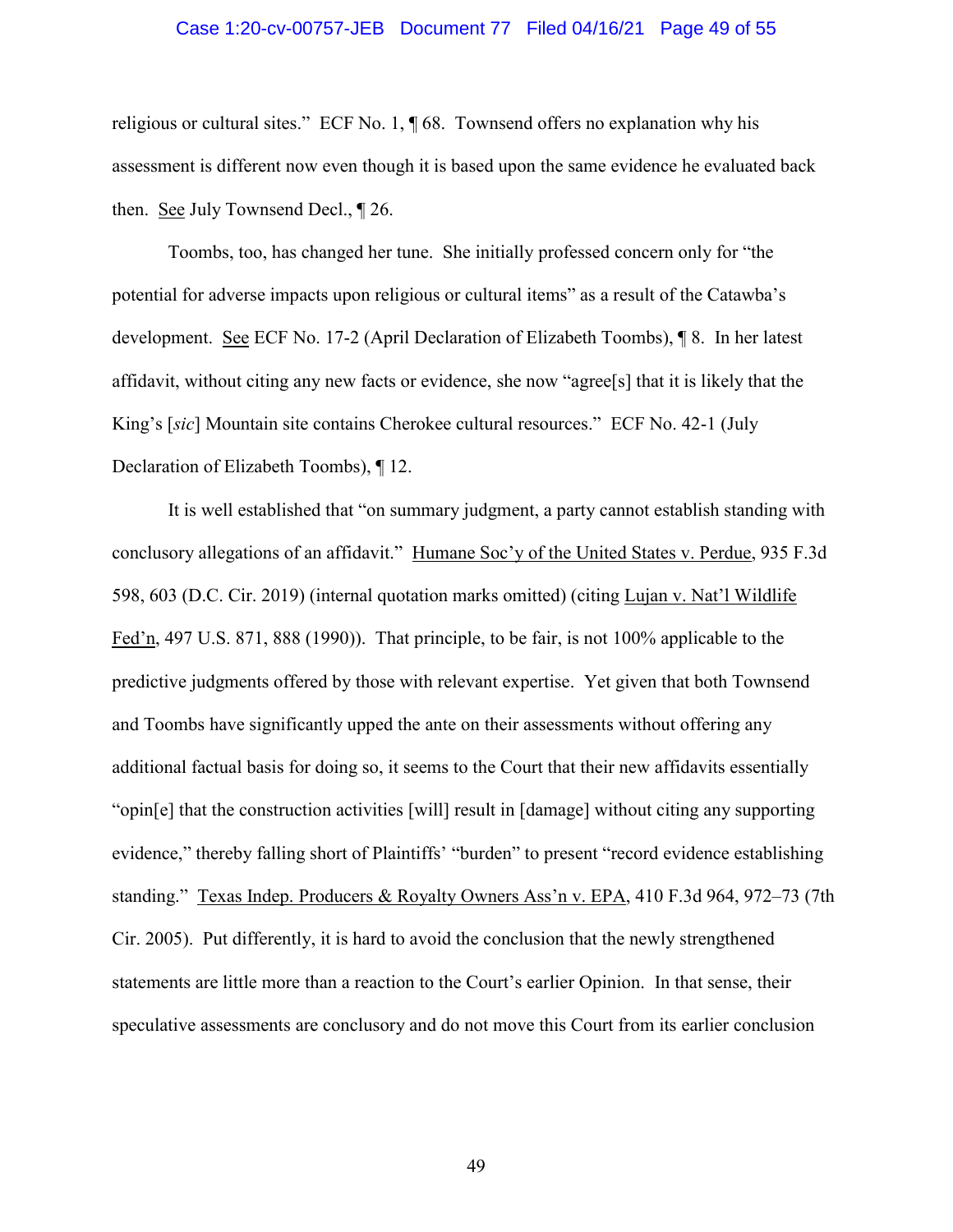religious or cultural sites." ECF No. 1, ¶ 68. Townsend offers no explanation why his assessment is different now even though it is based upon the same evidence he evaluated back then. See July Townsend Decl., ¶ 26.

Toombs, too, has changed her tune. She initially professed concern only for "the potential for adverse impacts upon religious or cultural items" as a result of the Catawba's development. See ECF No. 17-2 (April Declaration of Elizabeth Toombs), ¶ 8. In her latest affidavit, without citing any new facts or evidence, she now "agree[s] that it is likely that the King's [*sic*] Mountain site contains Cherokee cultural resources." ECF No. 42-1 (July Declaration of Elizabeth Toombs), ¶ 12.

It is well established that "on summary judgment, a party cannot establish standing with conclusory allegations of an affidavit." Humane Soc'y of the United States v. Perdue, 935 F.3d 598, 603 (D.C. Cir. 2019) (internal quotation marks omitted) (citing Lujan v. Nat'l Wildlife Fed'n, 497 U.S. 871, 888 (1990)). That principle, to be fair, is not 100% applicable to the predictive judgments offered by those with relevant expertise. Yet given that both Townsend and Toombs have significantly upped the ante on their assessments without offering any additional factual basis for doing so, it seems to the Court that their new affidavits essentially "opin[e] that the construction activities [will] result in [damage] without citing any supporting evidence," thereby falling short of Plaintiffs' "burden" to present "record evidence establishing standing." Texas Indep. Producers & Royalty Owners Ass'n v. EPA, 410 F.3d 964, 972–73 (7th Cir. 2005). Put differently, it is hard to avoid the conclusion that the newly strengthened statements are little more than a reaction to the Court's earlier Opinion. In that sense, their speculative assessments are conclusory and do not move this Court from its earlier conclusion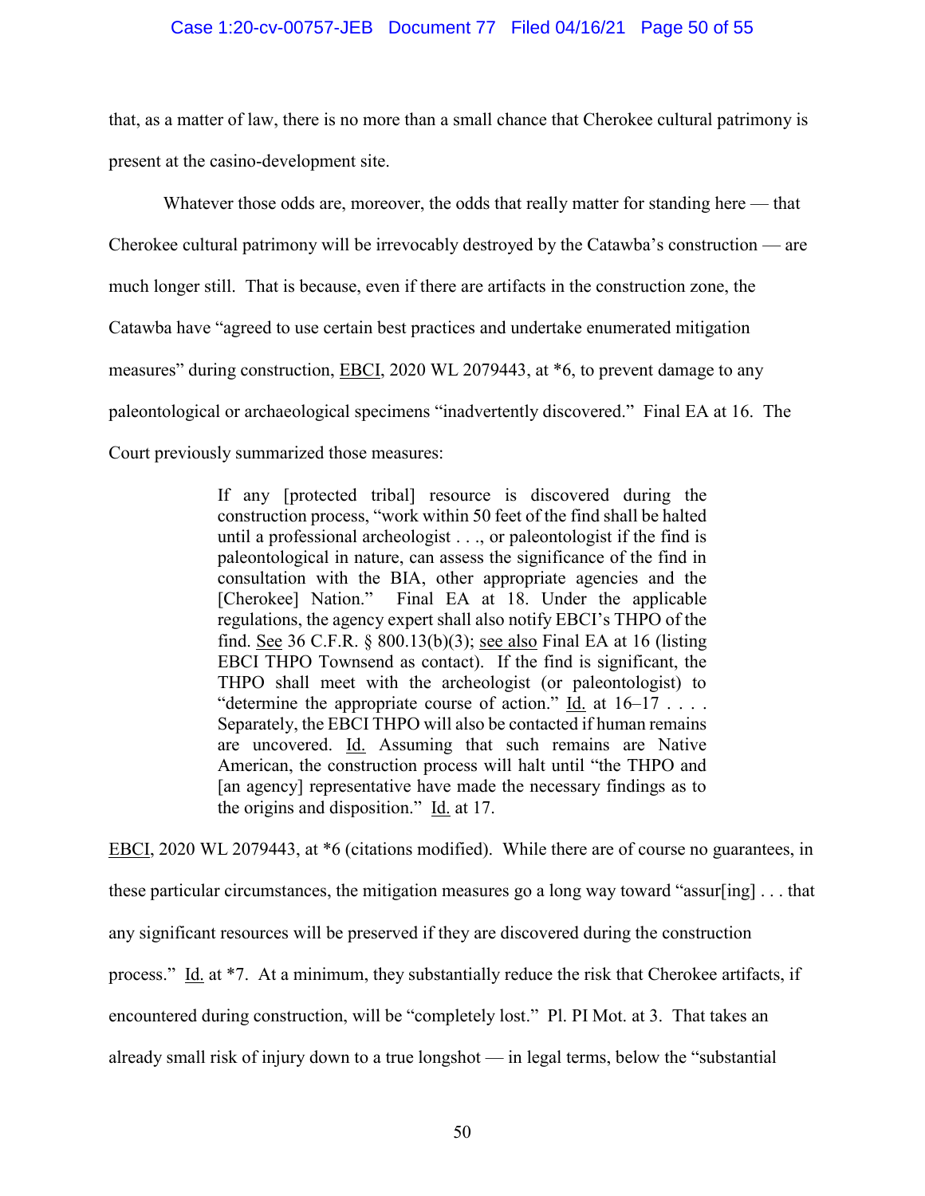that, as a matter of law, there is no more than a small chance that Cherokee cultural patrimony is present at the casino-development site.

Whatever those odds are, moreover, the odds that really matter for standing here — that Cherokee cultural patrimony will be irrevocably destroyed by the Catawba's construction — are much longer still. That is because, even if there are artifacts in the construction zone, the Catawba have "agreed to use certain best practices and undertake enumerated mitigation measures" during construction, EBCI, 2020 WL 2079443, at *6, to prevent damage to any paleontological or archaeological specimens "inadvertently discovered." Final EA at 16. The Court previously summarized those measures:

> If any [protected tribal] resource is discovered during the construction process, "work within 50 feet of the find shall be halted until a professional archeologist . . ., or paleontologist if the find is paleontological in nature, can assess the significance of the find in consultation with the BIA, other appropriate agencies and the [Cherokee] Nation." Final EA at 18. Under the applicable regulations, the agency expert shall also notify EBCI's THPO of the find. See 36 C.F.R. § 800.13(b)(3); see also Final EA at 16 (listing EBCI THPO Townsend as contact). If the find is significant, the THPO shall meet with the archeologist (or paleontologist) to "determine the appropriate course of action." Id. at 16–17 . . . . Separately, the EBCI THPO will also be contacted if human remains are uncovered. Id. Assuming that such remains are Native American, the construction process will halt until "the THPO and [an agency] representative have made the necessary findings as to the origins and disposition." Id. at 17.

EBCI, 2020 WL 2079443, at *6 (citations modified). While there are of course no guarantees, in these particular circumstances, the mitigation measures go a long way toward "assur[ing] . . . that any significant resources will be preserved if they are discovered during the construction process." Id. at *7. At a minimum, they substantially reduce the risk that Cherokee artifacts, if encountered during construction, will be "completely lost." Pl. PI Mot. at 3. That takes an already small risk of injury down to a true longshot — in legal terms, below the "substantial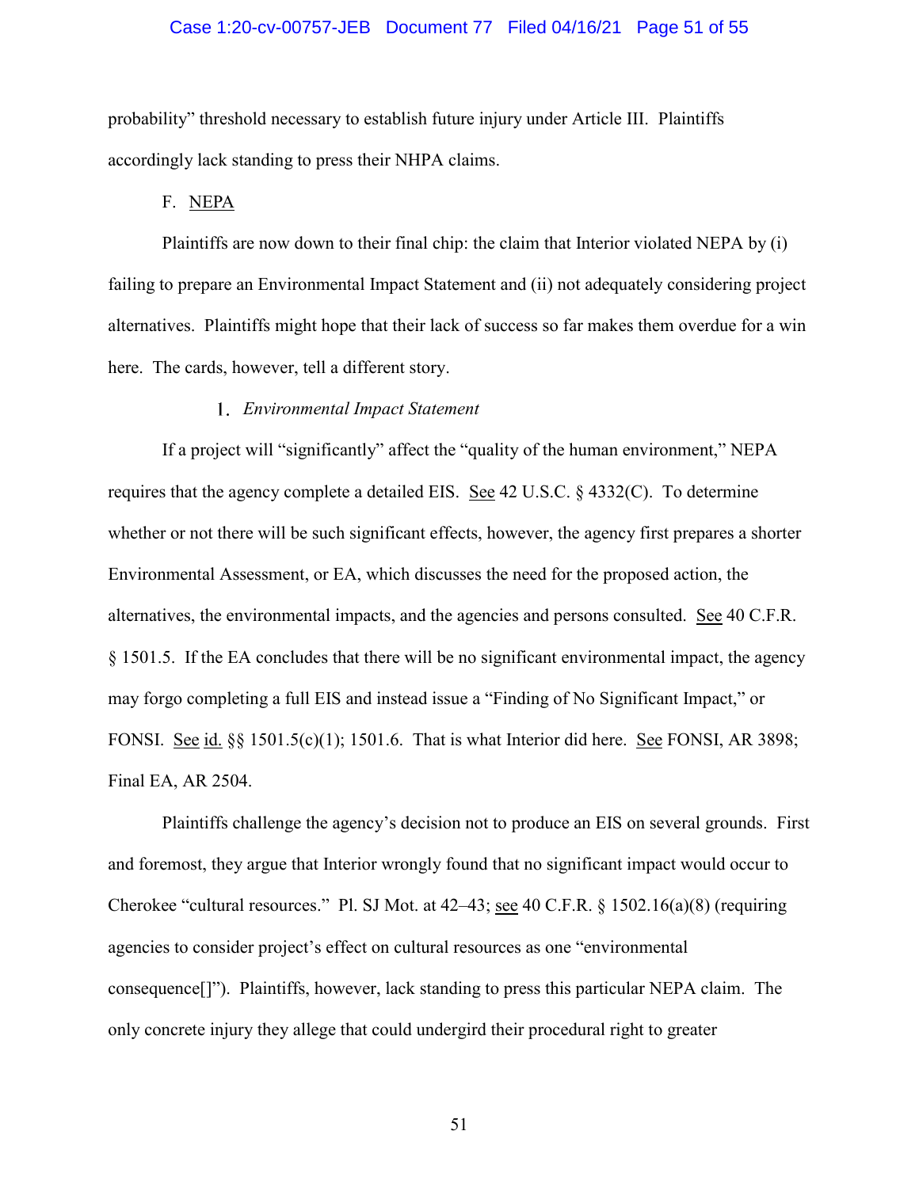probability" threshold necessary to establish future injury under Article III. Plaintiffs accordingly lack standing to press their NHPA claims.

F. NEPA

Plaintiffs are now down to their final chip: the claim that Interior violated NEPA by (i) failing to prepare an Environmental Impact Statement and (ii) not adequately considering project alternatives. Plaintiffs might hope that their lack of success so far makes them overdue for a win here. The cards, however, tell a different story.

1. *Environmental Impact Statement*

If a project will "significantly" affect the "quality of the human environment," NEPA requires that the agency complete a detailed EIS. See 42 U.S.C. § 4332(C). To determine whether or not there will be such significant effects, however, the agency first prepares a shorter Environmental Assessment, or EA, which discusses the need for the proposed action, the alternatives, the environmental impacts, and the agencies and persons consulted. See 40 C.F.R. § 1501.5. If the EA concludes that there will be no significant environmental impact, the agency may forgo completing a full EIS and instead issue a "Finding of No Significant Impact," or FONSI. See id. §§ 1501.5(c)(1); 1501.6. That is what Interior did here. See FONSI, AR 3898; Final EA, AR 2504.

Plaintiffs challenge the agency's decision not to produce an EIS on several grounds. First and foremost, they argue that Interior wrongly found that no significant impact would occur to Cherokee "cultural resources." Pl. SJ Mot. at 42–43; see 40 C.F.R. § 1502.16(a)(8) (requiring agencies to consider project's effect on cultural resources as one "environmental consequence[]"). Plaintiffs, however, lack standing to press this particular NEPA claim. The only concrete injury they allege that could undergird their procedural right to greater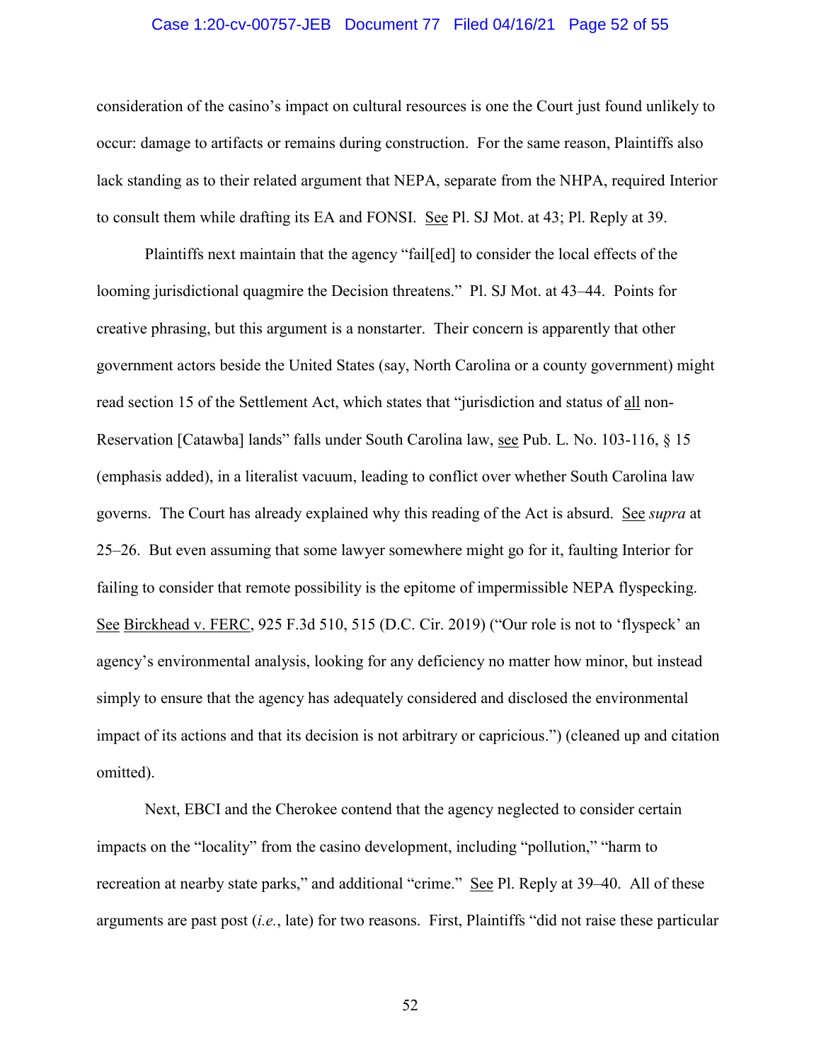consideration of the casino's impact on cultural resources is one the Court just found unlikely to occur: damage to artifacts or remains during construction. For the same reason, Plaintiffs also lack standing as to their related argument that NEPA, separate from the NHPA, required Interior to consult them while drafting its EA and FONSI. See Pl. SJ Mot. at 43; Pl. Reply at 39.

Plaintiffs next maintain that the agency "fail[ed] to consider the local effects of the looming jurisdictional quagmire the Decision threatens." Pl. SJ Mot. at 43–44. Points for creative phrasing, but this argument is a nonstarter. Their concern is apparently that other government actors beside the United States (say, North Carolina or a county government) might read section 15 of the Settlement Act, which states that "jurisdiction and status of all non-Reservation [Catawba] lands" falls under South Carolina law, see Pub. L. No. 103-116, § 15 (emphasis added), in a literalist vacuum, leading to conflict over whether South Carolina law governs. The Court has already explained why this reading of the Act is absurd. See *supra* at 25–26. But even assuming that some lawyer somewhere might go for it, faulting Interior for failing to consider that remote possibility is the epitome of impermissible NEPA flyspecking. See Birckhead v. FERC, 925 F.3d 510, 515 (D.C. Cir. 2019) ("Our role is not to 'flyspeck' an agency's environmental analysis, looking for any deficiency no matter how minor, but instead simply to ensure that the agency has adequately considered and disclosed the environmental impact of its actions and that its decision is not arbitrary or capricious.") (cleaned up and citation omitted).

Next, EBCI and the Cherokee contend that the agency neglected to consider certain impacts on the "locality" from the casino development, including "pollution," "harm to recreation at nearby state parks," and additional "crime." See Pl. Reply at 39–40. All of these arguments are past post (*i.e.*, late) for two reasons. First, Plaintiffs "did not raise these particular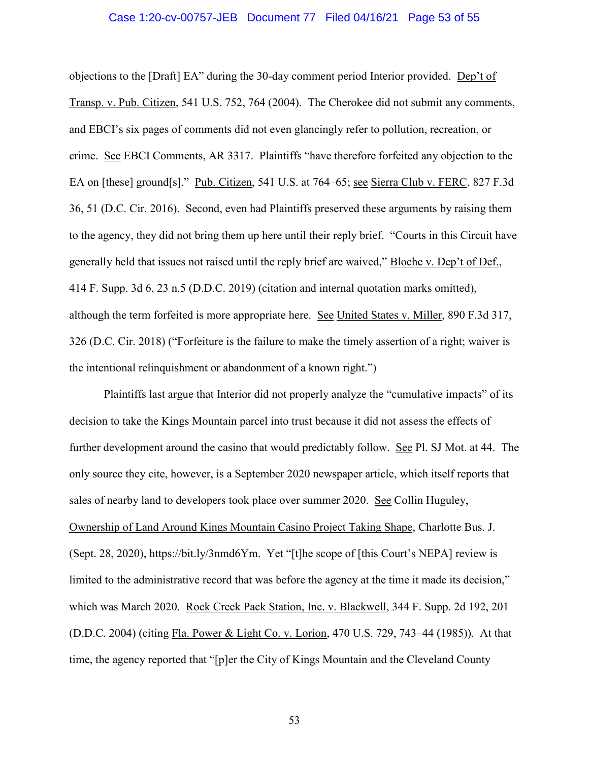objections to the [Draft] EA" during the 30-day comment period Interior provided. Dep't of Transp. v. Pub. Citizen, 541 U.S. 752, 764 (2004). The Cherokee did not submit any comments, and EBCI's six pages of comments did not even glancingly refer to pollution, recreation, or crime. See EBCI Comments, AR 3317. Plaintiffs "have therefore forfeited any objection to the EA on [these] ground[s]." Pub. Citizen, 541 U.S. at 764–65; see Sierra Club v. FERC, 827 F.3d 36, 51 (D.C. Cir. 2016). Second, even had Plaintiffs preserved these arguments by raising them to the agency, they did not bring them up here until their reply brief. "Courts in this Circuit have generally held that issues not raised until the reply brief are waived," Bloche v. Dep't of Def., 414 F. Supp. 3d 6, 23 n.5 (D.D.C. 2019) (citation and internal quotation marks omitted), although the term forfeited is more appropriate here. See United States v. Miller, 890 F.3d 317, 326 (D.C. Cir. 2018) ("Forfeiture is the failure to make the timely assertion of a right; waiver is the intentional relinquishment or abandonment of a known right.")

Plaintiffs last argue that Interior did not properly analyze the "cumulative impacts" of its decision to take the Kings Mountain parcel into trust because it did not assess the effects of further development around the casino that would predictably follow. See Pl. SJ Mot. at 44. The only source they cite, however, is a September 2020 newspaper article, which itself reports that sales of nearby land to developers took place over summer 2020. See Collin Huguley, Ownership of Land Around Kings Mountain Casino Project Taking Shape, Charlotte Bus. J. (Sept. 28, 2020), https://bit.ly/3nmd6Ym. Yet "[t]he scope of [this Court's NEPA] review is limited to the administrative record that was before the agency at the time it made its decision," which was March 2020. Rock Creek Pack Station, Inc. v. Blackwell, 344 F. Supp. 2d 192, 201 (D.D.C. 2004) (citing Fla. Power & Light Co. v. Lorion, 470 U.S. 729, 743–44 (1985)). At that time, the agency reported that "[p]er the City of Kings Mountain and the Cleveland County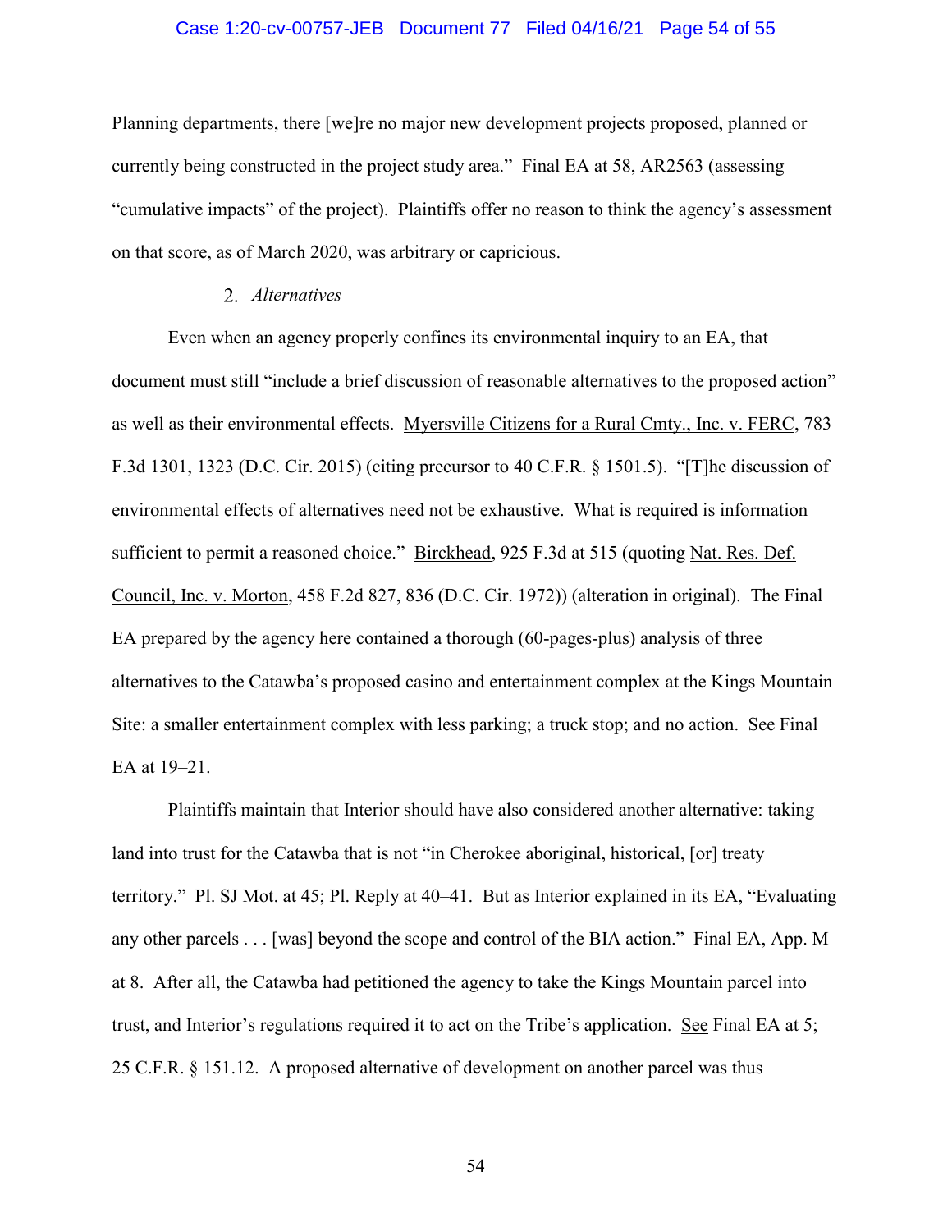Planning departments, there [we]re no major new development projects proposed, planned or currently being constructed in the project study area." Final EA at 58, AR2563 (assessing "cumulative impacts" of the project). Plaintiffs offer no reason to think the agency's assessment on that score, as of March 2020, was arbitrary or capricious.

### 2. *Alternatives*

Even when an agency properly confines its environmental inquiry to an EA, that document must still "include a brief discussion of reasonable alternatives to the proposed action" as well as their environmental effects. Myersville Citizens for a Rural Cmty., Inc. v. FERC, 783 F.3d 1301, 1323 (D.C. Cir. 2015) (citing precursor to 40 C.F.R. § 1501.5). "[T]he discussion of environmental effects of alternatives need not be exhaustive. What is required is information sufficient to permit a reasoned choice." Birckhead, 925 F.3d at 515 (quoting Nat. Res. Def. Council, Inc. v. Morton, 458 F.2d 827, 836 (D.C. Cir. 1972)) (alteration in original). The Final EA prepared by the agency here contained a thorough (60-pages-plus) analysis of three alternatives to the Catawba's proposed casino and entertainment complex at the Kings Mountain Site: a smaller entertainment complex with less parking; a truck stop; and no action. See Final EA at 19–21.

Plaintiffs maintain that Interior should have also considered another alternative: taking land into trust for the Catawba that is not "in Cherokee aboriginal, historical, [or] treaty territory." Pl. SJ Mot. at 45; Pl. Reply at 40–41. But as Interior explained in its EA, "Evaluating any other parcels . . . [was] beyond the scope and control of the BIA action." Final EA, App. M at 8. After all, the Catawba had petitioned the agency to take the Kings Mountain parcel into trust, and Interior's regulations required it to act on the Tribe's application. See Final EA at 5; 25 C.F.R. § 151.12. A proposed alternative of development on another parcel was thus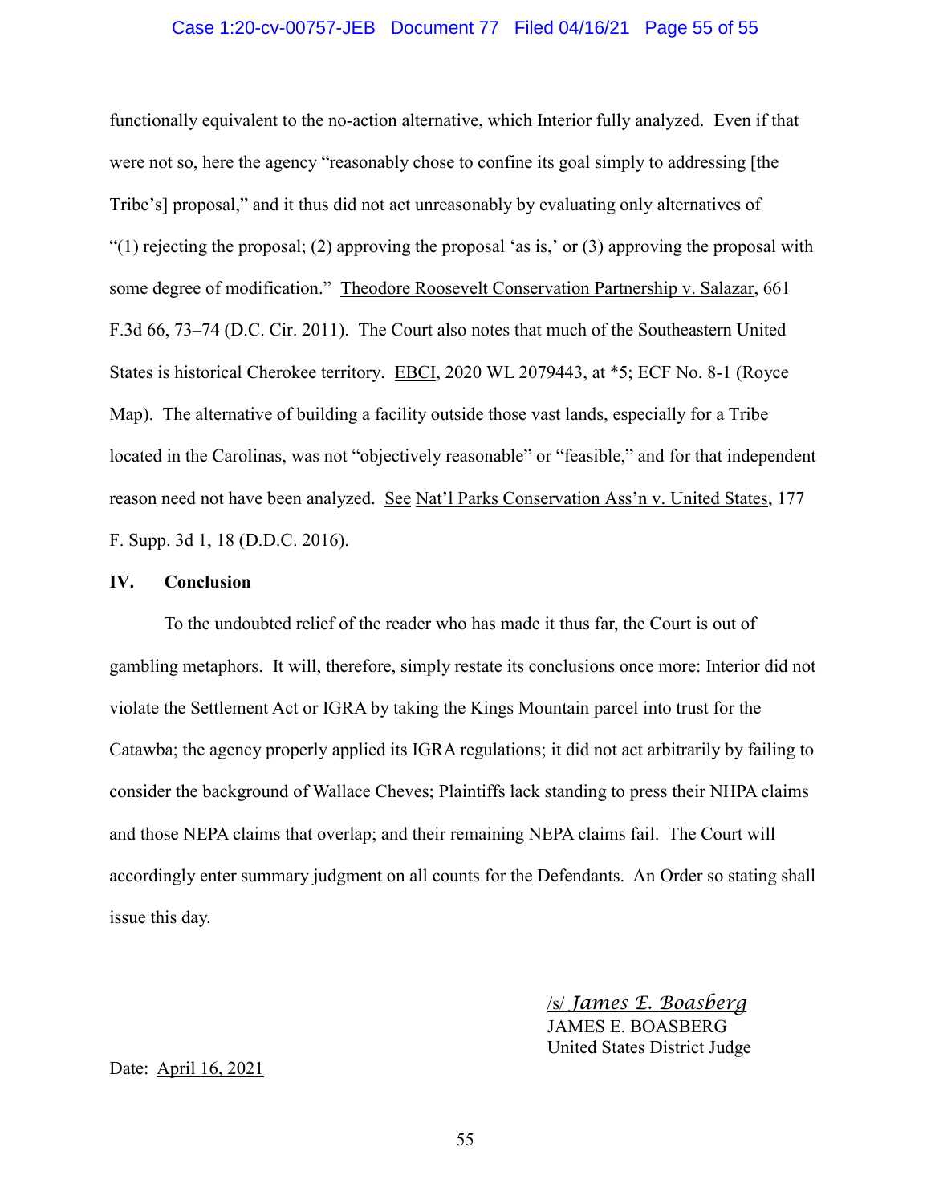functionally equivalent to the no-action alternative, which Interior fully analyzed. Even if that were not so, here the agency "reasonably chose to confine its goal simply to addressing [the Tribe's] proposal," and it thus did not act unreasonably by evaluating only alternatives of "(1) rejecting the proposal; (2) approving the proposal 'as is,' or (3) approving the proposal with some degree of modification." Theodore Roosevelt Conservation Partnership v. Salazar, 661 F.3d 66, 73–74 (D.C. Cir. 2011). The Court also notes that much of the Southeastern United States is historical Cherokee territory. EBCI, 2020 WL 2079443, at *5; ECF No. 8-1 (Royce Map). The alternative of building a facility outside those vast lands, especially for a Tribe located in the Carolinas, was not "objectively reasonable" or "feasible," and for that independent reason need not have been analyzed. See Nat'l Parks Conservation Ass'n v. United States, 177 F. Supp. 3d 1, 18 (D.D.C. 2016).

## IV. Conclusion

To the undoubted relief of the reader who has made it thus far, the Court is out of gambling metaphors. It will, therefore, simply restate its conclusions once more: Interior did not violate the Settlement Act or IGRA by taking the Kings Mountain parcel into trust for the Catawba; the agency properly applied its IGRA regulations; it did not act arbitrarily by failing to consider the background of Wallace Cheves; Plaintiffs lack standing to press their NHPA claims and those NEPA claims that overlap; and their remaining NEPA claims fail. The Court will accordingly enter summary judgment on all counts for the Defendants. An Order so stating shall issue this day.

/s/ *James E. Boasberg*
JAMES E. BOASBERG
United States District Judge

Date: April 16, 2021